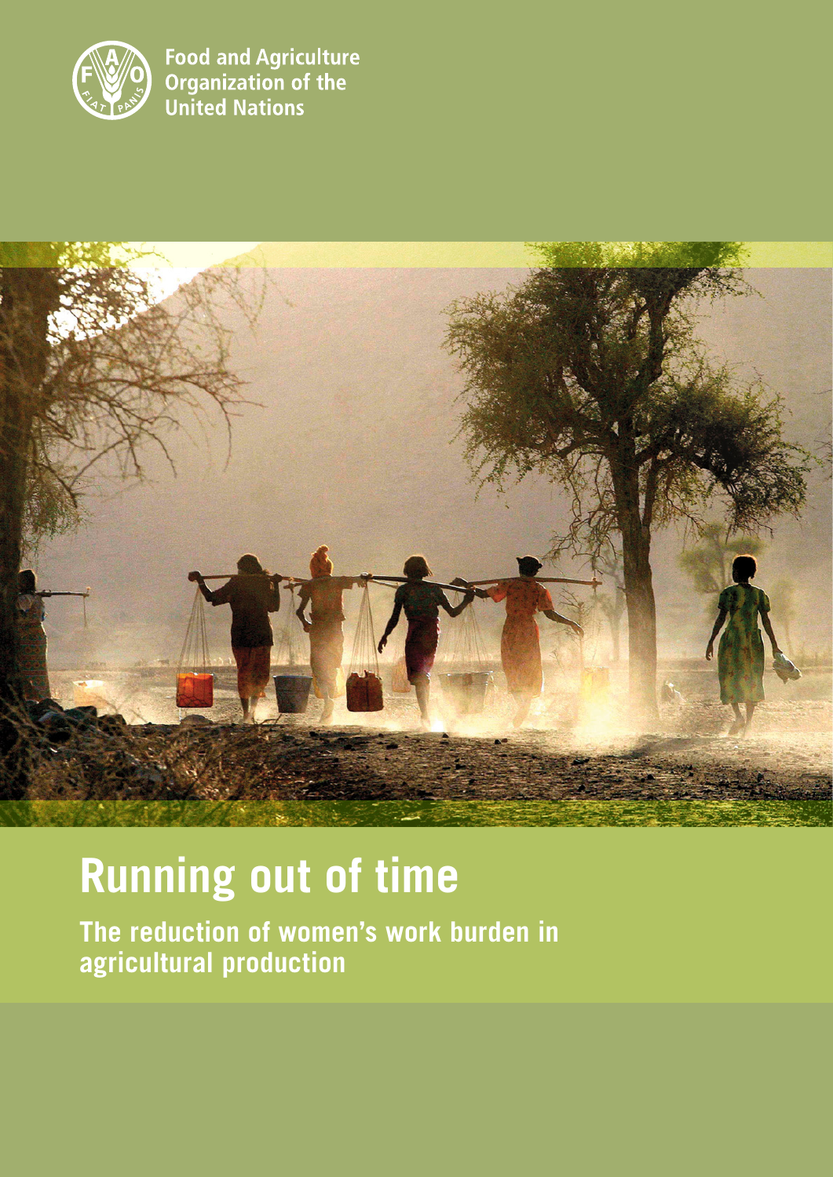Food and Agriculture Organization of the United Nations

# Running out of time

## The reduction of women's work burden in agricultural production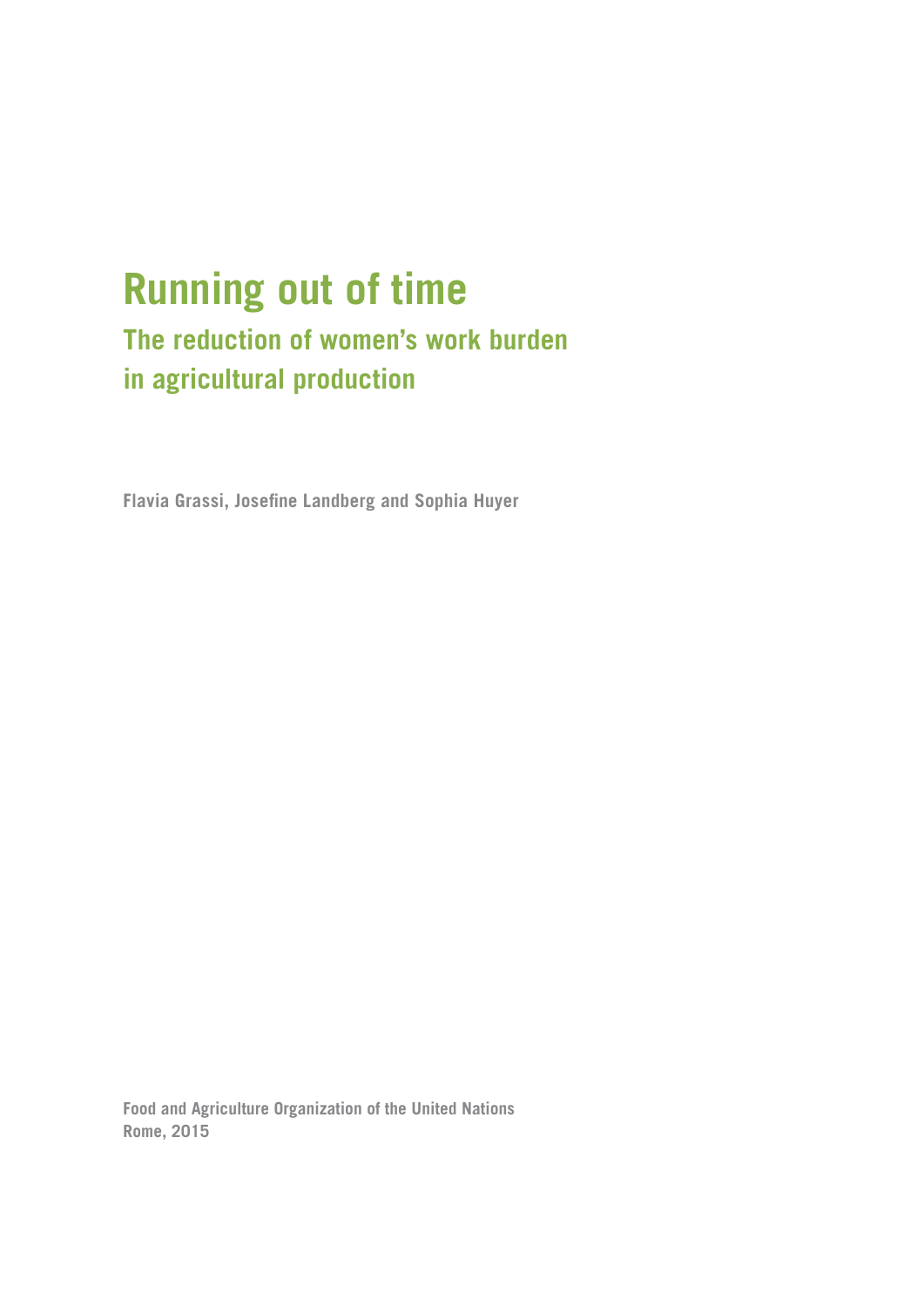# Running out of time

## The reduction of women's work burden in agricultural production

**Flavia Grassi, Josefine Landberg and Sophia Huyer**

**Food and Agriculture Organization of the United Nations**
**Rome, 2015**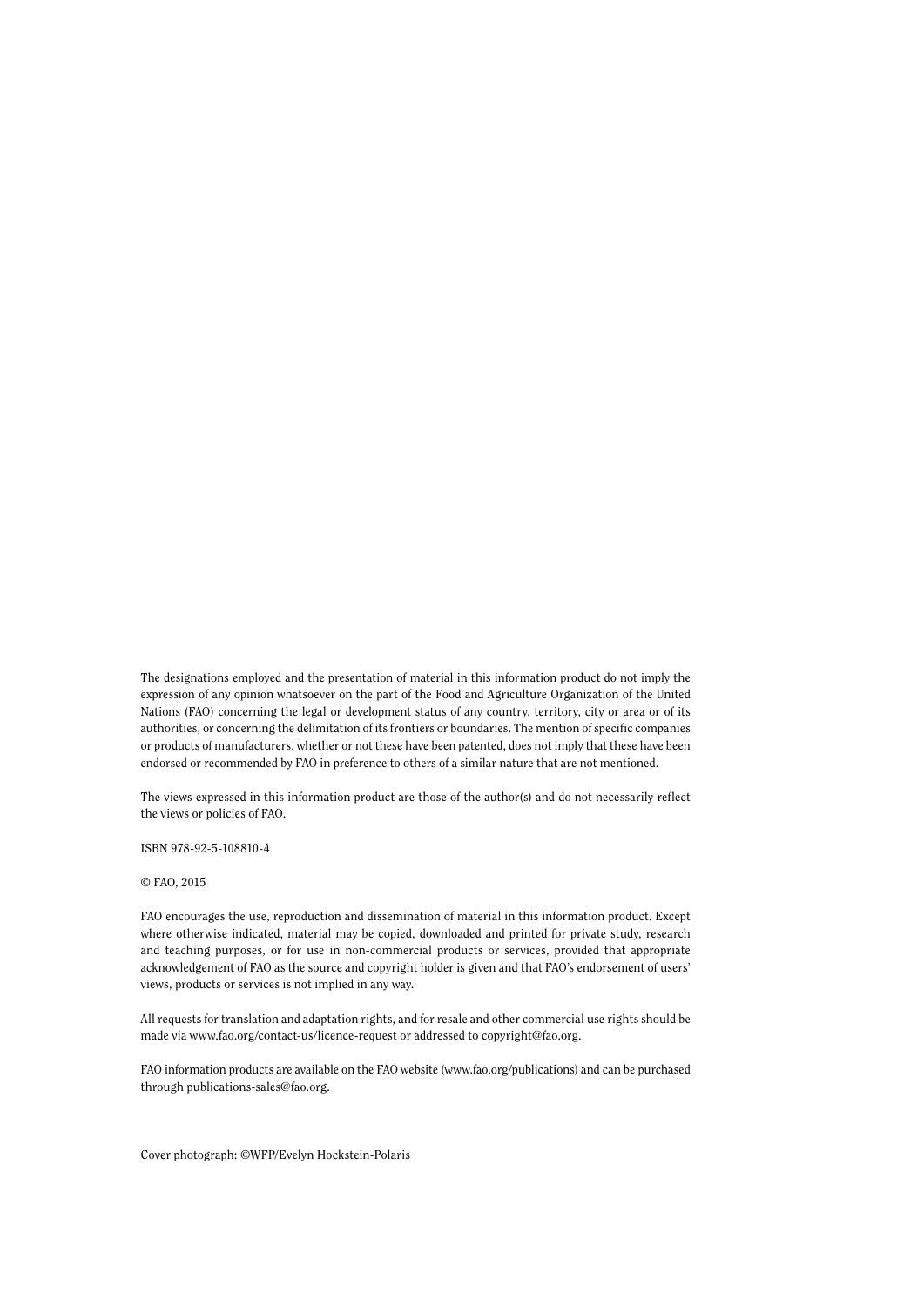The designations employed and the presentation of material in this information product do not imply the expression of any opinion whatsoever on the part of the Food and Agriculture Organization of the United Nations (FAO) concerning the legal or development status of any country, territory, city or area or of its authorities, or concerning the delimitation of its frontiers or boundaries. The mention of specific companies or products of manufacturers, whether or not these have been patented, does not imply that these have been endorsed or recommended by FAO in preference to others of a similar nature that are not mentioned.

The views expressed in this information product are those of the author(s) and do not necessarily reflect the views or policies of FAO.

ISBN 978-92-5-108810-4

© FAO, 2015

FAO encourages the use, reproduction and dissemination of material in this information product. Except where otherwise indicated, material may be copied, downloaded and printed for private study, research and teaching purposes, or for use in non-commercial products or services, provided that appropriate acknowledgement of FAO as the source and copyright holder is given and that FAO's endorsement of users' views, products or services is not implied in any way.

All requests for translation and adaptation rights, and for resale and other commercial use rights should be made via www.fao.org/contact-us/licence-request or addressed to copyright@fao.org.

FAO information products are available on the FAO website (www.fao.org/publications) and can be purchased through publications-sales@fao.org.

Cover photograph: ©WFP/Evelyn Hockstein-Polaris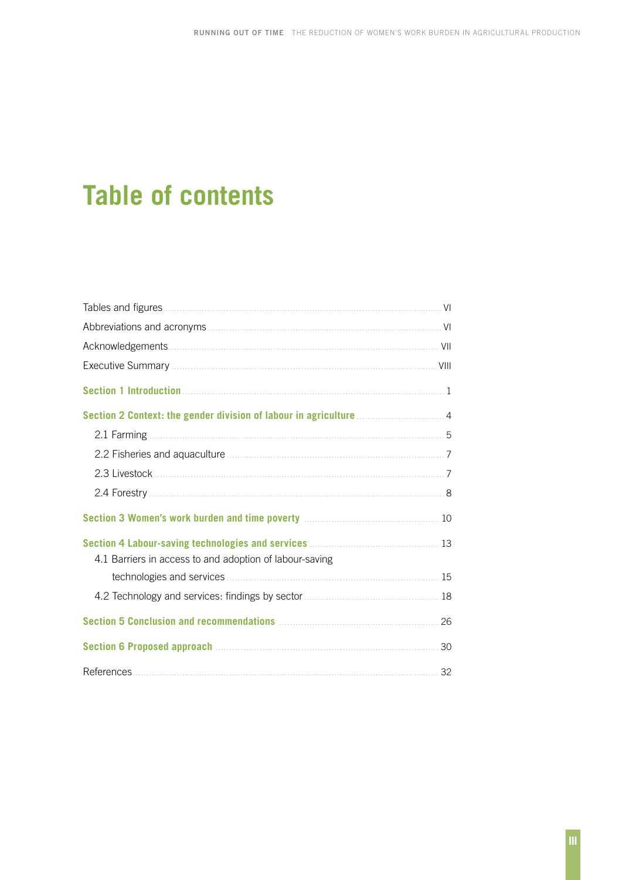# Table of contents

- Tables and figures ... VI
- Abbreviations and acronyms ... VI
- Acknowledgements ... VII
- Executive Summary ... VIII

**Section 1 Introduction** ... 1

**Section 2 Context: the gender division of labour in agriculture** ... 4

- 2.1 Farming ... 5
- 2.2 Fisheries and aquaculture ... 7
- 2.3 Livestock ... 7
- 2.4 Forestry ... 8

**Section 3 Women's work burden and time poverty** ... 10

**Section 4 Labour-saving technologies and services** ... 13

- 4.1 Barriers in access to and adoption of labour-saving technologies and services ... 15
- 4.2 Technology and services: findings by sector ... 18

**Section 5 Conclusion and recommendations** ... 26

**Section 6 Proposed approach** ... 30

References ... 32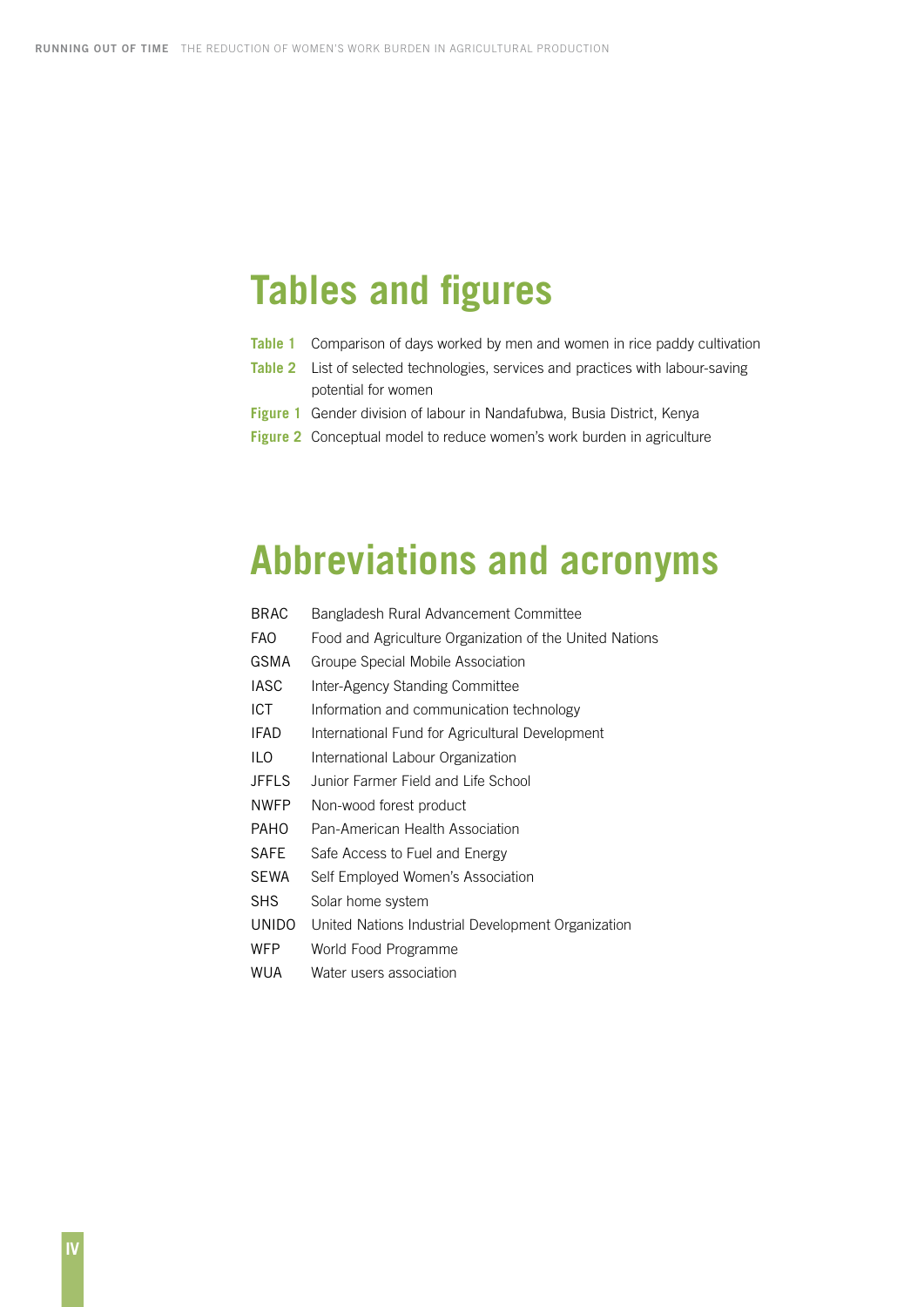# Tables and figures

**Table 1** Comparison of days worked by men and women in rice paddy cultivation

**Table 2** List of selected technologies, services and practices with labour-saving potential for women

**Figure 1** Gender division of labour in Nandafubwa, Busia District, Kenya

**Figure 2** Conceptual model to reduce women's work burden in agriculture

# Abbreviations and acronyms

| | |
|---|---|
| BRAC | Bangladesh Rural Advancement Committee |
| FAO | Food and Agriculture Organization of the United Nations |
| GSMA | Groupe Special Mobile Association |
| IASC | Inter-Agency Standing Committee |
| ICT | Information and communication technology |
| IFAD | International Fund for Agricultural Development |
| ILO | International Labour Organization |
| JFFLS | Junior Farmer Field and Life School |
| NWFP | Non-wood forest product |
| PAHO | Pan-American Health Association |
| SAFE | Safe Access to Fuel and Energy |
| SEWA | Self Employed Women's Association |
| SHS | Solar home system |
| UNIDO | United Nations Industrial Development Organization |
| WFP | World Food Programme |
| WUA | Water users association |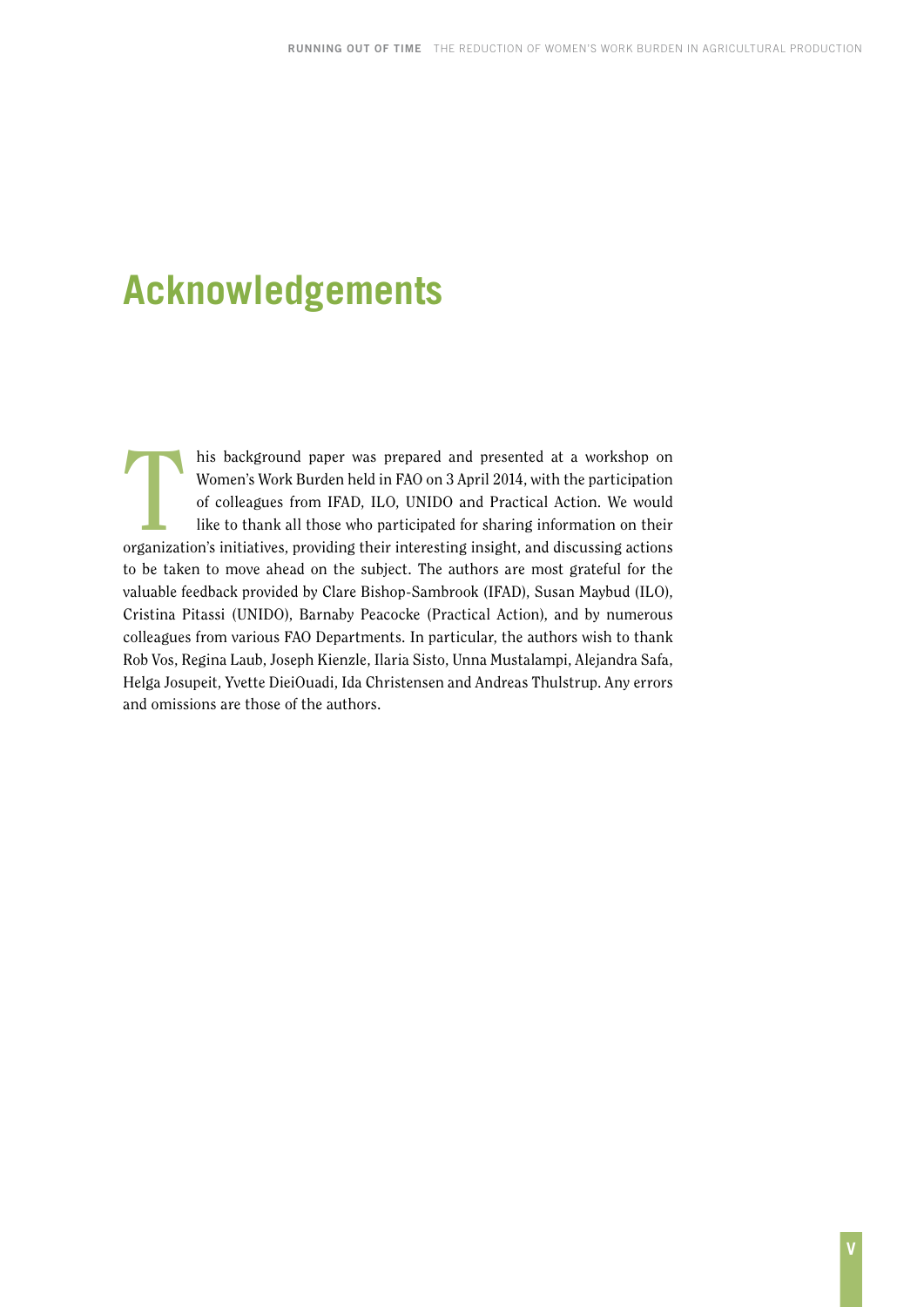# Acknowledgements

This background paper was prepared and presented at a workshop on Women's Work Burden held in FAO on 3 April 2014, with the participation of colleagues from IFAD, ILO, UNIDO and Practical Action. We would like to thank all those who participated for sharing information on their organization's initiatives, providing their interesting insight, and discussing actions to be taken to move ahead on the subject. The authors are most grateful for the valuable feedback provided by Clare Bishop-Sambrook (IFAD), Susan Maybud (ILO), Cristina Pitassi (UNIDO), Barnaby Peacocke (Practical Action), and by numerous colleagues from various FAO Departments. In particular, the authors wish to thank Rob Vos, Regina Laub, Joseph Kienzle, Ilaria Sisto, Unna Mustalampi, Alejandra Safa, Helga Josupeit, Yvette DieiOuadi, Ida Christensen and Andreas Thulstrup. Any errors and omissions are those of the authors.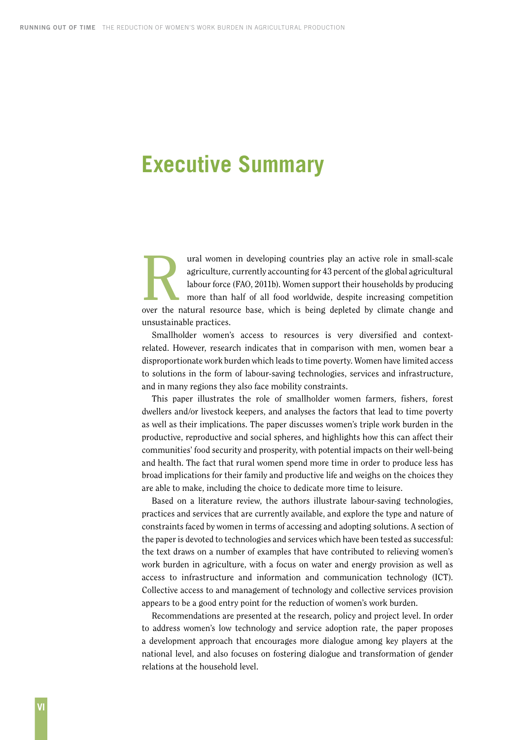# Executive Summary

Rural women in developing countries play an active role in small-scale agriculture, currently accounting for 43 percent of the global agricultural labour force (FAO, 2011b). Women support their households by producing more than half of all food worldwide, despite increasing competition over the natural resource base, which is being depleted by climate change and unsustainable practices.

Smallholder women's access to resources is very diversified and context-related. However, research indicates that in comparison with men, women bear a disproportionate work burden which leads to time poverty. Women have limited access to solutions in the form of labour-saving technologies, services and infrastructure, and in many regions they also face mobility constraints.

This paper illustrates the role of smallholder women farmers, fishers, forest dwellers and/or livestock keepers, and analyses the factors that lead to time poverty as well as their implications. The paper discusses women's triple work burden in the productive, reproductive and social spheres, and highlights how this can affect their communities' food security and prosperity, with potential impacts on their well-being and health. The fact that rural women spend more time in order to produce less has broad implications for their family and productive life and weighs on the choices they are able to make, including the choice to dedicate more time to leisure.

Based on a literature review, the authors illustrate labour-saving technologies, practices and services that are currently available, and explore the type and nature of constraints faced by women in terms of accessing and adopting solutions. A section of the paper is devoted to technologies and services which have been tested as successful: the text draws on a number of examples that have contributed to relieving women's work burden in agriculture, with a focus on water and energy provision as well as access to infrastructure and information and communication technology (ICT). Collective access to and management of technology and collective services provision appears to be a good entry point for the reduction of women's work burden.

Recommendations are presented at the research, policy and project level. In order to address women's low technology and service adoption rate, the paper proposes a development approach that encourages more dialogue among key players at the national level, and also focuses on fostering dialogue and transformation of gender relations at the household level.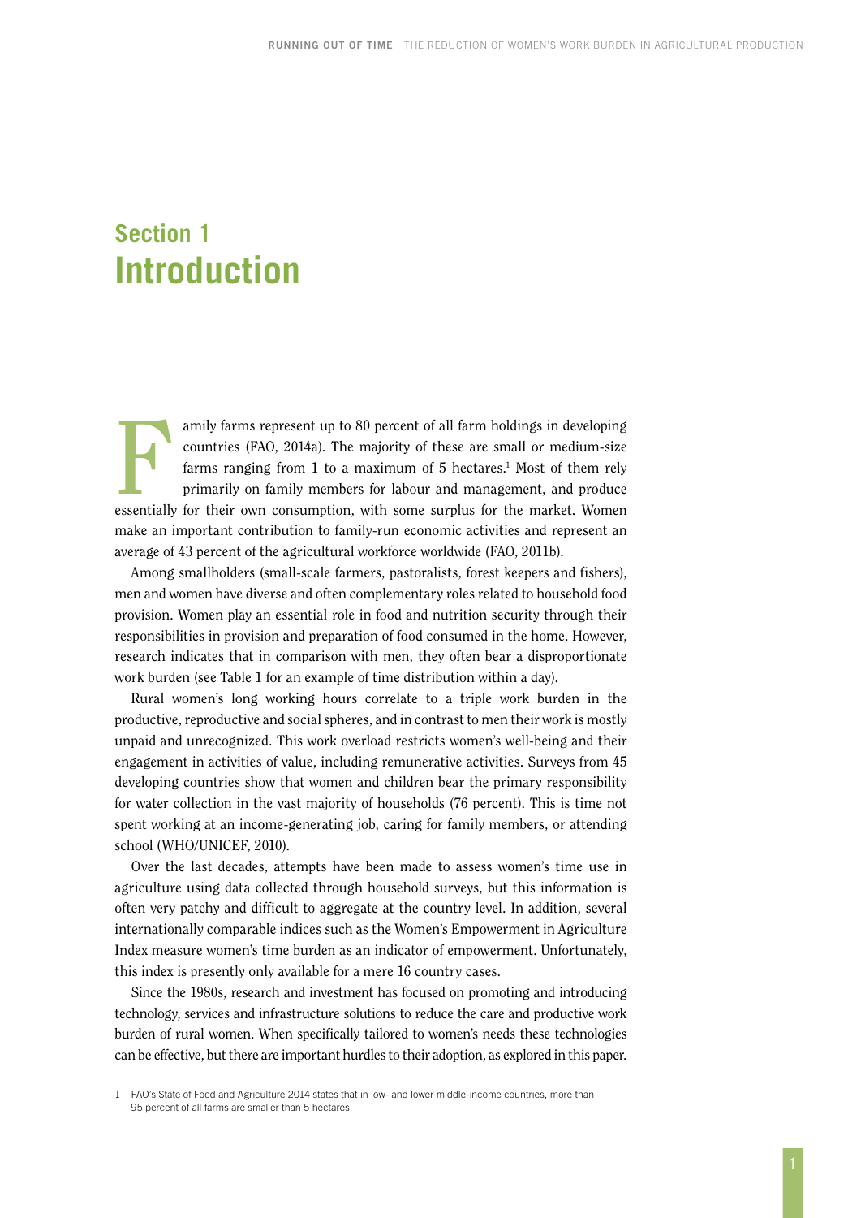# Section 1
# Introduction

Family farms represent up to 80 percent of all farm holdings in developing countries (FAO, 2014a). The majority of these are small or medium-size farms ranging from 1 to a maximum of 5 hectares.[1] Most of them rely primarily on family members for labour and management, and produce essentially for their own consumption, with some surplus for the market. Women make an important contribution to family-run economic activities and represent an average of 43 percent of the agricultural workforce worldwide (FAO, 2011b).

Among smallholders (small-scale farmers, pastoralists, forest keepers and fishers), men and women have diverse and often complementary roles related to household food provision. Women play an essential role in food and nutrition security through their responsibilities in provision and preparation of food consumed in the home. However, research indicates that in comparison with men, they often bear a disproportionate work burden (see Table 1 for an example of time distribution within a day).

Rural women's long working hours correlate to a triple work burden in the productive, reproductive and social spheres, and in contrast to men their work is mostly unpaid and unrecognized. This work overload restricts women's well-being and their engagement in activities of value, including remunerative activities. Surveys from 45 developing countries show that women and children bear the primary responsibility for water collection in the vast majority of households (76 percent). This is time not spent working at an income-generating job, caring for family members, or attending school (WHO/UNICEF, 2010).

Over the last decades, attempts have been made to assess women's time use in agriculture using data collected through household surveys, but this information is often very patchy and difficult to aggregate at the country level. In addition, several internationally comparable indices such as the Women's Empowerment in Agriculture Index measure women's time burden as an indicator of empowerment. Unfortunately, this index is presently only available for a mere 16 country cases.

Since the 1980s, research and investment has focused on promoting and introducing technology, services and infrastructure solutions to reduce the care and productive work burden of rural women. When specifically tailored to women's needs these technologies can be effective, but there are important hurdles to their adoption, as explored in this paper.

1 FAO's State of Food and Agriculture 2014 states that in low- and lower middle-income countries, more than 95 percent of all farms are smaller than 5 hectares.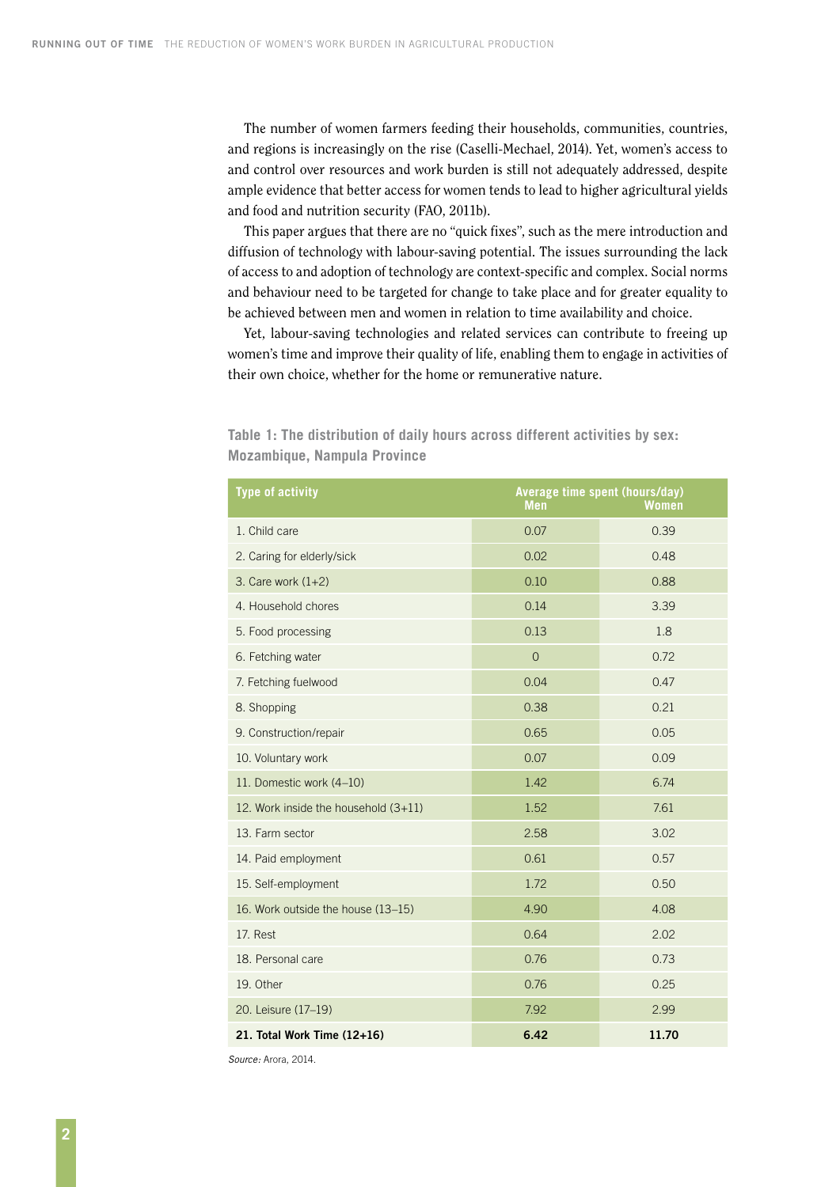The number of women farmers feeding their households, communities, countries, and regions is increasingly on the rise (Caselli-Mechael, 2014). Yet, women's access to and control over resources and work burden is still not adequately addressed, despite ample evidence that better access for women tends to lead to higher agricultural yields and food and nutrition security (FAO, 2011b).

This paper argues that there are no "quick fixes", such as the mere introduction and diffusion of technology with labour-saving potential. The issues surrounding the lack of access to and adoption of technology are context-specific and complex. Social norms and behaviour need to be targeted for change to take place and for greater equality to be achieved between men and women in relation to time availability and choice.

Yet, labour-saving technologies and related services can contribute to freeing up women's time and improve their quality of life, enabling them to engage in activities of their own choice, whether for the home or remunerative nature.

**Table 1: The distribution of daily hours across different activities by sex: Mozambique, Nampula Province**

| Type of activity | Average time spent (hours/day) | |
|---|---|---|
| | Men | Women |
| 1. Child care | 0.07 | 0.39 |
| 2. Caring for elderly/sick | 0.02 | 0.48 |
| 3. Care work (1+2) | 0.10 | 0.88 |
| 4. Household chores | 0.14 | 3.39 |
| 5. Food processing | 0.13 | 1.8 |
| 6. Fetching water | 0 | 0.72 |
| 7. Fetching fuelwood | 0.04 | 0.47 |
| 8. Shopping | 0.38 | 0.21 |
| 9. Construction/repair | 0.65 | 0.05 |
| 10. Voluntary work | 0.07 | 0.09 |
| 11. Domestic work (4–10) | 1.42 | 6.74 |
| 12. Work inside the household (3+11) | 1.52 | 7.61 |
| 13. Farm sector | 2.58 | 3.02 |
| 14. Paid employment | 0.61 | 0.57 |
| 15. Self-employment | 1.72 | 0.50 |
| 16. Work outside the house (13–15) | 4.90 | 4.08 |
| 17. Rest | 0.64 | 2.02 |
| 18. Personal care | 0.76 | 0.73 |
| 19. Other | 0.76 | 0.25 |
| 20. Leisure (17–19) | 7.92 | 2.99 |
| **21. Total Work Time (12+16)** | **6.42** | **11.70** |

*Source:* Arora, 2014.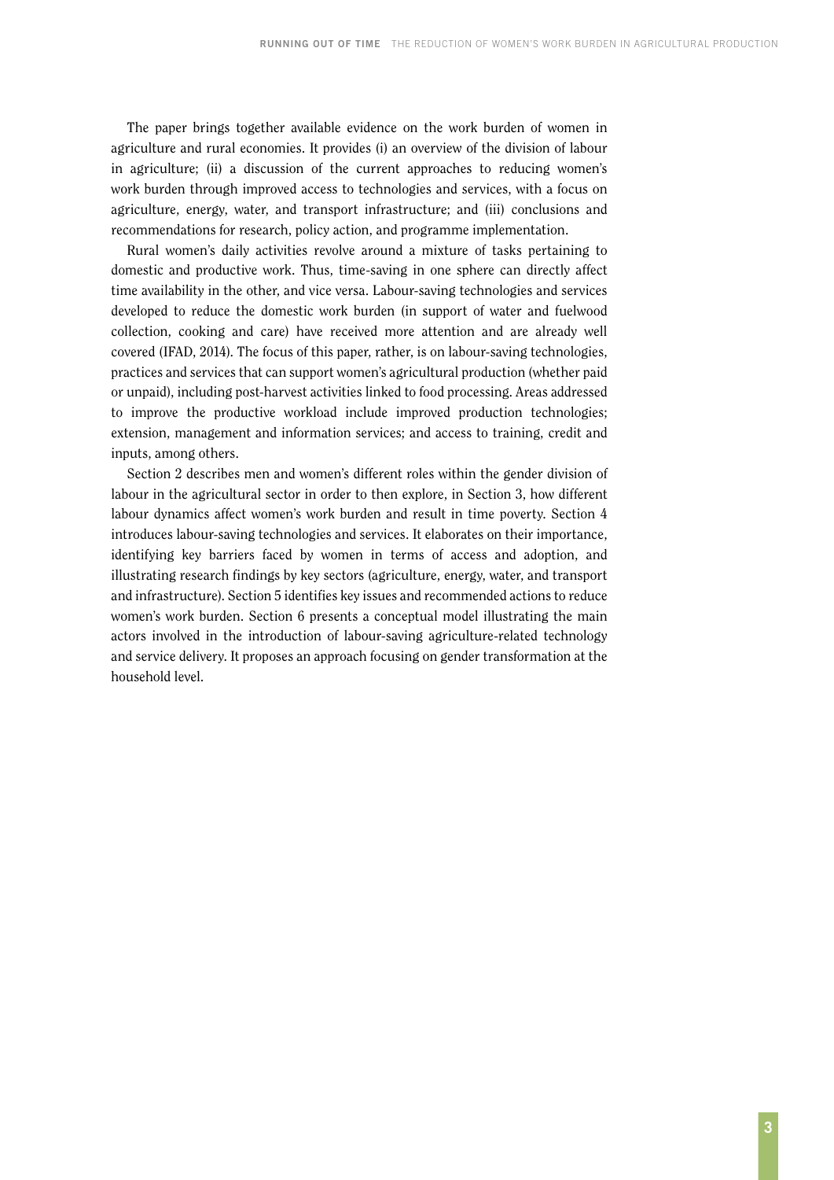The paper brings together available evidence on the work burden of women in agriculture and rural economies. It provides (i) an overview of the division of labour in agriculture; (ii) a discussion of the current approaches to reducing women's work burden through improved access to technologies and services, with a focus on agriculture, energy, water, and transport infrastructure; and (iii) conclusions and recommendations for research, policy action, and programme implementation.

Rural women's daily activities revolve around a mixture of tasks pertaining to domestic and productive work. Thus, time-saving in one sphere can directly affect time availability in the other, and vice versa. Labour-saving technologies and services developed to reduce the domestic work burden (in support of water and fuelwood collection, cooking and care) have received more attention and are already well covered (IFAD, 2014). The focus of this paper, rather, is on labour-saving technologies, practices and services that can support women's agricultural production (whether paid or unpaid), including post-harvest activities linked to food processing. Areas addressed to improve the productive workload include improved production technologies; extension, management and information services; and access to training, credit and inputs, among others.

Section 2 describes men and women's different roles within the gender division of labour in the agricultural sector in order to then explore, in Section 3, how different labour dynamics affect women's work burden and result in time poverty. Section 4 introduces labour-saving technologies and services. It elaborates on their importance, identifying key barriers faced by women in terms of access and adoption, and illustrating research findings by key sectors (agriculture, energy, water, and transport and infrastructure). Section 5 identifies key issues and recommended actions to reduce women's work burden. Section 6 presents a conceptual model illustrating the main actors involved in the introduction of labour-saving agriculture-related technology and service delivery. It proposes an approach focusing on gender transformation at the household level.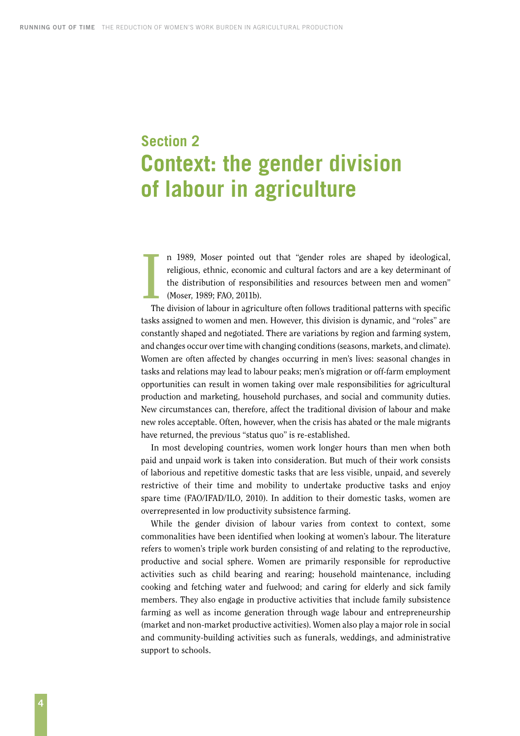# Section 2
# Context: the gender division of labour in agriculture

In 1989, Moser pointed out that "gender roles are shaped by ideological, religious, ethnic, economic and cultural factors and are a key determinant of the distribution of responsibilities and resources between men and women" (Moser, 1989; FAO, 2011b).

The division of labour in agriculture often follows traditional patterns with specific tasks assigned to women and men. However, this division is dynamic, and "roles" are constantly shaped and negotiated. There are variations by region and farming system, and changes occur over time with changing conditions (seasons, markets, and climate). Women are often affected by changes occurring in men's lives: seasonal changes in tasks and relations may lead to labour peaks; men's migration or off-farm employment opportunities can result in women taking over male responsibilities for agricultural production and marketing, household purchases, and social and community duties. New circumstances can, therefore, affect the traditional division of labour and make new roles acceptable. Often, however, when the crisis has abated or the male migrants have returned, the previous "status quo" is re-established.

In most developing countries, women work longer hours than men when both paid and unpaid work is taken into consideration. But much of their work consists of laborious and repetitive domestic tasks that are less visible, unpaid, and severely restrictive of their time and mobility to undertake productive tasks and enjoy spare time (FAO/IFAD/ILO, 2010). In addition to their domestic tasks, women are overrepresented in low productivity subsistence farming.

While the gender division of labour varies from context to context, some commonalities have been identified when looking at women's labour. The literature refers to women's triple work burden consisting of and relating to the reproductive, productive and social sphere. Women are primarily responsible for reproductive activities such as child bearing and rearing; household maintenance, including cooking and fetching water and fuelwood; and caring for elderly and sick family members. They also engage in productive activities that include family subsistence farming as well as income generation through wage labour and entrepreneurship (market and non-market productive activities). Women also play a major role in social and community-building activities such as funerals, weddings, and administrative support to schools.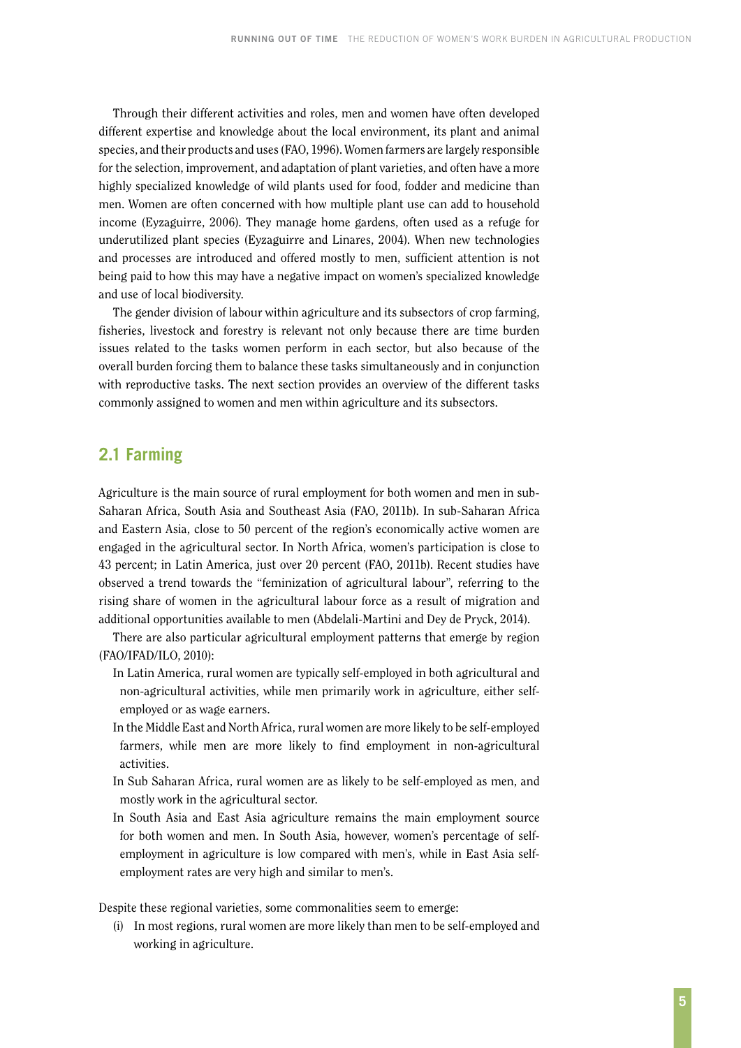Through their different activities and roles, men and women have often developed different expertise and knowledge about the local environment, its plant and animal species, and their products and uses (FAO, 1996). Women farmers are largely responsible for the selection, improvement, and adaptation of plant varieties, and often have a more highly specialized knowledge of wild plants used for food, fodder and medicine than men. Women are often concerned with how multiple plant use can add to household income (Eyzaguirre, 2006). They manage home gardens, often used as a refuge for underutilized plant species (Eyzaguirre and Linares, 2004). When new technologies and processes are introduced and offered mostly to men, sufficient attention is not being paid to how this may have a negative impact on women's specialized knowledge and use of local biodiversity.

The gender division of labour within agriculture and its subsectors of crop farming, fisheries, livestock and forestry is relevant not only because there are time burden issues related to the tasks women perform in each sector, but also because of the overall burden forcing them to balance these tasks simultaneously and in conjunction with reproductive tasks. The next section provides an overview of the different tasks commonly assigned to women and men within agriculture and its subsectors.

## 2.1 Farming

Agriculture is the main source of rural employment for both women and men in sub-Saharan Africa, South Asia and Southeast Asia (FAO, 2011b). In sub-Saharan Africa and Eastern Asia, close to 50 percent of the region's economically active women are engaged in the agricultural sector. In North Africa, women's participation is close to 43 percent; in Latin America, just over 20 percent (FAO, 2011b). Recent studies have observed a trend towards the "feminization of agricultural labour", referring to the rising share of women in the agricultural labour force as a result of migration and additional opportunities available to men (Abdelali-Martini and Dey de Pryck, 2014).

There are also particular agricultural employment patterns that emerge by region (FAO/IFAD/ILO, 2010):

- In Latin America, rural women are typically self-employed in both agricultural and non-agricultural activities, while men primarily work in agriculture, either self-employed or as wage earners.
- In the Middle East and North Africa, rural women are more likely to be self-employed farmers, while men are more likely to find employment in non-agricultural activities.
- In Sub Saharan Africa, rural women are as likely to be self-employed as men, and mostly work in the agricultural sector.
- In South Asia and East Asia agriculture remains the main employment source for both women and men. In South Asia, however, women's percentage of self-employment in agriculture is low compared with men's, while in East Asia self-employment rates are very high and similar to men's.

Despite these regional varieties, some commonalities seem to emerge:

(i) In most regions, rural women are more likely than men to be self-employed and working in agriculture.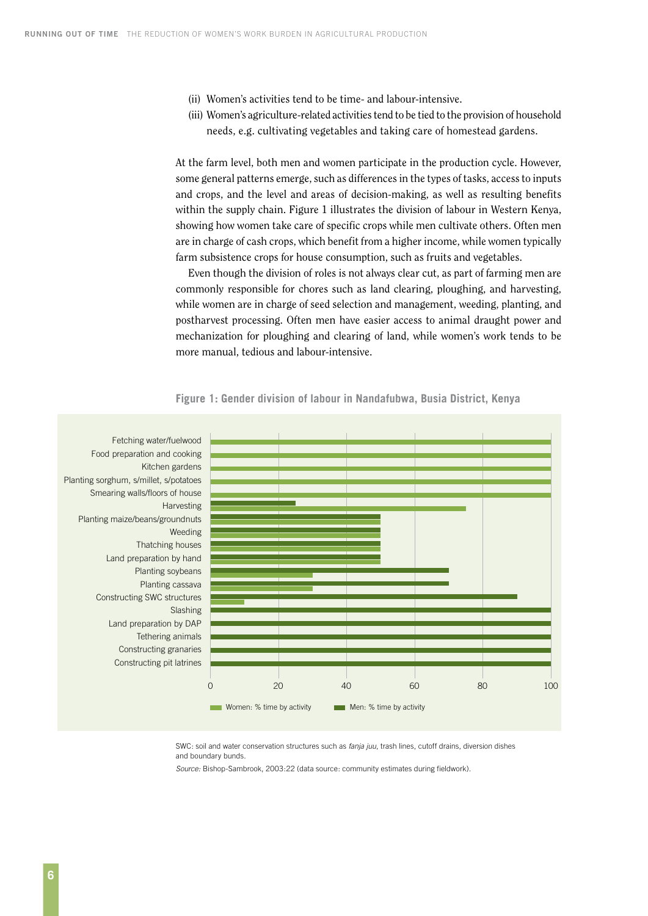(ii) Women's activities tend to be time- and labour-intensive.

(iii) Women's agriculture-related activities tend to be tied to the provision of household needs, e.g. cultivating vegetables and taking care of homestead gardens.

At the farm level, both men and women participate in the production cycle. However, some general patterns emerge, such as differences in the types of tasks, access to inputs and crops, and the level and areas of decision-making, as well as resulting benefits within the supply chain. Figure 1 illustrates the division of labour in Western Kenya, showing how women take care of specific crops while men cultivate others. Often men are in charge of cash crops, which benefit from a higher income, while women typically farm subsistence crops for house consumption, such as fruits and vegetables.

Even though the division of roles is not always clear cut, as part of farming men are commonly responsible for chores such as land clearing, ploughing, and harvesting, while women are in charge of seed selection and management, weeding, planting, and postharvest processing. Often men have easier access to animal draught power and mechanization for ploughing and clearing of land, while women's work tends to be more manual, tedious and labour-intensive.

**Figure 1: Gender division of labour in Nandafubwa, Busia District, Kenya**

| Activity | Women: % time by activity | Men: % time by activity |
| --- | --- | --- |
| Fetching water/fuelwood | 100 | |
| Food preparation and cooking | 100 | |
| Kitchen gardens | 100 | |
| Planting sorghum, s/millet, s/potatoes | 100 | |
| Smearing walls/floors of house | 100 | |
| Harvesting | 75 | 25 |
| Planting maize/beans/groundnuts | 50 | 50 |
| Weeding | 50 | 50 |
| Thatching houses | 50 | 50 |
| Land preparation by hand | 50 | 50 |
| Planting soybeans | 30 | 70 |
| Planting cassava | 30 | 70 |
| Constructing SWC structures | 10 | 90 |
| Slashing | | 100 |
| Land preparation by DAP | | 100 |
| Tethering animals | | 100 |
| Constructing granaries | | 100 |
| Constructing pit latrines | | 100 |

SWC: soil and water conservation structures such as *fanja juu*, trash lines, cutoff drains, diversion dishes and boundary bunds.

*Source:* Bishop-Sambrook, 2003:22 (data source: community estimates during fieldwork).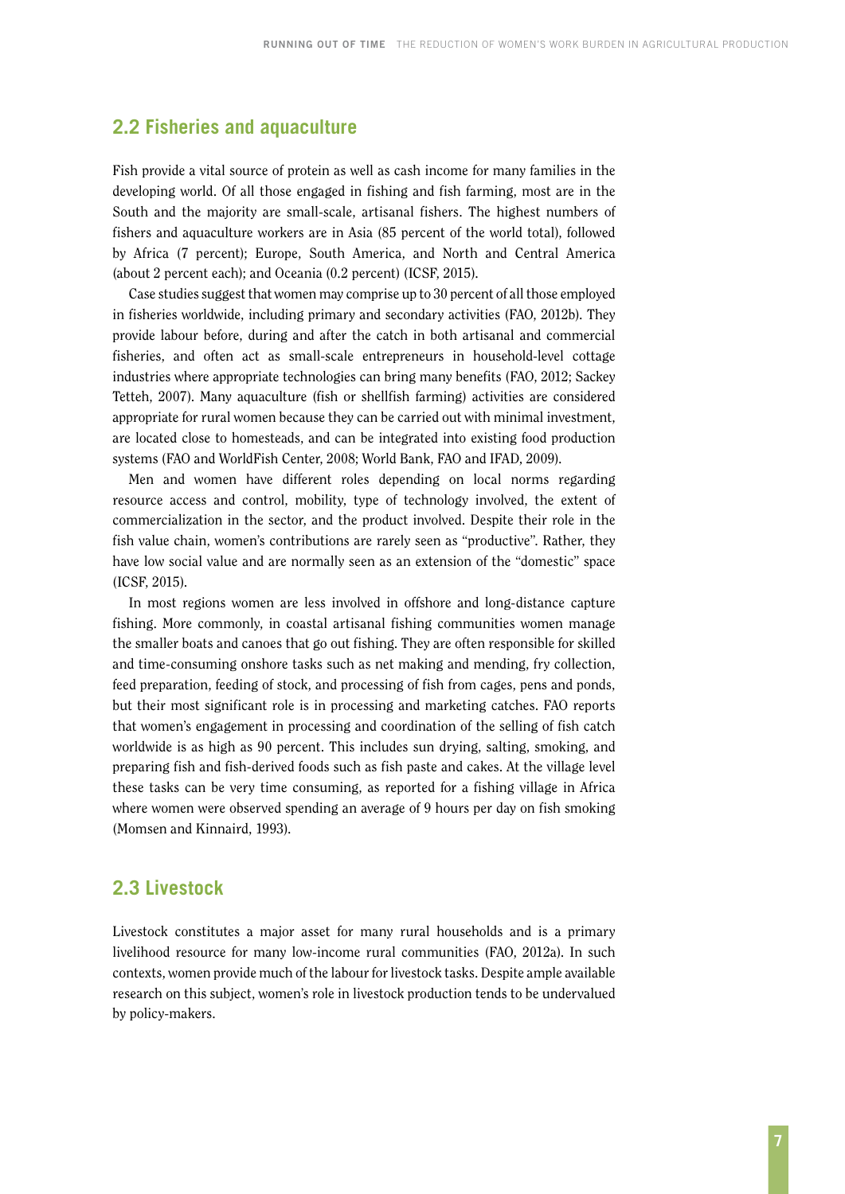## 2.2 Fisheries and aquaculture

Fish provide a vital source of protein as well as cash income for many families in the developing world. Of all those engaged in fishing and fish farming, most are in the South and the majority are small-scale, artisanal fishers. The highest numbers of fishers and aquaculture workers are in Asia (85 percent of the world total), followed by Africa (7 percent); Europe, South America, and North and Central America (about 2 percent each); and Oceania (0.2 percent) (ICSF, 2015).

Case studies suggest that women may comprise up to 30 percent of all those employed in fisheries worldwide, including primary and secondary activities (FAO, 2012b). They provide labour before, during and after the catch in both artisanal and commercial fisheries, and often act as small-scale entrepreneurs in household-level cottage industries where appropriate technologies can bring many benefits (FAO, 2012; Sackey Tetteh, 2007). Many aquaculture (fish or shellfish farming) activities are considered appropriate for rural women because they can be carried out with minimal investment, are located close to homesteads, and can be integrated into existing food production systems (FAO and WorldFish Center, 2008; World Bank, FAO and IFAD, 2009).

Men and women have different roles depending on local norms regarding resource access and control, mobility, type of technology involved, the extent of commercialization in the sector, and the product involved. Despite their role in the fish value chain, women's contributions are rarely seen as "productive". Rather, they have low social value and are normally seen as an extension of the "domestic" space (ICSF, 2015).

In most regions women are less involved in offshore and long-distance capture fishing. More commonly, in coastal artisanal fishing communities women manage the smaller boats and canoes that go out fishing. They are often responsible for skilled and time-consuming onshore tasks such as net making and mending, fry collection, feed preparation, feeding of stock, and processing of fish from cages, pens and ponds, but their most significant role is in processing and marketing catches. FAO reports that women's engagement in processing and coordination of the selling of fish catch worldwide is as high as 90 percent. This includes sun drying, salting, smoking, and preparing fish and fish-derived foods such as fish paste and cakes. At the village level these tasks can be very time consuming, as reported for a fishing village in Africa where women were observed spending an average of 9 hours per day on fish smoking (Momsen and Kinnaird, 1993).

## 2.3 Livestock

Livestock constitutes a major asset for many rural households and is a primary livelihood resource for many low-income rural communities (FAO, 2012a). In such contexts, women provide much of the labour for livestock tasks. Despite ample available research on this subject, women's role in livestock production tends to be undervalued by policy-makers.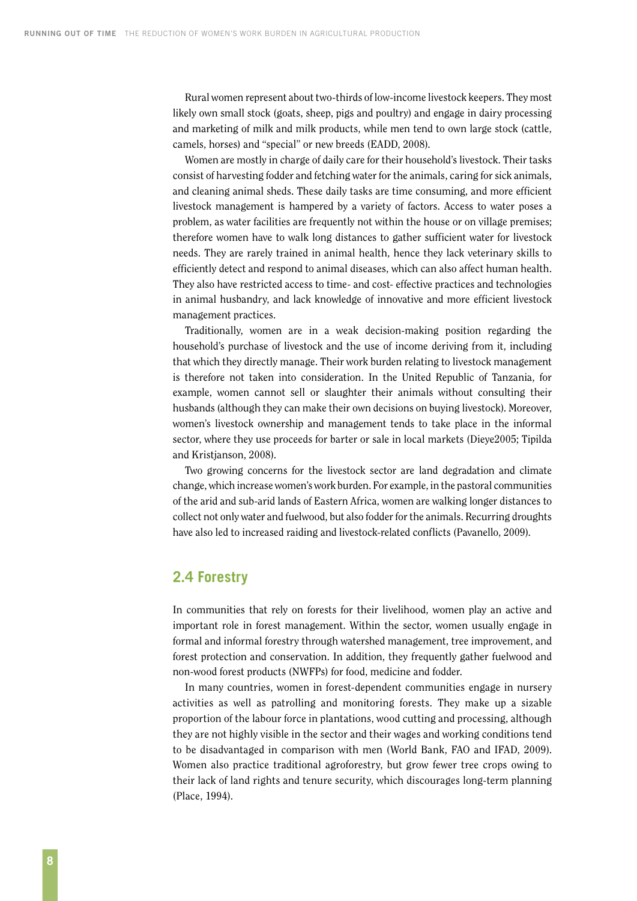Rural women represent about two-thirds of low-income livestock keepers. They most likely own small stock (goats, sheep, pigs and poultry) and engage in dairy processing and marketing of milk and milk products, while men tend to own large stock (cattle, camels, horses) and "special" or new breeds (EADD, 2008).

Women are mostly in charge of daily care for their household's livestock. Their tasks consist of harvesting fodder and fetching water for the animals, caring for sick animals, and cleaning animal sheds. These daily tasks are time consuming, and more efficient livestock management is hampered by a variety of factors. Access to water poses a problem, as water facilities are frequently not within the house or on village premises; therefore women have to walk long distances to gather sufficient water for livestock needs. They are rarely trained in animal health, hence they lack veterinary skills to efficiently detect and respond to animal diseases, which can also affect human health. They also have restricted access to time- and cost- effective practices and technologies in animal husbandry, and lack knowledge of innovative and more efficient livestock management practices.

Traditionally, women are in a weak decision-making position regarding the household's purchase of livestock and the use of income deriving from it, including that which they directly manage. Their work burden relating to livestock management is therefore not taken into consideration. In the United Republic of Tanzania, for example, women cannot sell or slaughter their animals without consulting their husbands (although they can make their own decisions on buying livestock). Moreover, women's livestock ownership and management tends to take place in the informal sector, where they use proceeds for barter or sale in local markets (Dieye2005; Tipilda and Kristjanson, 2008).

Two growing concerns for the livestock sector are land degradation and climate change, which increase women's work burden. For example, in the pastoral communities of the arid and sub-arid lands of Eastern Africa, women are walking longer distances to collect not only water and fuelwood, but also fodder for the animals. Recurring droughts have also led to increased raiding and livestock-related conflicts (Pavanello, 2009).

## 2.4 Forestry

In communities that rely on forests for their livelihood, women play an active and important role in forest management. Within the sector, women usually engage in formal and informal forestry through watershed management, tree improvement, and forest protection and conservation. In addition, they frequently gather fuelwood and non-wood forest products (NWFPs) for food, medicine and fodder.

In many countries, women in forest-dependent communities engage in nursery activities as well as patrolling and monitoring forests. They make up a sizable proportion of the labour force in plantations, wood cutting and processing, although they are not highly visible in the sector and their wages and working conditions tend to be disadvantaged in comparison with men (World Bank, FAO and IFAD, 2009). Women also practice traditional agroforestry, but grow fewer tree crops owing to their lack of land rights and tenure security, which discourages long-term planning (Place, 1994).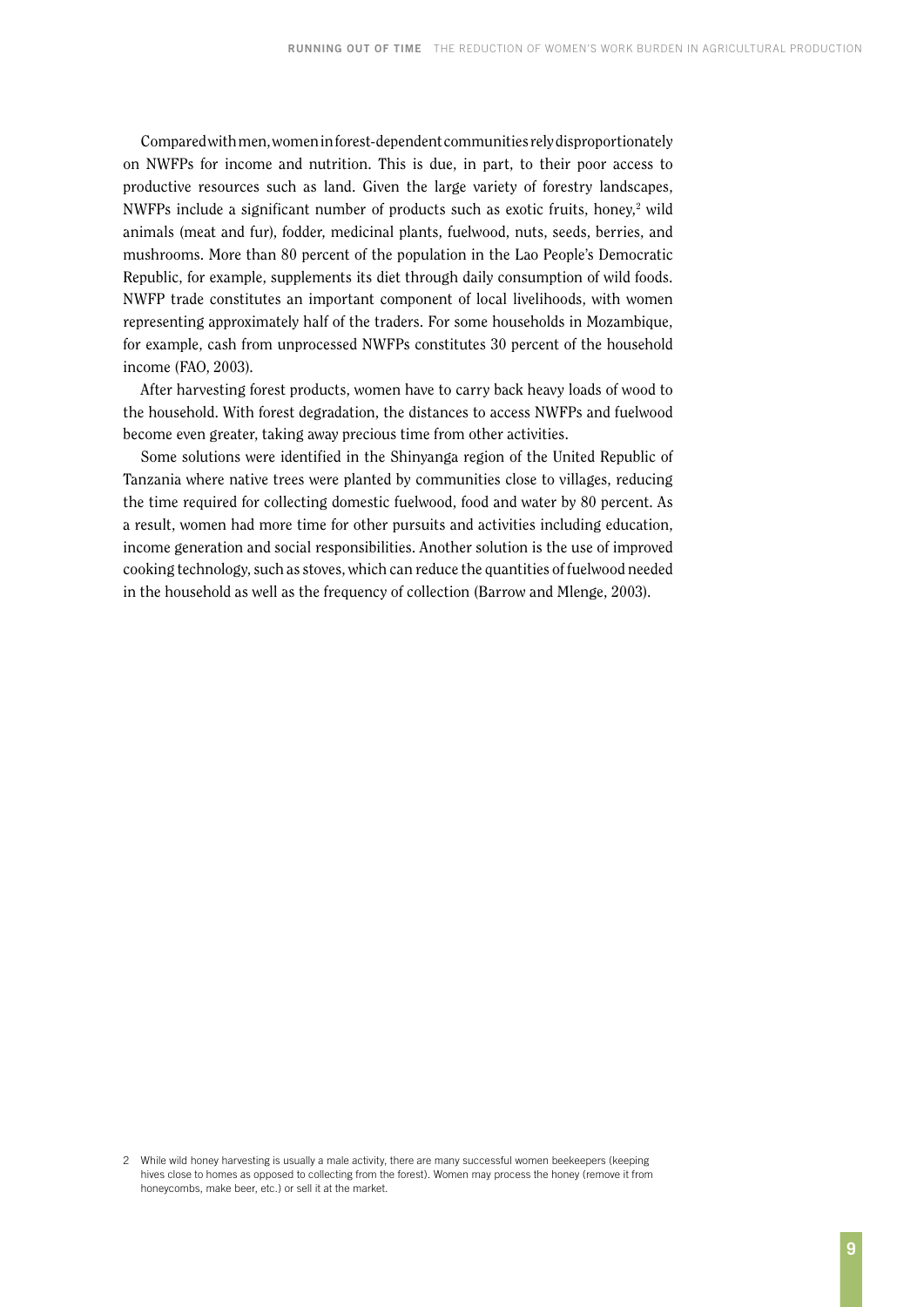Compared with men, women in forest-dependent communities rely disproportionately on NWFPs for income and nutrition. This is due, in part, to their poor access to productive resources such as land. Given the large variety of forestry landscapes, NWFPs include a significant number of products such as exotic fruits, honey,[2] wild animals (meat and fur), fodder, medicinal plants, fuelwood, nuts, seeds, berries, and mushrooms. More than 80 percent of the population in the Lao People's Democratic Republic, for example, supplements its diet through daily consumption of wild foods. NWFP trade constitutes an important component of local livelihoods, with women representing approximately half of the traders. For some households in Mozambique, for example, cash from unprocessed NWFPs constitutes 30 percent of the household income (FAO, 2003).

After harvesting forest products, women have to carry back heavy loads of wood to the household. With forest degradation, the distances to access NWFPs and fuelwood become even greater, taking away precious time from other activities.

Some solutions were identified in the Shinyanga region of the United Republic of Tanzania where native trees were planted by communities close to villages, reducing the time required for collecting domestic fuelwood, food and water by 80 percent. As a result, women had more time for other pursuits and activities including education, income generation and social responsibilities. Another solution is the use of improved cooking technology, such as stoves, which can reduce the quantities of fuelwood needed in the household as well as the frequency of collection (Barrow and Mlenge, 2003).

2 While wild honey harvesting is usually a male activity, there are many successful women beekeepers (keeping hives close to homes as opposed to collecting from the forest). Women may process the honey (remove it from honeycombs, make beer, etc.) or sell it at the market.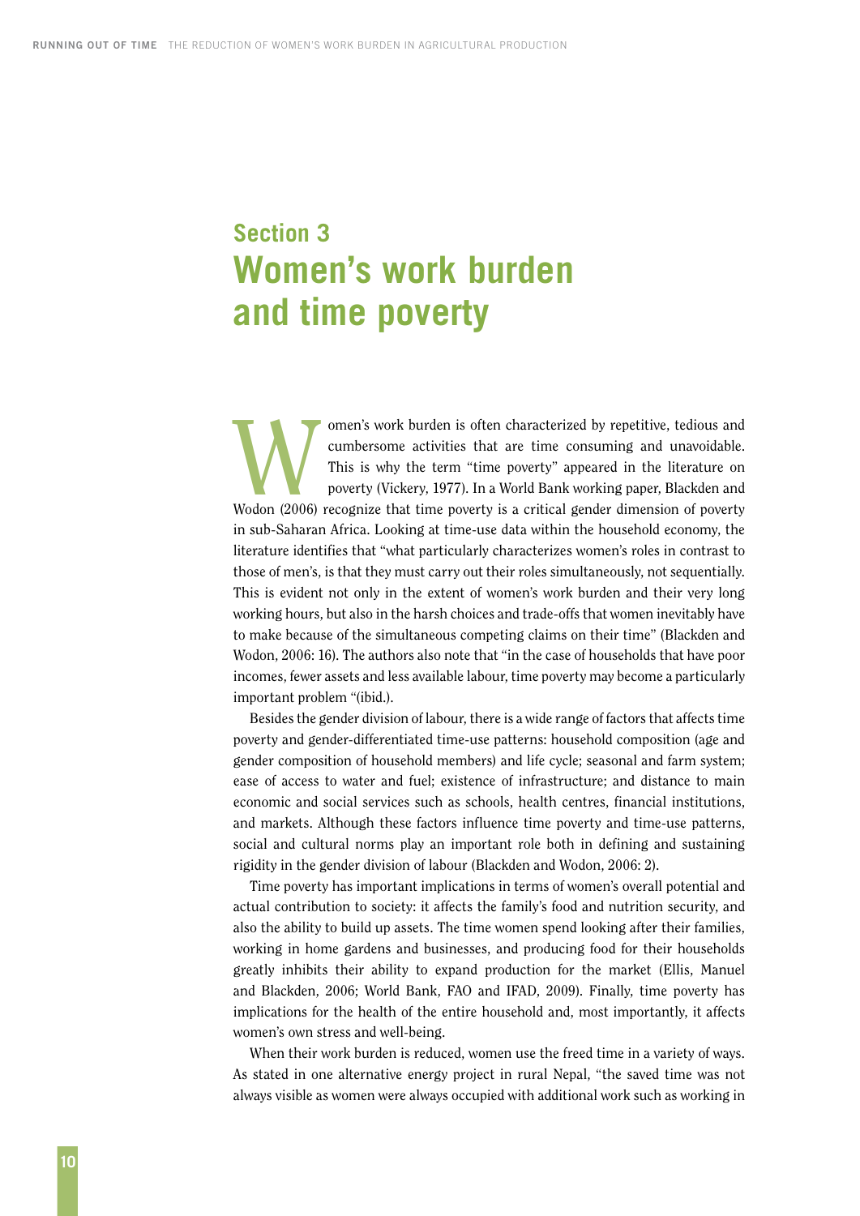# Section 3
# Women's work burden and time poverty

Women's work burden is often characterized by repetitive, tedious and cumbersome activities that are time consuming and unavoidable. This is why the term "time poverty" appeared in the literature on poverty (Vickery, 1977). In a World Bank working paper, Blackden and Wodon (2006) recognize that time poverty is a critical gender dimension of poverty in sub-Saharan Africa. Looking at time-use data within the household economy, the literature identifies that "what particularly characterizes women's roles in contrast to those of men's, is that they must carry out their roles simultaneously, not sequentially. This is evident not only in the extent of women's work burden and their very long working hours, but also in the harsh choices and trade-offs that women inevitably have to make because of the simultaneous competing claims on their time" (Blackden and Wodon, 2006: 16). The authors also note that "in the case of households that have poor incomes, fewer assets and less available labour, time poverty may become a particularly important problem "(ibid.).

Besides the gender division of labour, there is a wide range of factors that affects time poverty and gender-differentiated time-use patterns: household composition (age and gender composition of household members) and life cycle; seasonal and farm system; ease of access to water and fuel; existence of infrastructure; and distance to main economic and social services such as schools, health centres, financial institutions, and markets. Although these factors influence time poverty and time-use patterns, social and cultural norms play an important role both in defining and sustaining rigidity in the gender division of labour (Blackden and Wodon, 2006: 2).

Time poverty has important implications in terms of women's overall potential and actual contribution to society: it affects the family's food and nutrition security, and also the ability to build up assets. The time women spend looking after their families, working in home gardens and businesses, and producing food for their households greatly inhibits their ability to expand production for the market (Ellis, Manuel and Blackden, 2006; World Bank, FAO and IFAD, 2009). Finally, time poverty has implications for the health of the entire household and, most importantly, it affects women's own stress and well-being.

When their work burden is reduced, women use the freed time in a variety of ways. As stated in one alternative energy project in rural Nepal, "the saved time was not always visible as women were always occupied with additional work such as working in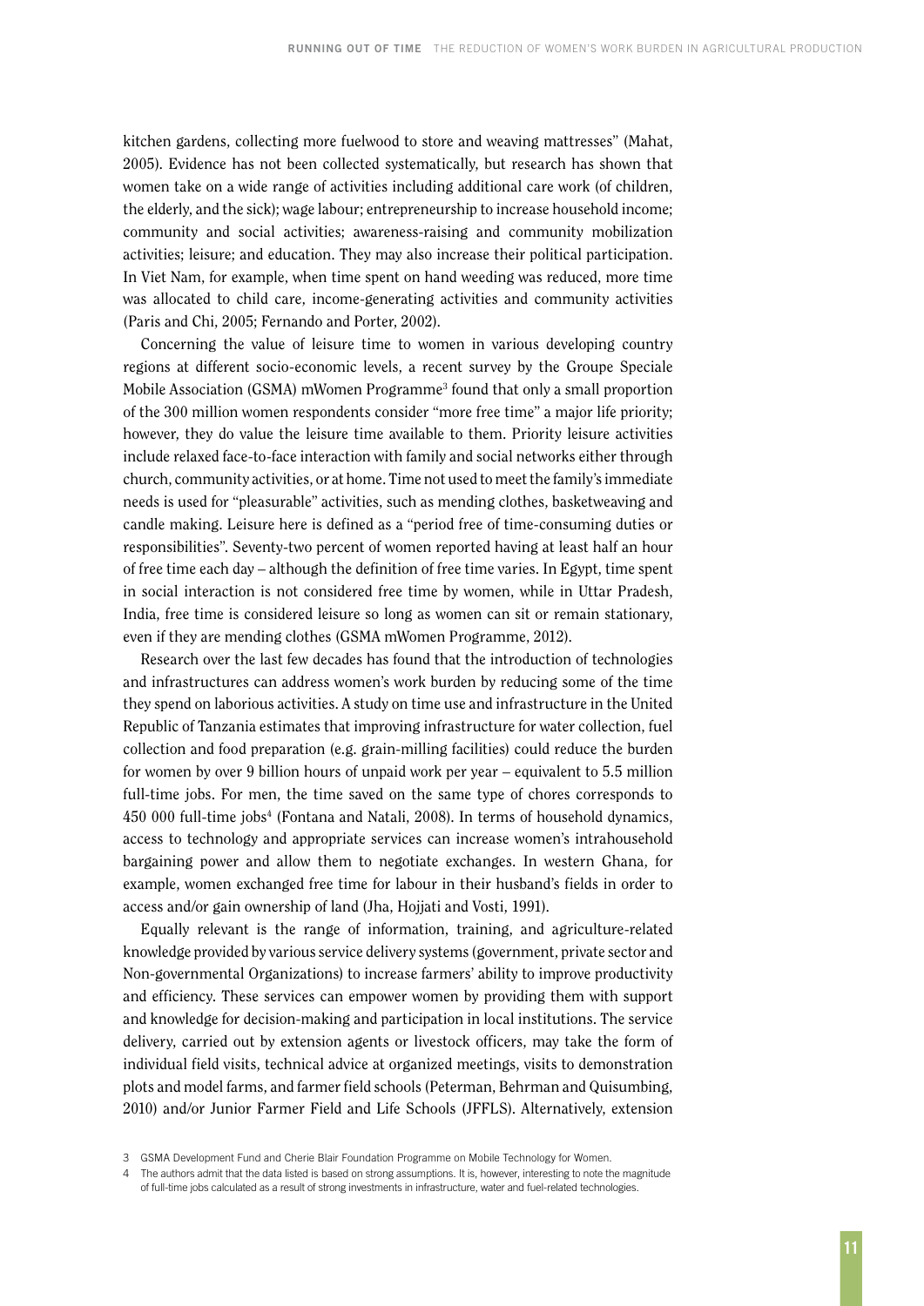kitchen gardens, collecting more fuelwood to store and weaving mattresses" (Mahat, 2005). Evidence has not been collected systematically, but research has shown that women take on a wide range of activities including additional care work (of children, the elderly, and the sick); wage labour; entrepreneurship to increase household income; community and social activities; awareness-raising and community mobilization activities; leisure; and education. They may also increase their political participation. In Viet Nam, for example, when time spent on hand weeding was reduced, more time was allocated to child care, income-generating activities and community activities (Paris and Chi, 2005; Fernando and Porter, 2002).

Concerning the value of leisure time to women in various developing country regions at different socio-economic levels, a recent survey by the Groupe Speciale Mobile Association (GSMA) mWomen Programme[3] found that only a small proportion of the 300 million women respondents consider "more free time" a major life priority; however, they do value the leisure time available to them. Priority leisure activities include relaxed face-to-face interaction with family and social networks either through church, community activities, or at home. Time not used to meet the family's immediate needs is used for "pleasurable" activities, such as mending clothes, basketweaving and candle making. Leisure here is defined as a "period free of time-consuming duties or responsibilities". Seventy-two percent of women reported having at least half an hour of free time each day – although the definition of free time varies. In Egypt, time spent in social interaction is not considered free time by women, while in Uttar Pradesh, India, free time is considered leisure so long as women can sit or remain stationary, even if they are mending clothes (GSMA mWomen Programme, 2012).

Research over the last few decades has found that the introduction of technologies and infrastructures can address women's work burden by reducing some of the time they spend on laborious activities. A study on time use and infrastructure in the United Republic of Tanzania estimates that improving infrastructure for water collection, fuel collection and food preparation (e.g. grain-milling facilities) could reduce the burden for women by over 9 billion hours of unpaid work per year – equivalent to 5.5 million full-time jobs. For men, the time saved on the same type of chores corresponds to 450 000 full-time jobs[4] (Fontana and Natali, 2008). In terms of household dynamics, access to technology and appropriate services can increase women's intrahousehold bargaining power and allow them to negotiate exchanges. In western Ghana, for example, women exchanged free time for labour in their husband's fields in order to access and/or gain ownership of land (Jha, Hojjati and Vosti, 1991).

Equally relevant is the range of information, training, and agriculture-related knowledge provided by various service delivery systems (government, private sector and Non-governmental Organizations) to increase farmers' ability to improve productivity and efficiency. These services can empower women by providing them with support and knowledge for decision-making and participation in local institutions. The service delivery, carried out by extension agents or livestock officers, may take the form of individual field visits, technical advice at organized meetings, visits to demonstration plots and model farms, and farmer field schools (Peterman, Behrman and Quisumbing, 2010) and/or Junior Farmer Field and Life Schools (JFFLS). Alternatively, extension

3 GSMA Development Fund and Cherie Blair Foundation Programme on Mobile Technology for Women.

4 The authors admit that the data listed is based on strong assumptions. It is, however, interesting to note the magnitude of full-time jobs calculated as a result of strong investments in infrastructure, water and fuel-related technologies.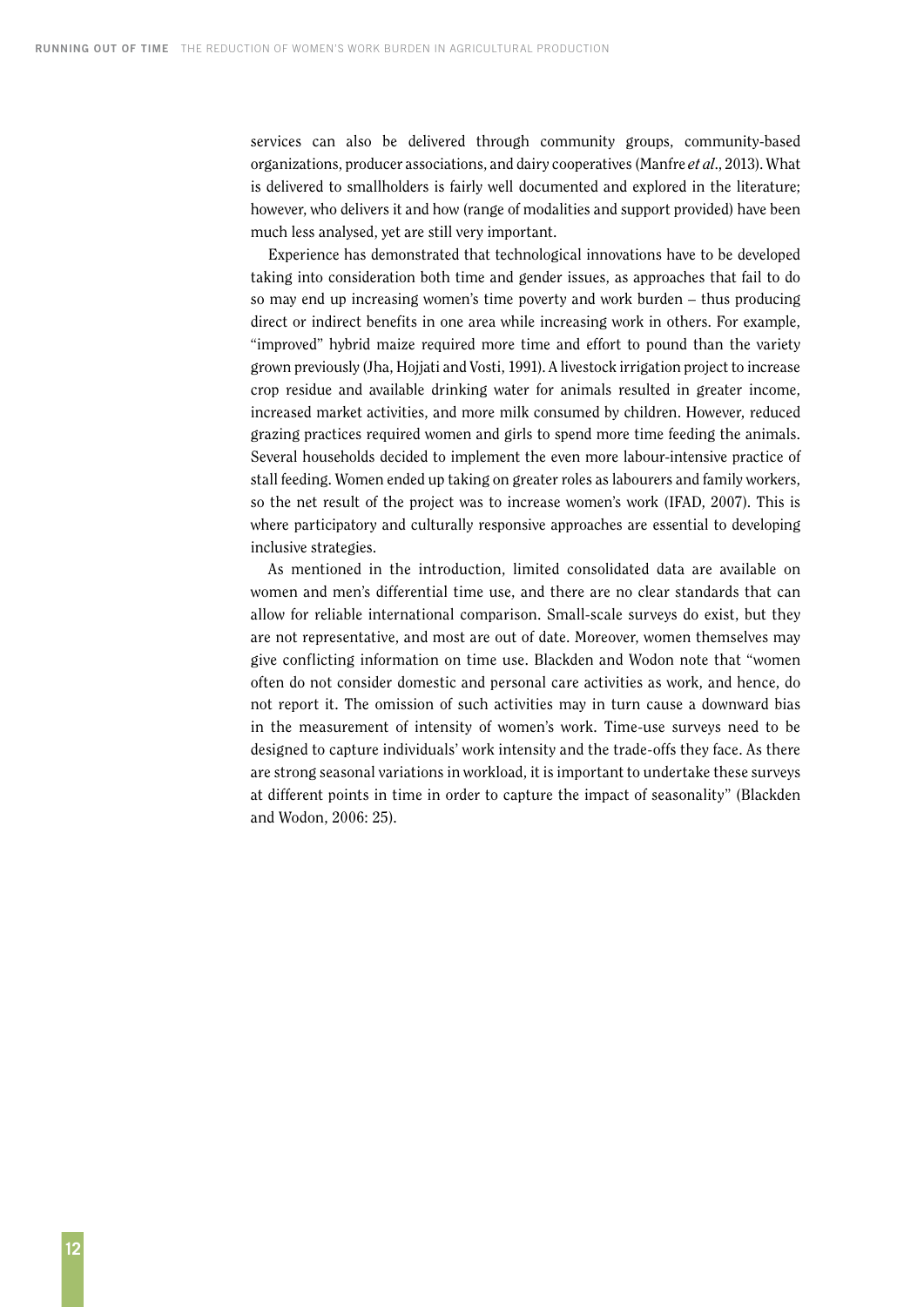services can also be delivered through community groups, community-based organizations, producer associations, and dairy cooperatives (Manfre *et al.*, 2013). What is delivered to smallholders is fairly well documented and explored in the literature; however, who delivers it and how (range of modalities and support provided) have been much less analysed, yet are still very important.

Experience has demonstrated that technological innovations have to be developed taking into consideration both time and gender issues, as approaches that fail to do so may end up increasing women's time poverty and work burden – thus producing direct or indirect benefits in one area while increasing work in others. For example, "improved" hybrid maize required more time and effort to pound than the variety grown previously (Jha, Hojjati and Vosti, 1991). A livestock irrigation project to increase crop residue and available drinking water for animals resulted in greater income, increased market activities, and more milk consumed by children. However, reduced grazing practices required women and girls to spend more time feeding the animals. Several households decided to implement the even more labour-intensive practice of stall feeding. Women ended up taking on greater roles as labourers and family workers, so the net result of the project was to increase women's work (IFAD, 2007). This is where participatory and culturally responsive approaches are essential to developing inclusive strategies.

As mentioned in the introduction, limited consolidated data are available on women and men's differential time use, and there are no clear standards that can allow for reliable international comparison. Small-scale surveys do exist, but they are not representative, and most are out of date. Moreover, women themselves may give conflicting information on time use. Blackden and Wodon note that "women often do not consider domestic and personal care activities as work, and hence, do not report it. The omission of such activities may in turn cause a downward bias in the measurement of intensity of women's work. Time-use surveys need to be designed to capture individuals' work intensity and the trade-offs they face. As there are strong seasonal variations in workload, it is important to undertake these surveys at different points in time in order to capture the impact of seasonality" (Blackden and Wodon, 2006: 25).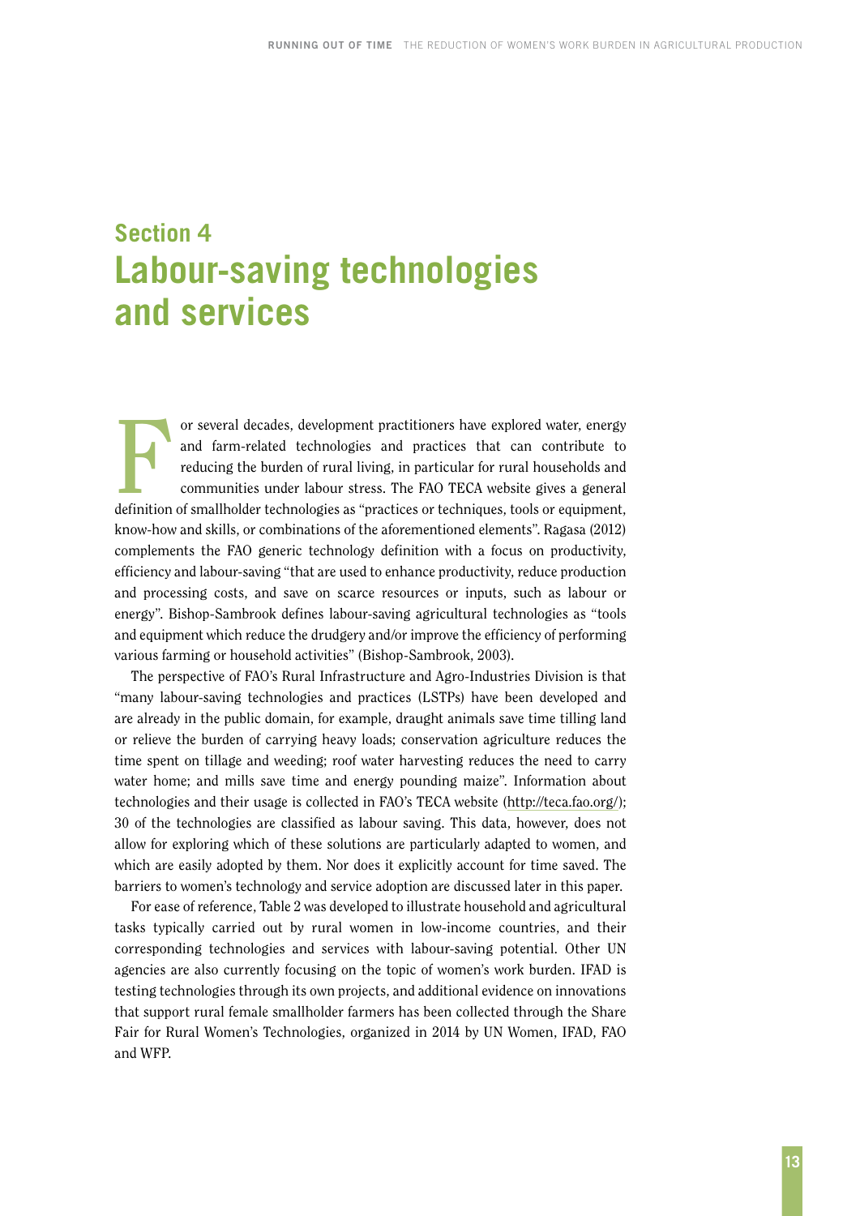# Section 4
# Labour-saving technologies and services

For several decades, development practitioners have explored water, energy and farm-related technologies and practices that can contribute to reducing the burden of rural living, in particular for rural households and communities under labour stress. The FAO TECA website gives a general definition of smallholder technologies as "practices or techniques, tools or equipment, know-how and skills, or combinations of the aforementioned elements". Ragasa (2012) complements the FAO generic technology definition with a focus on productivity, efficiency and labour-saving "that are used to enhance productivity, reduce production and processing costs, and save on scarce resources or inputs, such as labour or energy". Bishop-Sambrook defines labour-saving agricultural technologies as "tools and equipment which reduce the drudgery and/or improve the efficiency of performing various farming or household activities" (Bishop-Sambrook, 2003).

The perspective of FAO's Rural Infrastructure and Agro-Industries Division is that "many labour-saving technologies and practices (LSTPs) have been developed and are already in the public domain, for example, draught animals save time tilling land or relieve the burden of carrying heavy loads; conservation agriculture reduces the time spent on tillage and weeding; roof water harvesting reduces the need to carry water home; and mills save time and energy pounding maize". Information about technologies and their usage is collected in FAO's TECA website (http://teca.fao.org/); 30 of the technologies are classified as labour saving. This data, however, does not allow for exploring which of these solutions are particularly adapted to women, and which are easily adopted by them. Nor does it explicitly account for time saved. The barriers to women's technology and service adoption are discussed later in this paper.

For ease of reference, Table 2 was developed to illustrate household and agricultural tasks typically carried out by rural women in low-income countries, and their corresponding technologies and services with labour-saving potential. Other UN agencies are also currently focusing on the topic of women's work burden. IFAD is testing technologies through its own projects, and additional evidence on innovations that support rural female smallholder farmers has been collected through the Share Fair for Rural Women's Technologies, organized in 2014 by UN Women, IFAD, FAO and WFP.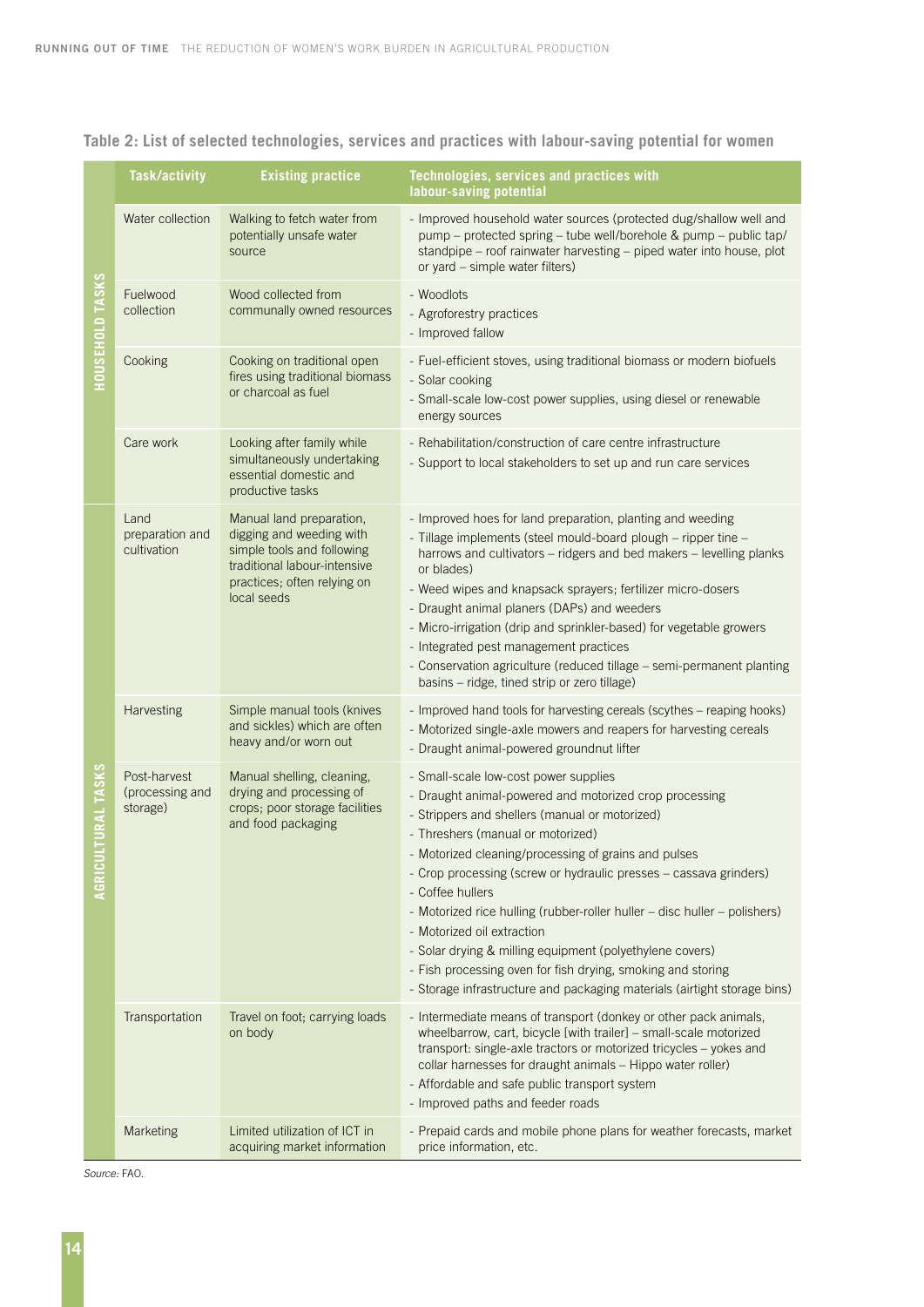**Table 2: List of selected technologies, services and practices with labour-saving potential for women**

| | Task/activity | Existing practice | Technologies, services and practices with labour-saving potential |
|---|---|---|---|
| HOUSEHOLD TASKS | Water collection | Walking to fetch water from potentially unsafe water source | - Improved household water sources (protected dug/shallow well and pump – protected spring – tube well/borehole & pump – public tap/ standpipe – roof rainwater harvesting – piped water into house, plot or yard – simple water filters) |
| | Fuelwood collection | Wood collected from communally owned resources | - Woodlots<br>- Agroforestry practices<br>- Improved fallow |
| | Cooking | Cooking on traditional open fires using traditional biomass or charcoal as fuel | - Fuel-efficient stoves, using traditional biomass or modern biofuels<br>- Solar cooking<br>- Small-scale low-cost power supplies, using diesel or renewable energy sources |
| | Care work | Looking after family while simultaneously undertaking essential domestic and productive tasks | - Rehabilitation/construction of care centre infrastructure<br>- Support to local stakeholders to set up and run care services |
| AGRICULTURAL TASKS | Land preparation and cultivation | Manual land preparation, digging and weeding with simple tools and following traditional labour-intensive practices; often relying on local seeds | - Improved hoes for land preparation, planting and weeding<br>- Tillage implements (steel mould-board plough – ripper tine – harrows and cultivators – ridgers and bed makers – levelling planks or blades)<br>- Weed wipes and knapsack sprayers; fertilizer micro-dosers<br>- Draught animal planers (DAPs) and weeders<br>- Micro-irrigation (drip and sprinkler-based) for vegetable growers<br>- Integrated pest management practices<br>- Conservation agriculture (reduced tillage – semi-permanent planting basins – ridge, tined strip or zero tillage) |
| | Harvesting | Simple manual tools (knives and sickles) which are often heavy and/or worn out | - Improved hand tools for harvesting cereals (scythes – reaping hooks)<br>- Motorized single-axle mowers and reapers for harvesting cereals<br>- Draught animal-powered groundnut lifter |
| | Post-harvest (processing and storage) | Manual shelling, cleaning, drying and processing of crops; poor storage facilities and food packaging | - Small-scale low-cost power supplies<br>- Draught animal-powered and motorized crop processing<br>- Strippers and shellers (manual or motorized)<br>- Threshers (manual or motorized)<br>- Motorized cleaning/processing of grains and pulses<br>- Crop processing (screw or hydraulic presses – cassava grinders)<br>- Coffee hullers<br>- Motorized rice hulling (rubber-roller huller – disc huller – polishers)<br>- Motorized oil extraction<br>- Solar drying & milling equipment (polyethylene covers)<br>- Fish processing oven for fish drying, smoking and storing<br>- Storage infrastructure and packaging materials (airtight storage bins) |
| | Transportation | Travel on foot; carrying loads on body | - Intermediate means of transport (donkey or other pack animals, wheelbarrow, cart, bicycle [with trailer] – small-scale motorized transport: single-axle tractors or motorized tricycles – yokes and collar harnesses for draught animals – Hippo water roller)<br>- Affordable and safe public transport system<br>- Improved paths and feeder roads |
| | Marketing | Limited utilization of ICT in acquiring market information | - Prepaid cards and mobile phone plans for weather forecasts, market price information, etc. |

*Source:* FAO.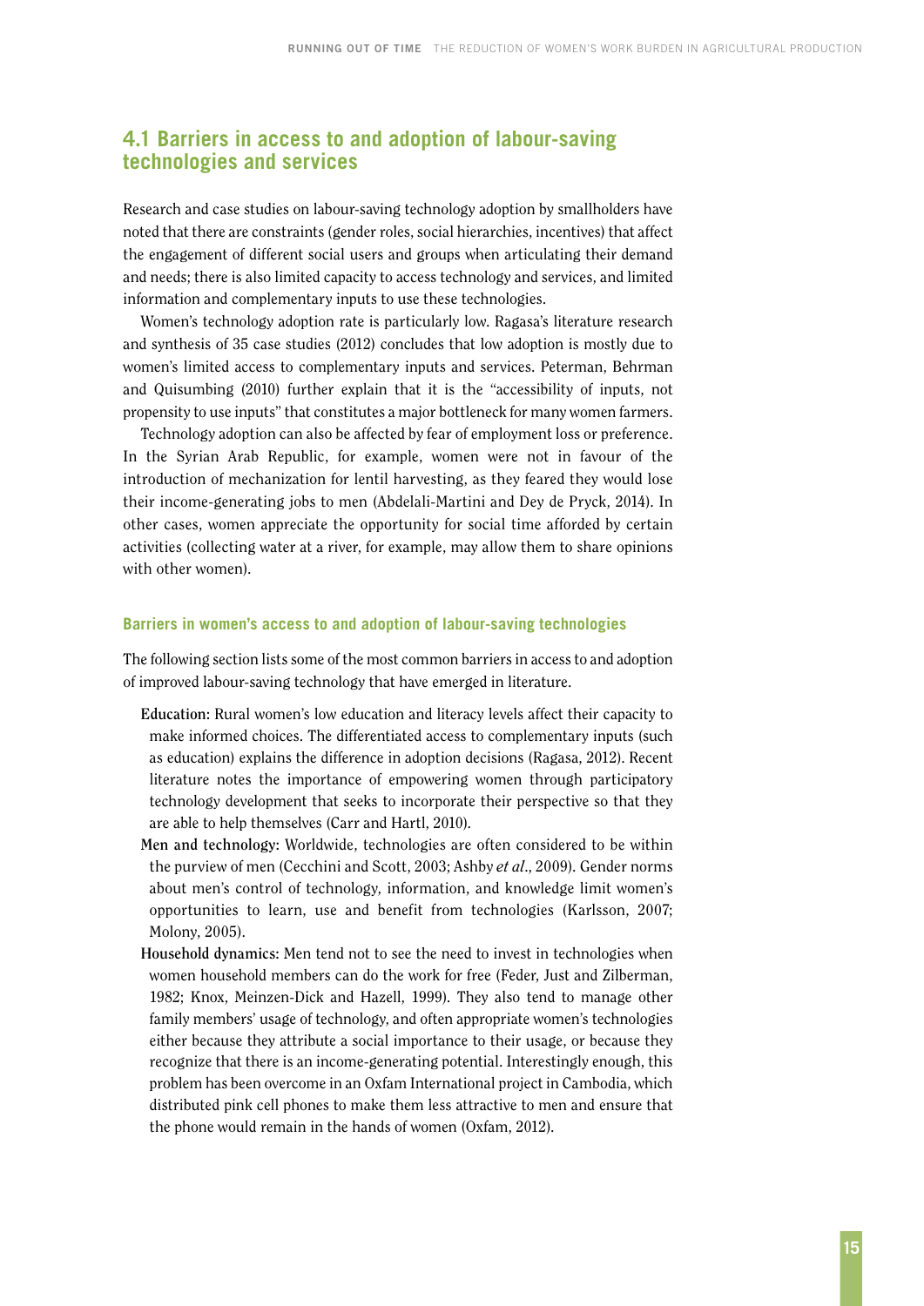## 4.1 Barriers in access to and adoption of labour-saving technologies and services

Research and case studies on labour-saving technology adoption by smallholders have noted that there are constraints (gender roles, social hierarchies, incentives) that affect the engagement of different social users and groups when articulating their demand and needs; there is also limited capacity to access technology and services, and limited information and complementary inputs to use these technologies.

Women's technology adoption rate is particularly low. Ragasa's literature research and synthesis of 35 case studies (2012) concludes that low adoption is mostly due to women's limited access to complementary inputs and services. Peterman, Behrman and Quisumbing (2010) further explain that it is the "accessibility of inputs, not propensity to use inputs" that constitutes a major bottleneck for many women farmers.

Technology adoption can also be affected by fear of employment loss or preference. In the Syrian Arab Republic, for example, women were not in favour of the introduction of mechanization for lentil harvesting, as they feared they would lose their income-generating jobs to men (Abdelali-Martini and Dey de Pryck, 2014). In other cases, women appreciate the opportunity for social time afforded by certain activities (collecting water at a river, for example, may allow them to share opinions with other women).

### Barriers in women's access to and adoption of labour-saving technologies

The following section lists some of the most common barriers in access to and adoption of improved labour-saving technology that have emerged in literature.

**Education:** Rural women's low education and literacy levels affect their capacity to make informed choices. The differentiated access to complementary inputs (such as education) explains the difference in adoption decisions (Ragasa, 2012). Recent literature notes the importance of empowering women through participatory technology development that seeks to incorporate their perspective so that they are able to help themselves (Carr and Hartl, 2010).

**Men and technology:** Worldwide, technologies are often considered to be within the purview of men (Cecchini and Scott, 2003; Ashby *et al*., 2009). Gender norms about men's control of technology, information, and knowledge limit women's opportunities to learn, use and benefit from technologies (Karlsson, 2007; Molony, 2005).

**Household dynamics:** Men tend not to see the need to invest in technologies when women household members can do the work for free (Feder, Just and Zilberman, 1982; Knox, Meinzen-Dick and Hazell, 1999). They also tend to manage other family members' usage of technology, and often appropriate women's technologies either because they attribute a social importance to their usage, or because they recognize that there is an income-generating potential. Interestingly enough, this problem has been overcome in an Oxfam International project in Cambodia, which distributed pink cell phones to make them less attractive to men and ensure that the phone would remain in the hands of women (Oxfam, 2012).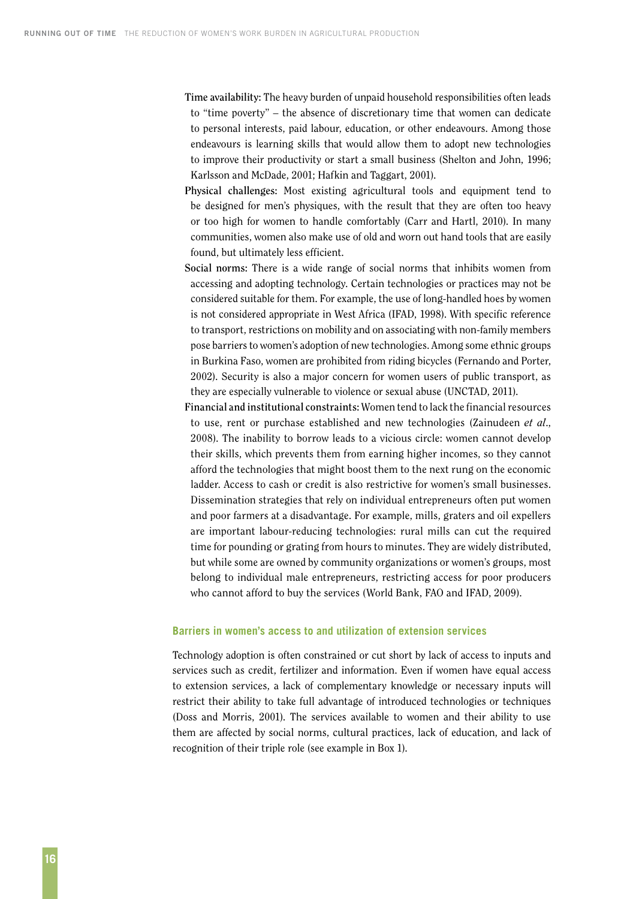- **Time availability:** The heavy burden of unpaid household responsibilities often leads to "time poverty" – the absence of discretionary time that women can dedicate to personal interests, paid labour, education, or other endeavours. Among those endeavours is learning skills that would allow them to adopt new technologies to improve their productivity or start a small business (Shelton and John, 1996; Karlsson and McDade, 2001; Hafkin and Taggart, 2001).
- **Physical challenges:** Most existing agricultural tools and equipment tend to be designed for men's physiques, with the result that they are often too heavy or too high for women to handle comfortably (Carr and Hartl, 2010). In many communities, women also make use of old and worn out hand tools that are easily found, but ultimately less efficient.
- **Social norms:** There is a wide range of social norms that inhibits women from accessing and adopting technology. Certain technologies or practices may not be considered suitable for them. For example, the use of long-handled hoes by women is not considered appropriate in West Africa (IFAD, 1998). With specific reference to transport, restrictions on mobility and on associating with non-family members pose barriers to women's adoption of new technologies. Among some ethnic groups in Burkina Faso, women are prohibited from riding bicycles (Fernando and Porter, 2002). Security is also a major concern for women users of public transport, as they are especially vulnerable to violence or sexual abuse (UNCTAD, 2011).
- **Financial and institutional constraints:** Women tend to lack the financial resources to use, rent or purchase established and new technologies (Zainudeen *et al.*, 2008). The inability to borrow leads to a vicious circle: women cannot develop their skills, which prevents them from earning higher incomes, so they cannot afford the technologies that might boost them to the next rung on the economic ladder. Access to cash or credit is also restrictive for women's small businesses. Dissemination strategies that rely on individual entrepreneurs often put women and poor farmers at a disadvantage. For example, mills, graters and oil expellers are important labour-reducing technologies: rural mills can cut the required time for pounding or grating from hours to minutes. They are widely distributed, but while some are owned by community organizations or women's groups, most belong to individual male entrepreneurs, restricting access for poor producers who cannot afford to buy the services (World Bank, FAO and IFAD, 2009).

### Barriers in women's access to and utilization of extension services

Technology adoption is often constrained or cut short by lack of access to inputs and services such as credit, fertilizer and information. Even if women have equal access to extension services, a lack of complementary knowledge or necessary inputs will restrict their ability to take full advantage of introduced technologies or techniques (Doss and Morris, 2001). The services available to women and their ability to use them are affected by social norms, cultural practices, lack of education, and lack of recognition of their triple role (see example in Box 1).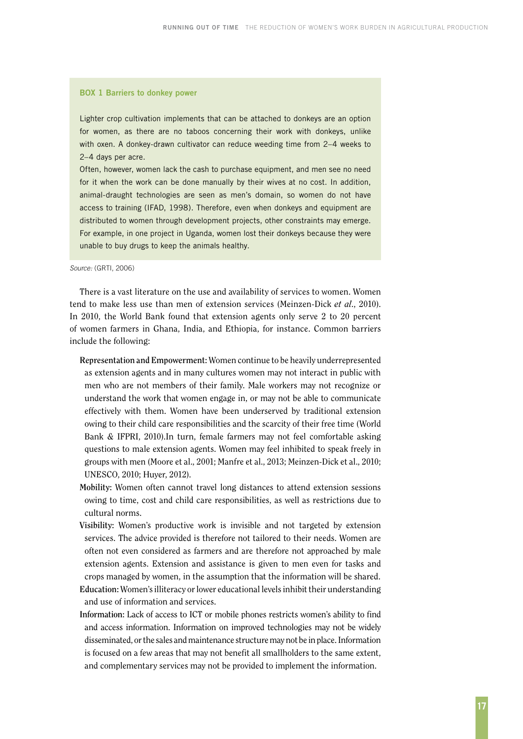**BOX 1 Barriers to donkey power**

Lighter crop cultivation implements that can be attached to donkeys are an option for women, as there are no taboos concerning their work with donkeys, unlike with oxen. A donkey-drawn cultivator can reduce weeding time from 2–4 weeks to 2–4 days per acre.

Often, however, women lack the cash to purchase equipment, and men see no need for it when the work can be done manually by their wives at no cost. In addition, animal-draught technologies are seen as men's domain, so women do not have access to training (IFAD, 1998). Therefore, even when donkeys and equipment are distributed to women through development projects, other constraints may emerge. For example, in one project in Uganda, women lost their donkeys because they were unable to buy drugs to keep the animals healthy.

*Source:* (GRTI, 2006)

There is a vast literature on the use and availability of services to women. Women tend to make less use than men of extension services (Meinzen-Dick *et al.*, 2010). In 2010, the World Bank found that extension agents only serve 2 to 20 percent of women farmers in Ghana, India, and Ethiopia, for instance. Common barriers include the following:

- **Representation and Empowerment:** Women continue to be heavily underrepresented as extension agents and in many cultures women may not interact in public with men who are not members of their family. Male workers may not recognize or understand the work that women engage in, or may not be able to communicate effectively with them. Women have been underserved by traditional extension owing to their child care responsibilities and the scarcity of their free time (World Bank & IFPRI, 2010).In turn, female farmers may not feel comfortable asking questions to male extension agents. Women may feel inhibited to speak freely in groups with men (Moore et al., 2001; Manfre et al., 2013; Meinzen-Dick et al., 2010; UNESCO, 2010; Huyer, 2012).
- **Mobility:** Women often cannot travel long distances to attend extension sessions owing to time, cost and child care responsibilities, as well as restrictions due to cultural norms.
- **Visibility:** Women's productive work is invisible and not targeted by extension services. The advice provided is therefore not tailored to their needs. Women are often not even considered as farmers and are therefore not approached by male extension agents. Extension and assistance is given to men even for tasks and crops managed by women, in the assumption that the information will be shared.
- **Education:** Women's illiteracy or lower educational levels inhibit their understanding and use of information and services.
- **Information:** Lack of access to ICT or mobile phones restricts women's ability to find and access information. Information on improved technologies may not be widely disseminated, or the sales and maintenance structure may not be in place. Information is focused on a few areas that may not benefit all smallholders to the same extent, and complementary services may not be provided to implement the information.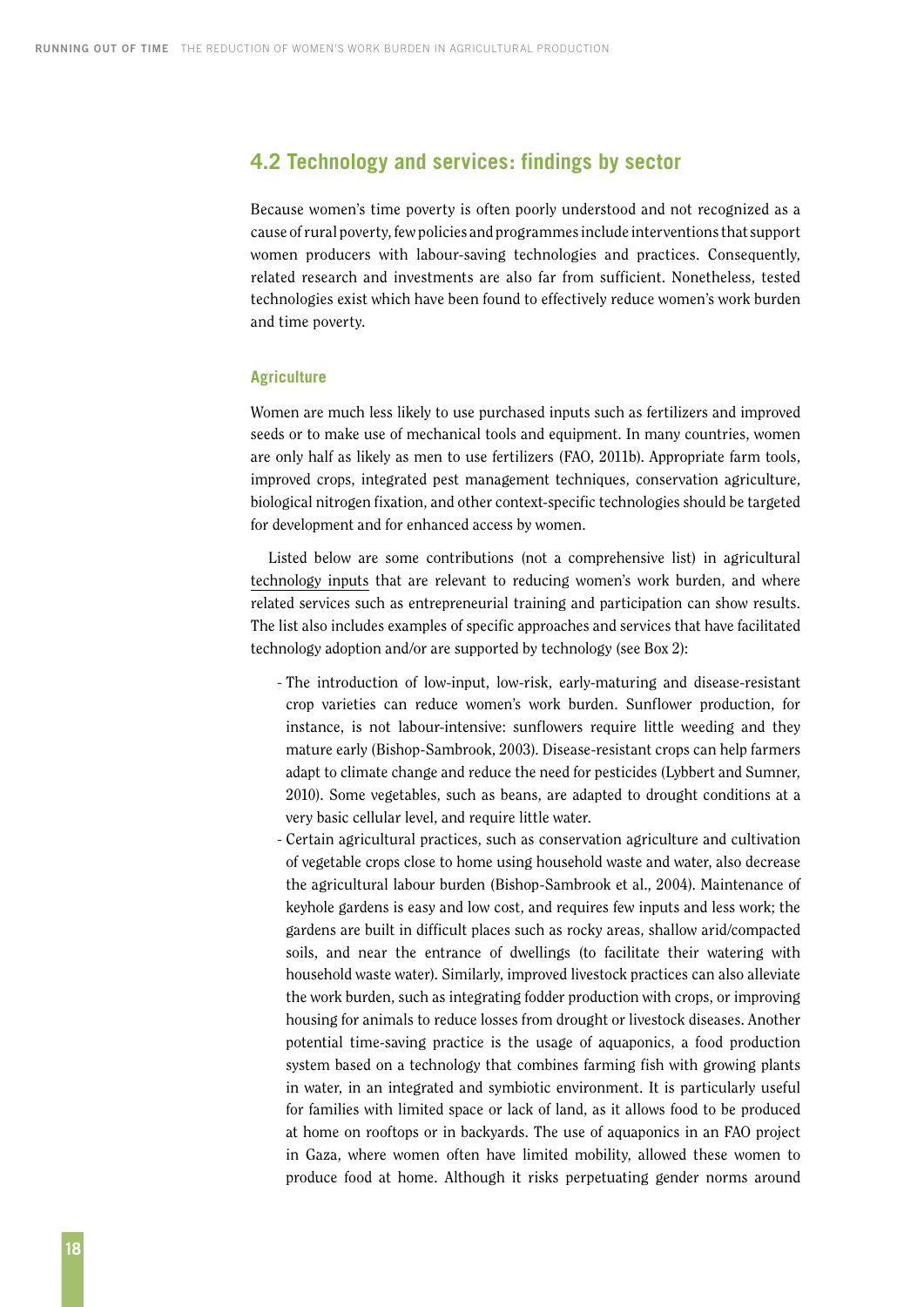## 4.2 Technology and services: findings by sector

Because women's time poverty is often poorly understood and not recognized as a cause of rural poverty, few policies and programmes include interventions that support women producers with labour-saving technologies and practices. Consequently, related research and investments are also far from sufficient. Nonetheless, tested technologies exist which have been found to effectively reduce women's work burden and time poverty.

### Agriculture

Women are much less likely to use purchased inputs such as fertilizers and improved seeds or to make use of mechanical tools and equipment. In many countries, women are only half as likely as men to use fertilizers (FAO, 2011b). Appropriate farm tools, improved crops, integrated pest management techniques, conservation agriculture, biological nitrogen fixation, and other context-specific technologies should be targeted for development and for enhanced access by women.

Listed below are some contributions (not a comprehensive list) in agricultural technology inputs that are relevant to reducing women's work burden, and where related services such as entrepreneurial training and participation can show results. The list also includes examples of specific approaches and services that have facilitated technology adoption and/or are supported by technology (see Box 2):

- The introduction of low-input, low-risk, early-maturing and disease-resistant crop varieties can reduce women's work burden. Sunflower production, for instance, is not labour-intensive: sunflowers require little weeding and they mature early (Bishop-Sambrook, 2003). Disease-resistant crops can help farmers adapt to climate change and reduce the need for pesticides (Lybbert and Sumner, 2010). Some vegetables, such as beans, are adapted to drought conditions at a very basic cellular level, and require little water.
- Certain agricultural practices, such as conservation agriculture and cultivation of vegetable crops close to home using household waste and water, also decrease the agricultural labour burden (Bishop-Sambrook et al., 2004). Maintenance of keyhole gardens is easy and low cost, and requires few inputs and less work; the gardens are built in difficult places such as rocky areas, shallow arid/compacted soils, and near the entrance of dwellings (to facilitate their watering with household waste water). Similarly, improved livestock practices can also alleviate the work burden, such as integrating fodder production with crops, or improving housing for animals to reduce losses from drought or livestock diseases. Another potential time-saving practice is the usage of aquaponics, a food production system based on a technology that combines farming fish with growing plants in water, in an integrated and symbiotic environment. It is particularly useful for families with limited space or lack of land, as it allows food to be produced at home on rooftops or in backyards. The use of aquaponics in an FAO project in Gaza, where women often have limited mobility, allowed these women to produce food at home. Although it risks perpetuating gender norms around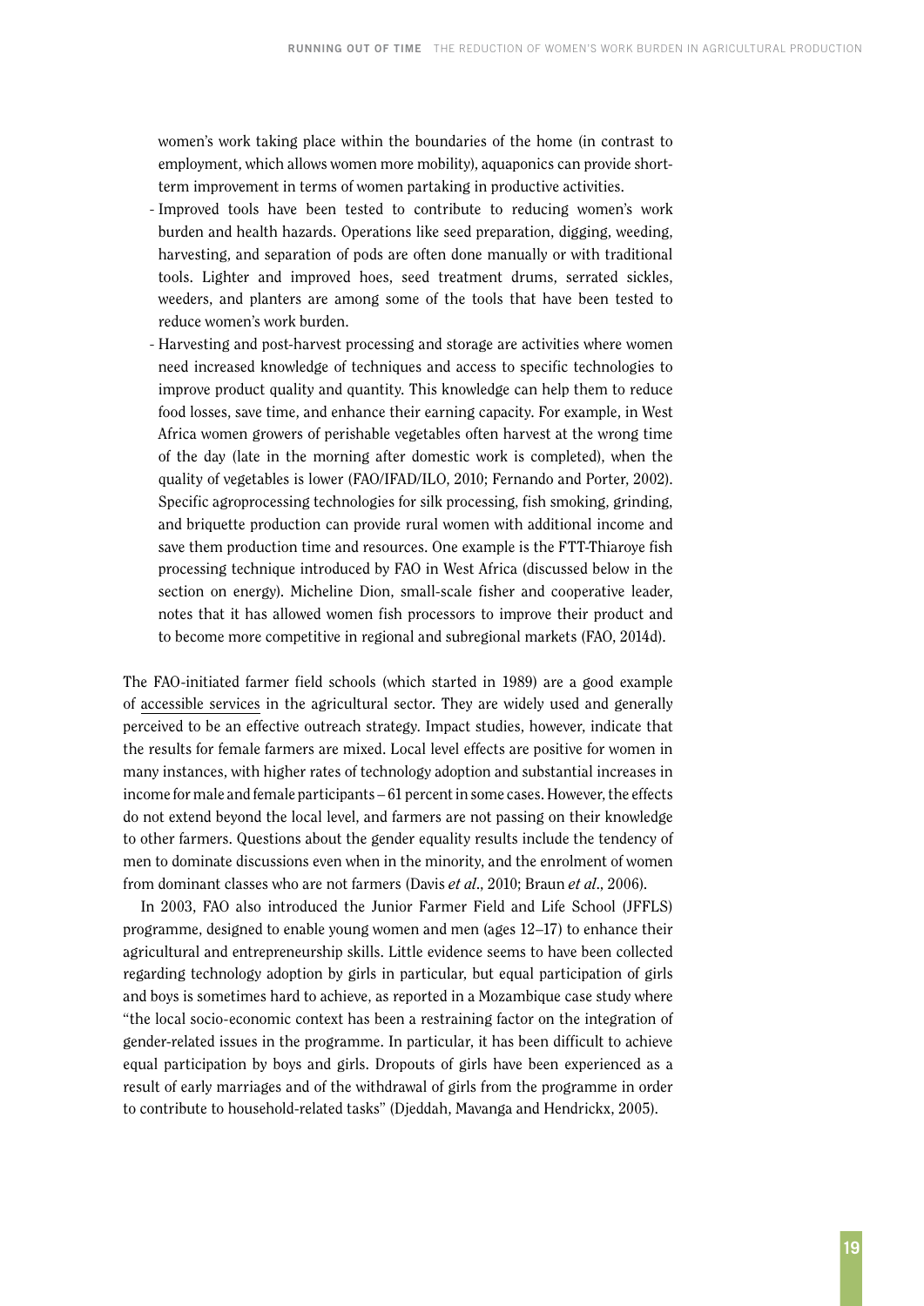women's work taking place within the boundaries of the home (in contrast to employment, which allows women more mobility), aquaponics can provide short-term improvement in terms of women partaking in productive activities.

- Improved tools have been tested to contribute to reducing women's work burden and health hazards. Operations like seed preparation, digging, weeding, harvesting, and separation of pods are often done manually or with traditional tools. Lighter and improved hoes, seed treatment drums, serrated sickles, weeders, and planters are among some of the tools that have been tested to reduce women's work burden.
- Harvesting and post-harvest processing and storage are activities where women need increased knowledge of techniques and access to specific technologies to improve product quality and quantity. This knowledge can help them to reduce food losses, save time, and enhance their earning capacity. For example, in West Africa women growers of perishable vegetables often harvest at the wrong time of the day (late in the morning after domestic work is completed), when the quality of vegetables is lower (FAO/IFAD/ILO, 2010; Fernando and Porter, 2002). Specific agroprocessing technologies for silk processing, fish smoking, grinding, and briquette production can provide rural women with additional income and save them production time and resources. One example is the FTT-Thiaroye fish processing technique introduced by FAO in West Africa (discussed below in the section on energy). Micheline Dion, small-scale fisher and cooperative leader, notes that it has allowed women fish processors to improve their product and to become more competitive in regional and subregional markets (FAO, 2014d).

The FAO-initiated farmer field schools (which started in 1989) are a good example of accessible services in the agricultural sector. They are widely used and generally perceived to be an effective outreach strategy. Impact studies, however, indicate that the results for female farmers are mixed. Local level effects are positive for women in many instances, with higher rates of technology adoption and substantial increases in income for male and female participants – 61 percent in some cases. However, the effects do not extend beyond the local level, and farmers are not passing on their knowledge to other farmers. Questions about the gender equality results include the tendency of men to dominate discussions even when in the minority, and the enrolment of women from dominant classes who are not farmers (Davis *et al*., 2010; Braun *et al*., 2006).

In 2003, FAO also introduced the Junior Farmer Field and Life School (JFFLS) programme, designed to enable young women and men (ages 12–17) to enhance their agricultural and entrepreneurship skills. Little evidence seems to have been collected regarding technology adoption by girls in particular, but equal participation of girls and boys is sometimes hard to achieve, as reported in a Mozambique case study where "the local socio-economic context has been a restraining factor on the integration of gender-related issues in the programme. In particular, it has been difficult to achieve equal participation by boys and girls. Dropouts of girls have been experienced as a result of early marriages and of the withdrawal of girls from the programme in order to contribute to household-related tasks" (Djeddah, Mavanga and Hendrickx, 2005).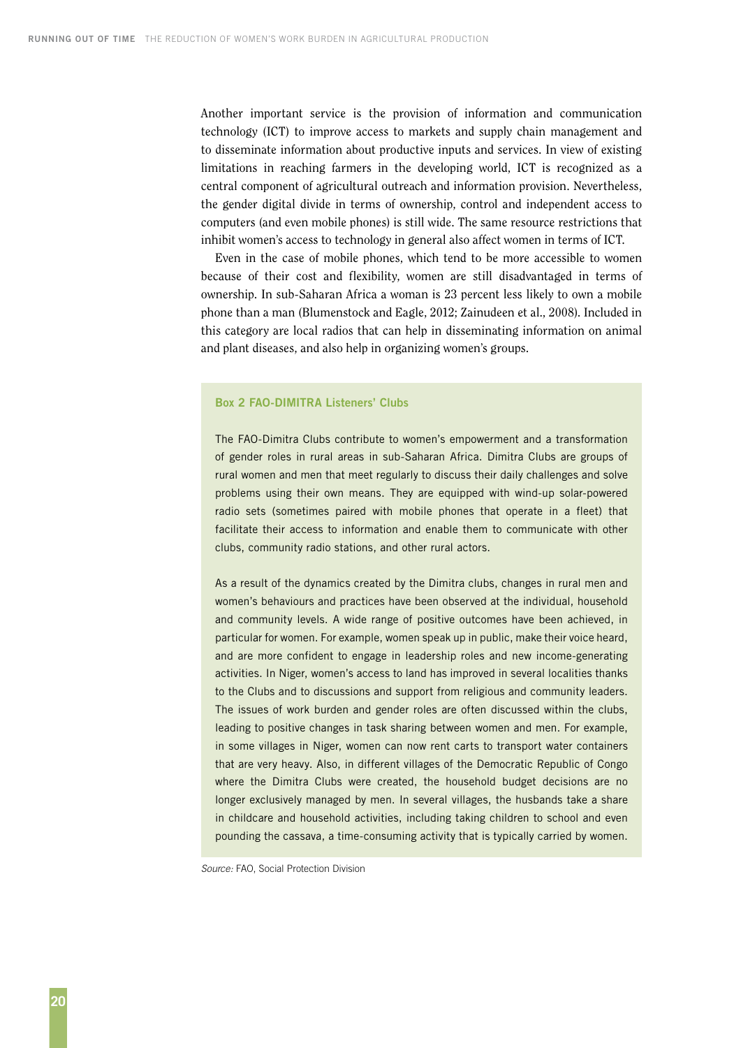Another important service is the provision of information and communication technology (ICT) to improve access to markets and supply chain management and to disseminate information about productive inputs and services. In view of existing limitations in reaching farmers in the developing world, ICT is recognized as a central component of agricultural outreach and information provision. Nevertheless, the gender digital divide in terms of ownership, control and independent access to computers (and even mobile phones) is still wide. The same resource restrictions that inhibit women's access to technology in general also affect women in terms of ICT.

Even in the case of mobile phones, which tend to be more accessible to women because of their cost and flexibility, women are still disadvantaged in terms of ownership. In sub-Saharan Africa a woman is 23 percent less likely to own a mobile phone than a man (Blumenstock and Eagle, 2012; Zainudeen et al., 2008). Included in this category are local radios that can help in disseminating information on animal and plant diseases, and also help in organizing women's groups.

**Box 2 FAO-DIMITRA Listeners' Clubs**

The FAO-Dimitra Clubs contribute to women's empowerment and a transformation of gender roles in rural areas in sub-Saharan Africa. Dimitra Clubs are groups of rural women and men that meet regularly to discuss their daily challenges and solve problems using their own means. They are equipped with wind-up solar-powered radio sets (sometimes paired with mobile phones that operate in a fleet) that facilitate their access to information and enable them to communicate with other clubs, community radio stations, and other rural actors.

As a result of the dynamics created by the Dimitra clubs, changes in rural men and women's behaviours and practices have been observed at the individual, household and community levels. A wide range of positive outcomes have been achieved, in particular for women. For example, women speak up in public, make their voice heard, and are more confident to engage in leadership roles and new income-generating activities. In Niger, women's access to land has improved in several localities thanks to the Clubs and to discussions and support from religious and community leaders. The issues of work burden and gender roles are often discussed within the clubs, leading to positive changes in task sharing between women and men. For example, in some villages in Niger, women can now rent carts to transport water containers that are very heavy. Also, in different villages of the Democratic Republic of Congo where the Dimitra Clubs were created, the household budget decisions are no longer exclusively managed by men. In several villages, the husbands take a share in childcare and household activities, including taking children to school and even pounding the cassava, a time-consuming activity that is typically carried by women.

*Source:* FAO, Social Protection Division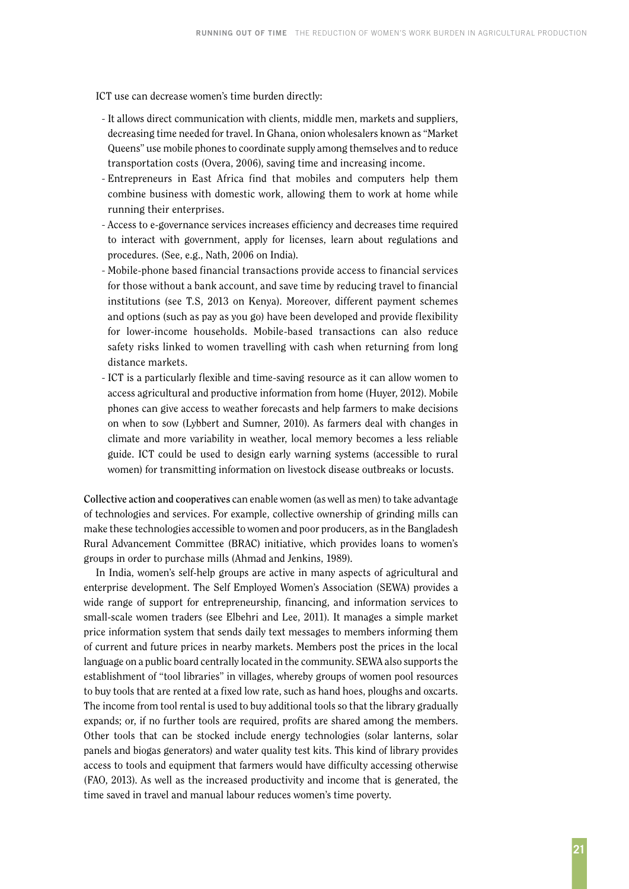ICT use can decrease women's time burden directly:

- It allows direct communication with clients, middle men, markets and suppliers, decreasing time needed for travel. In Ghana, onion wholesalers known as "Market Queens" use mobile phones to coordinate supply among themselves and to reduce transportation costs (Overa, 2006), saving time and increasing income.
- Entrepreneurs in East Africa find that mobiles and computers help them combine business with domestic work, allowing them to work at home while running their enterprises.
- Access to e-governance services increases efficiency and decreases time required to interact with government, apply for licenses, learn about regulations and procedures. (See, e.g., Nath, 2006 on India).
- Mobile-phone based financial transactions provide access to financial services for those without a bank account, and save time by reducing travel to financial institutions (see T.S, 2013 on Kenya). Moreover, different payment schemes and options (such as pay as you go) have been developed and provide flexibility for lower-income households. Mobile-based transactions can also reduce safety risks linked to women travelling with cash when returning from long distance markets.
- ICT is a particularly flexible and time-saving resource as it can allow women to access agricultural and productive information from home (Huyer, 2012). Mobile phones can give access to weather forecasts and help farmers to make decisions on when to sow (Lybbert and Sumner, 2010). As farmers deal with changes in climate and more variability in weather, local memory becomes a less reliable guide. ICT could be used to design early warning systems (accessible to rural women) for transmitting information on livestock disease outbreaks or locusts.

**Collective action and cooperatives** can enable women (as well as men) to take advantage of technologies and services. For example, collective ownership of grinding mills can make these technologies accessible to women and poor producers, as in the Bangladesh Rural Advancement Committee (BRAC) initiative, which provides loans to women's groups in order to purchase mills (Ahmad and Jenkins, 1989).

In India, women's self-help groups are active in many aspects of agricultural and enterprise development. The Self Employed Women's Association (SEWA) provides a wide range of support for entrepreneurship, financing, and information services to small-scale women traders (see Elbehri and Lee, 2011). It manages a simple market price information system that sends daily text messages to members informing them of current and future prices in nearby markets. Members post the prices in the local language on a public board centrally located in the community. SEWA also supports the establishment of "tool libraries" in villages, whereby groups of women pool resources to buy tools that are rented at a fixed low rate, such as hand hoes, ploughs and oxcarts. The income from tool rental is used to buy additional tools so that the library gradually expands; or, if no further tools are required, profits are shared among the members. Other tools that can be stocked include energy technologies (solar lanterns, solar panels and biogas generators) and water quality test kits. This kind of library provides access to tools and equipment that farmers would have difficulty accessing otherwise (FAO, 2013). As well as the increased productivity and income that is generated, the time saved in travel and manual labour reduces women's time poverty.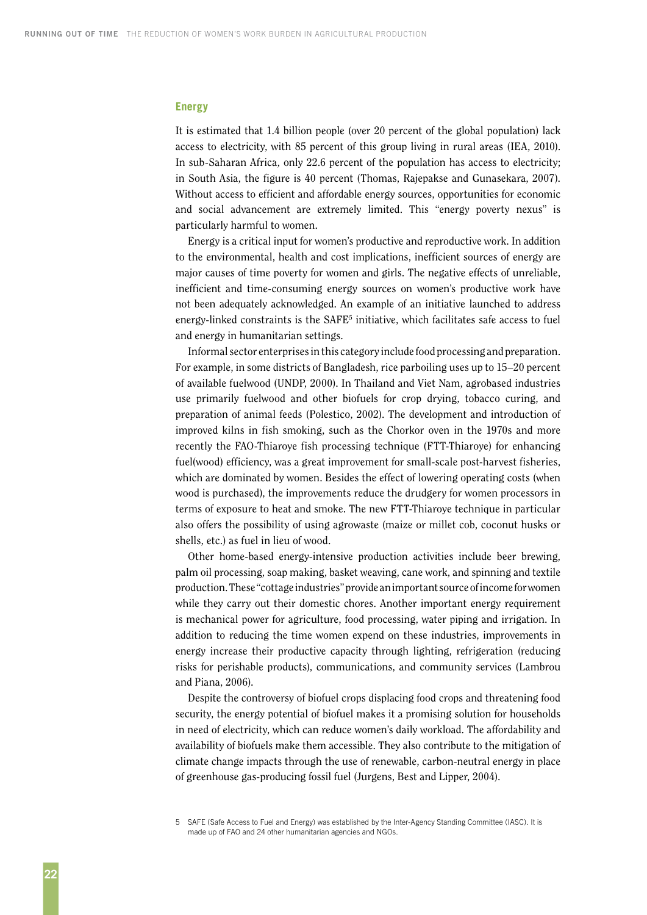## Energy

It is estimated that 1.4 billion people (over 20 percent of the global population) lack access to electricity, with 85 percent of this group living in rural areas (IEA, 2010). In sub-Saharan Africa, only 22.6 percent of the population has access to electricity; in South Asia, the figure is 40 percent (Thomas, Rajepakse and Gunasekara, 2007). Without access to efficient and affordable energy sources, opportunities for economic and social advancement are extremely limited. This "energy poverty nexus" is particularly harmful to women.

Energy is a critical input for women's productive and reproductive work. In addition to the environmental, health and cost implications, inefficient sources of energy are major causes of time poverty for women and girls. The negative effects of unreliable, inefficient and time-consuming energy sources on women's productive work have not been adequately acknowledged. An example of an initiative launched to address energy-linked constraints is the SAFE[5] initiative, which facilitates safe access to fuel and energy in humanitarian settings.

Informal sector enterprises in this category include food processing and preparation. For example, in some districts of Bangladesh, rice parboiling uses up to 15–20 percent of available fuelwood (UNDP, 2000). In Thailand and Viet Nam, agrobased industries use primarily fuelwood and other biofuels for crop drying, tobacco curing, and preparation of animal feeds (Polestico, 2002). The development and introduction of improved kilns in fish smoking, such as the Chorkor oven in the 1970s and more recently the FAO-Thiaroye fish processing technique (FTT-Thiaroye) for enhancing fuel(wood) efficiency, was a great improvement for small-scale post-harvest fisheries, which are dominated by women. Besides the effect of lowering operating costs (when wood is purchased), the improvements reduce the drudgery for women processors in terms of exposure to heat and smoke. The new FTT-Thiaroye technique in particular also offers the possibility of using agrowaste (maize or millet cob, coconut husks or shells, etc.) as fuel in lieu of wood.

Other home-based energy-intensive production activities include beer brewing, palm oil processing, soap making, basket weaving, cane work, and spinning and textile production. These "cottage industries" provide an important source of income for women while they carry out their domestic chores. Another important energy requirement is mechanical power for agriculture, food processing, water piping and irrigation. In addition to reducing the time women expend on these industries, improvements in energy increase their productive capacity through lighting, refrigeration (reducing risks for perishable products), communications, and community services (Lambrou and Piana, 2006).

Despite the controversy of biofuel crops displacing food crops and threatening food security, the energy potential of biofuel makes it a promising solution for households in need of electricity, which can reduce women's daily workload. The affordability and availability of biofuels make them accessible. They also contribute to the mitigation of climate change impacts through the use of renewable, carbon-neutral energy in place of greenhouse gas-producing fossil fuel (Jurgens, Best and Lipper, 2004).

5 SAFE (Safe Access to Fuel and Energy) was established by the Inter-Agency Standing Committee (IASC). It is made up of FAO and 24 other humanitarian agencies and NGOs.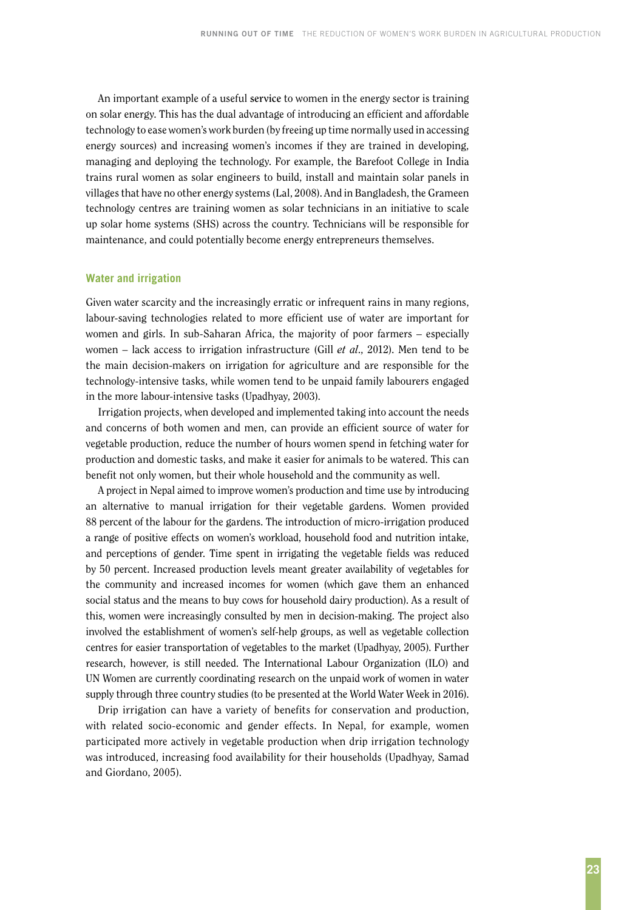An important example of a useful **service** to women in the energy sector is training on solar energy. This has the dual advantage of introducing an efficient and affordable technology to ease women's work burden (by freeing up time normally used in accessing energy sources) and increasing women's incomes if they are trained in developing, managing and deploying the technology. For example, the Barefoot College in India trains rural women as solar engineers to build, install and maintain solar panels in villages that have no other energy systems (Lal, 2008). And in Bangladesh, the Grameen technology centres are training women as solar technicians in an initiative to scale up solar home systems (SHS) across the country. Technicians will be responsible for maintenance, and could potentially become energy entrepreneurs themselves.

### Water and irrigation

Given water scarcity and the increasingly erratic or infrequent rains in many regions, labour-saving technologies related to more efficient use of water are important for women and girls. In sub-Saharan Africa, the majority of poor farmers – especially women – lack access to irrigation infrastructure (Gill *et al*., 2012). Men tend to be the main decision-makers on irrigation for agriculture and are responsible for the technology-intensive tasks, while women tend to be unpaid family labourers engaged in the more labour-intensive tasks (Upadhyay, 2003).

Irrigation projects, when developed and implemented taking into account the needs and concerns of both women and men, can provide an efficient source of water for vegetable production, reduce the number of hours women spend in fetching water for production and domestic tasks, and make it easier for animals to be watered. This can benefit not only women, but their whole household and the community as well.

A project in Nepal aimed to improve women's production and time use by introducing an alternative to manual irrigation for their vegetable gardens. Women provided 88 percent of the labour for the gardens. The introduction of micro-irrigation produced a range of positive effects on women's workload, household food and nutrition intake, and perceptions of gender. Time spent in irrigating the vegetable fields was reduced by 50 percent. Increased production levels meant greater availability of vegetables for the community and increased incomes for women (which gave them an enhanced social status and the means to buy cows for household dairy production). As a result of this, women were increasingly consulted by men in decision-making. The project also involved the establishment of women's self-help groups, as well as vegetable collection centres for easier transportation of vegetables to the market (Upadhyay, 2005). Further research, however, is still needed. The International Labour Organization (ILO) and UN Women are currently coordinating research on the unpaid work of women in water supply through three country studies (to be presented at the World Water Week in 2016).

Drip irrigation can have a variety of benefits for conservation and production, with related socio-economic and gender effects. In Nepal, for example, women participated more actively in vegetable production when drip irrigation technology was introduced, increasing food availability for their households (Upadhyay, Samad and Giordano, 2005).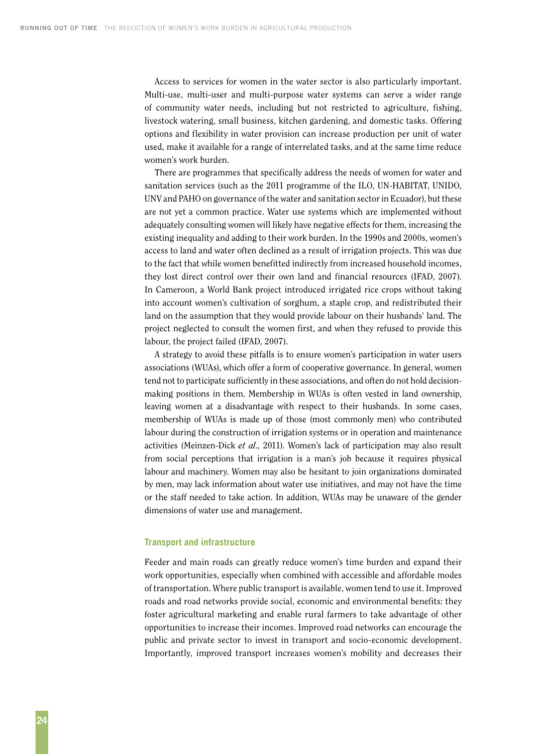Access to services for women in the water sector is also particularly important. Multi-use, multi-user and multi-purpose water systems can serve a wider range of community water needs, including but not restricted to agriculture, fishing, livestock watering, small business, kitchen gardening, and domestic tasks. Offering options and flexibility in water provision can increase production per unit of water used, make it available for a range of interrelated tasks, and at the same time reduce women's work burden.

There are programmes that specifically address the needs of women for water and sanitation services (such as the 2011 programme of the ILO, UN-HABITAT, UNIDO, UNV and PAHO on governance of the water and sanitation sector in Ecuador), but these are not yet a common practice. Water use systems which are implemented without adequately consulting women will likely have negative effects for them, increasing the existing inequality and adding to their work burden. In the 1990s and 2000s, women's access to land and water often declined as a result of irrigation projects. This was due to the fact that while women benefitted indirectly from increased household incomes, they lost direct control over their own land and financial resources (IFAD, 2007). In Cameroon, a World Bank project introduced irrigated rice crops without taking into account women's cultivation of sorghum, a staple crop, and redistributed their land on the assumption that they would provide labour on their husbands' land. The project neglected to consult the women first, and when they refused to provide this labour, the project failed (IFAD, 2007).

A strategy to avoid these pitfalls is to ensure women's participation in water users associations (WUAs), which offer a form of cooperative governance. In general, women tend not to participate sufficiently in these associations, and often do not hold decision-making positions in them. Membership in WUAs is often vested in land ownership, leaving women at a disadvantage with respect to their husbands. In some cases, membership of WUAs is made up of those (most commonly men) who contributed labour during the construction of irrigation systems or in operation and maintenance activities (Meinzen-Dick *et al.*, 2011). Women's lack of participation may also result from social perceptions that irrigation is a man's job because it requires physical labour and machinery. Women may also be hesitant to join organizations dominated by men, may lack information about water use initiatives, and may not have the time or the staff needed to take action. In addition, WUAs may be unaware of the gender dimensions of water use and management.

### Transport and infrastructure

Feeder and main roads can greatly reduce women's time burden and expand their work opportunities, especially when combined with accessible and affordable modes of transportation. Where public transport is available, women tend to use it. Improved roads and road networks provide social, economic and environmental benefits: they foster agricultural marketing and enable rural farmers to take advantage of other opportunities to increase their incomes. Improved road networks can encourage the public and private sector to invest in transport and socio-economic development. Importantly, improved transport increases women's mobility and decreases their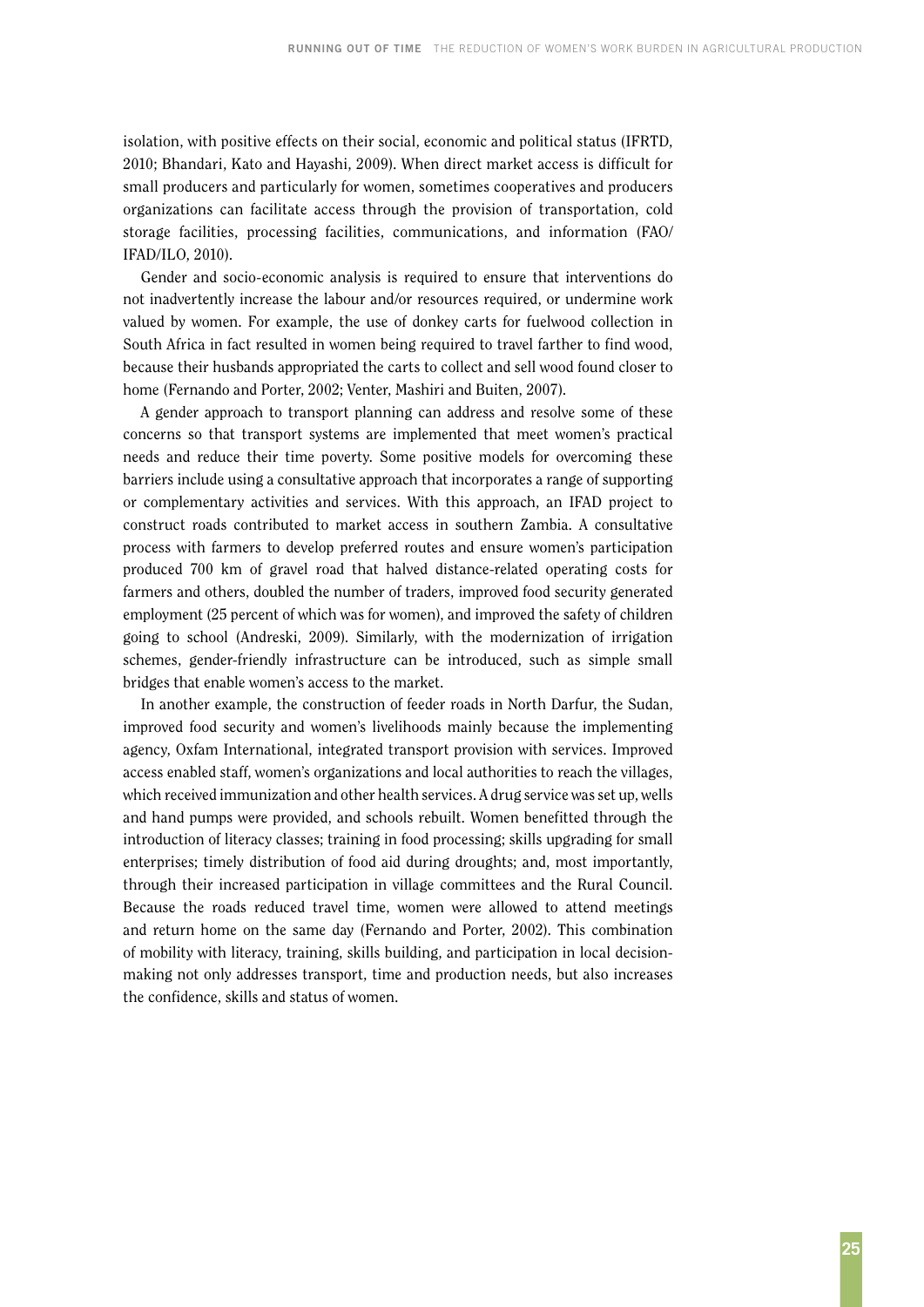isolation, with positive effects on their social, economic and political status (IFRTD, 2010; Bhandari, Kato and Hayashi, 2009). When direct market access is difficult for small producers and particularly for women, sometimes cooperatives and producers organizations can facilitate access through the provision of transportation, cold storage facilities, processing facilities, communications, and information (FAO/IFAD/ILO, 2010).

Gender and socio-economic analysis is required to ensure that interventions do not inadvertently increase the labour and/or resources required, or undermine work valued by women. For example, the use of donkey carts for fuelwood collection in South Africa in fact resulted in women being required to travel farther to find wood, because their husbands appropriated the carts to collect and sell wood found closer to home (Fernando and Porter, 2002; Venter, Mashiri and Buiten, 2007).

A gender approach to transport planning can address and resolve some of these concerns so that transport systems are implemented that meet women's practical needs and reduce their time poverty. Some positive models for overcoming these barriers include using a consultative approach that incorporates a range of supporting or complementary activities and services. With this approach, an IFAD project to construct roads contributed to market access in southern Zambia. A consultative process with farmers to develop preferred routes and ensure women's participation produced 700 km of gravel road that halved distance-related operating costs for farmers and others, doubled the number of traders, improved food security generated employment (25 percent of which was for women), and improved the safety of children going to school (Andreski, 2009). Similarly, with the modernization of irrigation schemes, gender-friendly infrastructure can be introduced, such as simple small bridges that enable women's access to the market.

In another example, the construction of feeder roads in North Darfur, the Sudan, improved food security and women's livelihoods mainly because the implementing agency, Oxfam International, integrated transport provision with services. Improved access enabled staff, women's organizations and local authorities to reach the villages, which received immunization and other health services. A drug service was set up, wells and hand pumps were provided, and schools rebuilt. Women benefitted through the introduction of literacy classes; training in food processing; skills upgrading for small enterprises; timely distribution of food aid during droughts; and, most importantly, through their increased participation in village committees and the Rural Council. Because the roads reduced travel time, women were allowed to attend meetings and return home on the same day (Fernando and Porter, 2002). This combination of mobility with literacy, training, skills building, and participation in local decision-making not only addresses transport, time and production needs, but also increases the confidence, skills and status of women.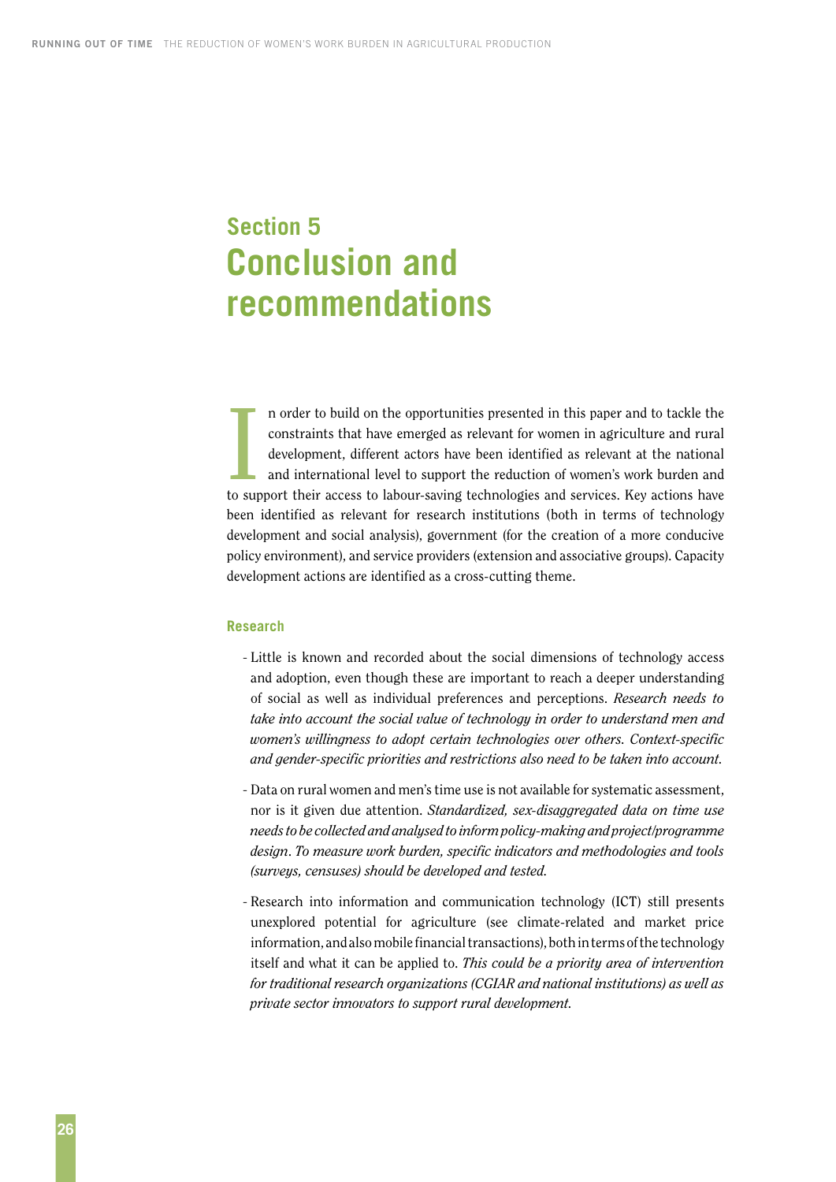## Section 5
# Conclusion and recommendations

In order to build on the opportunities presented in this paper and to tackle the constraints that have emerged as relevant for women in agriculture and rural development, different actors have been identified as relevant at the national and international level to support the reduction of women's work burden and to support their access to labour-saving technologies and services. Key actions have been identified as relevant for research institutions (both in terms of technology development and social analysis), government (for the creation of a more conducive policy environment), and service providers (extension and associative groups). Capacity development actions are identified as a cross-cutting theme.

### Research

- Little is known and recorded about the social dimensions of technology access and adoption, even though these are important to reach a deeper understanding of social as well as individual preferences and perceptions. *Research needs to take into account the social value of technology in order to understand men and women's willingness to adopt certain technologies over others. Context-specific and gender-specific priorities and restrictions also need to be taken into account.*
- Data on rural women and men's time use is not available for systematic assessment, nor is it given due attention. *Standardized, sex-disaggregated data on time use needs to be collected and analysed to inform policy-making and project/programme design. To measure work burden, specific indicators and methodologies and tools (surveys, censuses) should be developed and tested.*
- Research into information and communication technology (ICT) still presents unexplored potential for agriculture (see climate-related and market price information, and also mobile financial transactions), both in terms of the technology itself and what it can be applied to. *This could be a priority area of intervention for traditional research organizations (CGIAR and national institutions) as well as private sector innovators to support rural development.*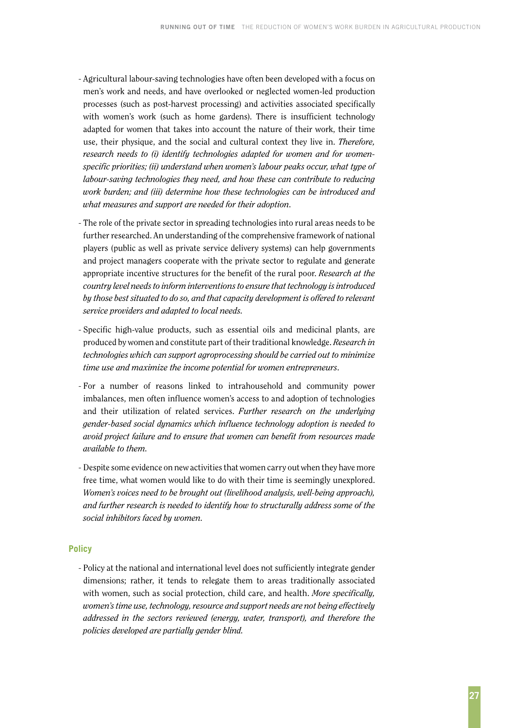- Agricultural labour-saving technologies have often been developed with a focus on men's work and needs, and have overlooked or neglected women-led production processes (such as post-harvest processing) and activities associated specifically with women's work (such as home gardens). There is insufficient technology adapted for women that takes into account the nature of their work, their time use, their physique, and the social and cultural context they live in. *Therefore, research needs to (i) identify technologies adapted for women and for women-specific priorities; (ii) understand when women's labour peaks occur, what type of labour-saving technologies they need, and how these can contribute to reducing work burden; and (iii) determine how these technologies can be introduced and what measures and support are needed for their adoption*.

- The role of the private sector in spreading technologies into rural areas needs to be further researched. An understanding of the comprehensive framework of national players (public as well as private service delivery systems) can help governments and project managers cooperate with the private sector to regulate and generate appropriate incentive structures for the benefit of the rural poor. *Research at the country level needs to inform interventions to ensure that technology is introduced by those best situated to do so, and that capacity development is offered to relevant service providers and adapted to local needs.*

- Specific high-value products, such as essential oils and medicinal plants, are produced by women and constitute part of their traditional knowledge. *Research in technologies which can support agroprocessing should be carried out to minimize time use and maximize the income potential for women entrepreneurs*.

- For a number of reasons linked to intrahousehold and community power imbalances, men often influence women's access to and adoption of technologies and their utilization of related services. *Further research on the underlying gender-based social dynamics which influence technology adoption is needed to avoid project failure and to ensure that women can benefit from resources made available to them.*

- Despite some evidence on new activities that women carry out when they have more free time, what women would like to do with their time is seemingly unexplored. *Women's voices need to be brought out (livelihood analysis, well-being approach), and further research is needed to identify how to structurally address some of the social inhibitors faced by women.*

### Policy

- Policy at the national and international level does not sufficiently integrate gender dimensions; rather, it tends to relegate them to areas traditionally associated with women, such as social protection, child care, and health. *More specifically, women's time use, technology, resource and support needs are not being effectively addressed in the sectors reviewed (energy, water, transport), and therefore the policies developed are partially gender blind.*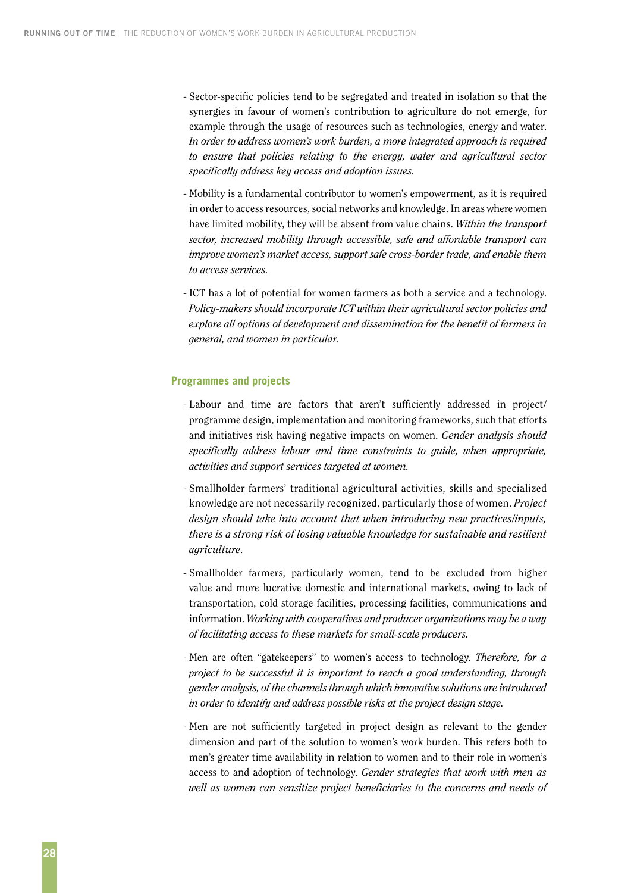- Sector-specific policies tend to be segregated and treated in isolation so that the synergies in favour of women's contribution to agriculture do not emerge, for example through the usage of resources such as technologies, energy and water. *In order to address women's work burden, a more integrated approach is required to ensure that policies relating to the energy, water and agricultural sector specifically address key access and adoption issues.*

- Mobility is a fundamental contributor to women's empowerment, as it is required in order to access resources, social networks and knowledge. In areas where women have limited mobility, they will be absent from value chains. *Within the* ***transport*** *sector, increased mobility through accessible, safe and affordable transport can improve women's market access, support safe cross-border trade, and enable them to access services.*

- ICT has a lot of potential for women farmers as both a service and a technology. *Policy-makers should incorporate ICT within their agricultural sector policies and explore all options of development and dissemination for the benefit of farmers in general, and women in particular.*

### Programmes and projects

- Labour and time are factors that aren't sufficiently addressed in project/programme design, implementation and monitoring frameworks, such that efforts and initiatives risk having negative impacts on women. *Gender analysis should specifically address labour and time constraints to guide, when appropriate, activities and support services targeted at women.*

- Smallholder farmers' traditional agricultural activities, skills and specialized knowledge are not necessarily recognized, particularly those of women. *Project design should take into account that when introducing new practices/inputs, there is a strong risk of losing valuable knowledge for sustainable and resilient agriculture.*

- Smallholder farmers, particularly women, tend to be excluded from higher value and more lucrative domestic and international markets, owing to lack of transportation, cold storage facilities, processing facilities, communications and information. *Working with cooperatives and producer organizations may be a way of facilitating access to these markets for small-scale producers.*

- Men are often "gatekeepers" to women's access to technology. *Therefore, for a project to be successful it is important to reach a good understanding, through gender analysis, of the channels through which innovative solutions are introduced in order to identify and address possible risks at the project design stage.*

- Men are not sufficiently targeted in project design as relevant to the gender dimension and part of the solution to women's work burden. This refers both to men's greater time availability in relation to women and to their role in women's access to and adoption of technology. *Gender strategies that work with men as well as women can sensitize project beneficiaries to the concerns and needs of*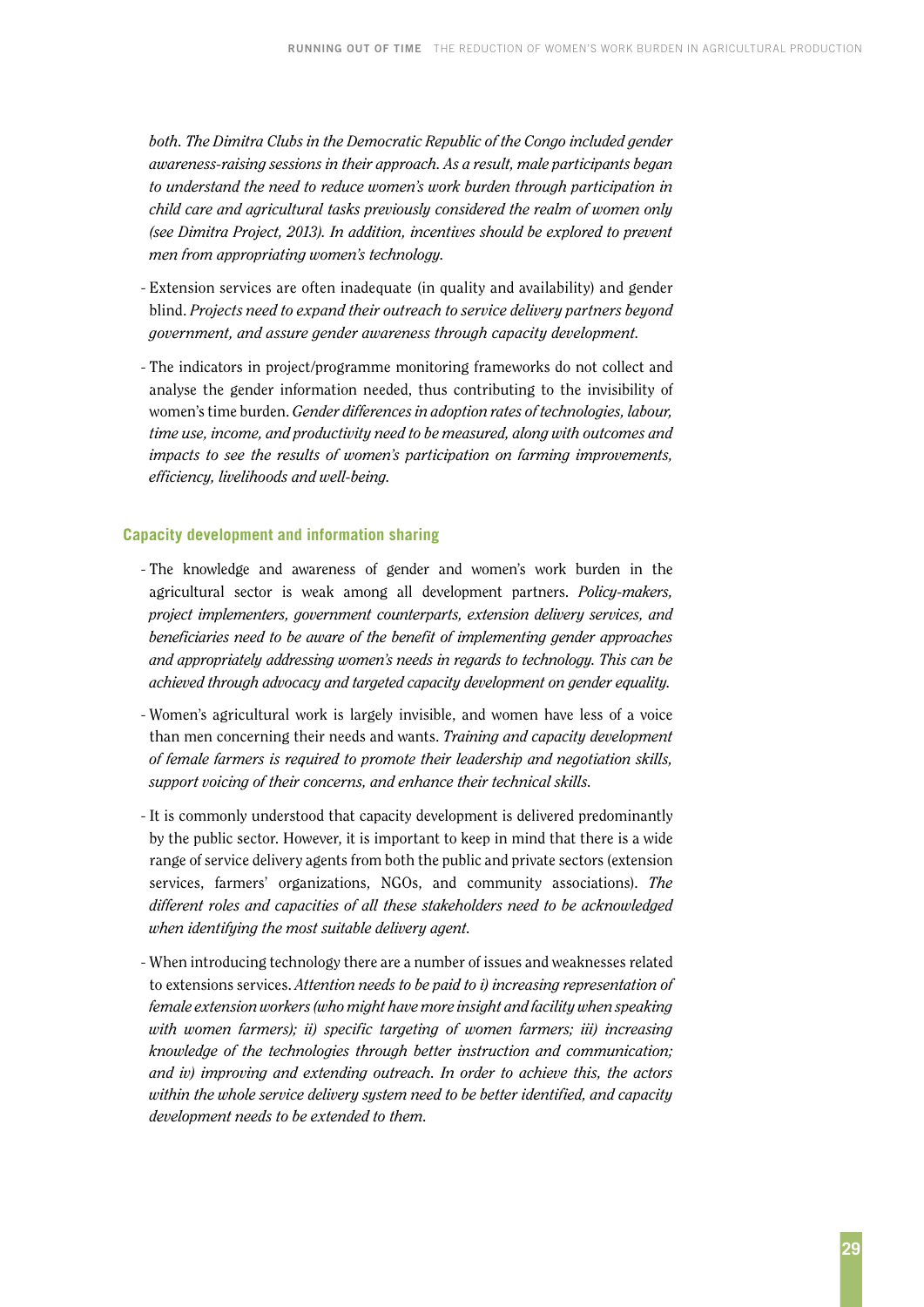*both. The Dimitra Clubs in the Democratic Republic of the Congo included gender awareness-raising sessions in their approach. As a result, male participants began to understand the need to reduce women's work burden through participation in child care and agricultural tasks previously considered the realm of women only (see Dimitra Project, 2013). In addition, incentives should be explored to prevent men from appropriating women's technology.*

- Extension services are often inadequate (in quality and availability) and gender blind. *Projects need to expand their outreach to service delivery partners beyond government, and assure gender awareness through capacity development.*
- The indicators in project/programme monitoring frameworks do not collect and analyse the gender information needed, thus contributing to the invisibility of women's time burden. *Gender differences in adoption rates of technologies, labour, time use, income, and productivity need to be measured, along with outcomes and impacts to see the results of women's participation on farming improvements, efficiency, livelihoods and well-being.*

### Capacity development and information sharing

- The knowledge and awareness of gender and women's work burden in the agricultural sector is weak among all development partners. *Policy-makers, project implementers, government counterparts, extension delivery services, and beneficiaries need to be aware of the benefit of implementing gender approaches and appropriately addressing women's needs in regards to technology. This can be achieved through advocacy and targeted capacity development on gender equality.*
- Women's agricultural work is largely invisible, and women have less of a voice than men concerning their needs and wants. *Training and capacity development of female farmers is required to promote their leadership and negotiation skills, support voicing of their concerns, and enhance their technical skills.*
- It is commonly understood that capacity development is delivered predominantly by the public sector. However, it is important to keep in mind that there is a wide range of service delivery agents from both the public and private sectors (extension services, farmers' organizations, NGOs, and community associations). *The different roles and capacities of all these stakeholders need to be acknowledged when identifying the most suitable delivery agent.*
- When introducing technology there are a number of issues and weaknesses related to extensions services. *Attention needs to be paid to i) increasing representation of female extension workers (who might have more insight and facility when speaking with women farmers); ii) specific targeting of women farmers; iii) increasing knowledge of the technologies through better instruction and communication; and iv) improving and extending outreach. In order to achieve this, the actors within the whole service delivery system need to be better identified, and capacity development needs to be extended to them.*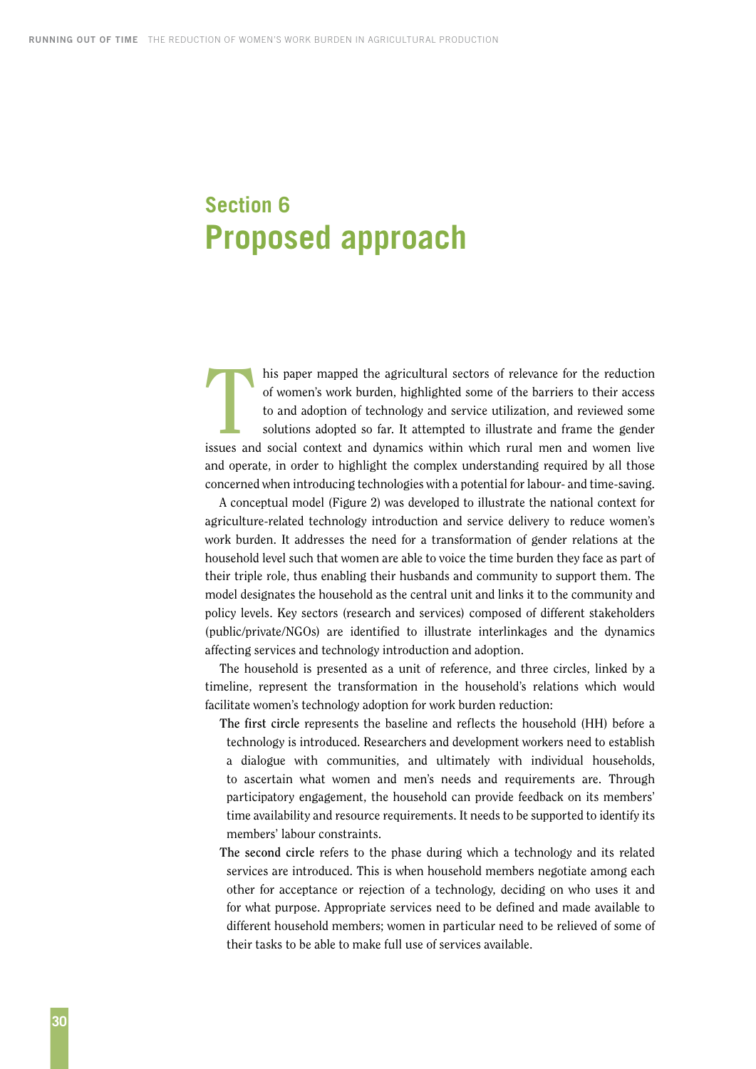# Section 6
# Proposed approach

This paper mapped the agricultural sectors of relevance for the reduction of women's work burden, highlighted some of the barriers to their access to and adoption of technology and service utilization, and reviewed some solutions adopted so far. It attempted to illustrate and frame the gender issues and social context and dynamics within which rural men and women live and operate, in order to highlight the complex understanding required by all those concerned when introducing technologies with a potential for labour- and time-saving.

A conceptual model (Figure 2) was developed to illustrate the national context for agriculture-related technology introduction and service delivery to reduce women's work burden. It addresses the need for a transformation of gender relations at the household level such that women are able to voice the time burden they face as part of their triple role, thus enabling their husbands and community to support them. The model designates the household as the central unit and links it to the community and policy levels. Key sectors (research and services) composed of different stakeholders (public/private/NGOs) are identified to illustrate interlinkages and the dynamics affecting services and technology introduction and adoption.

The household is presented as a unit of reference, and three circles, linked by a timeline, represent the transformation in the household's relations which would facilitate women's technology adoption for work burden reduction:

- **The first circle** represents the baseline and reflects the household (HH) before a technology is introduced. Researchers and development workers need to establish a dialogue with communities, and ultimately with individual households, to ascertain what women and men's needs and requirements are. Through participatory engagement, the household can provide feedback on its members' time availability and resource requirements. It needs to be supported to identify its members' labour constraints.
- **The second circle** refers to the phase during which a technology and its related services are introduced. This is when household members negotiate among each other for acceptance or rejection of a technology, deciding on who uses it and for what purpose. Appropriate services need to be defined and made available to different household members; women in particular need to be relieved of some of their tasks to be able to make full use of services available.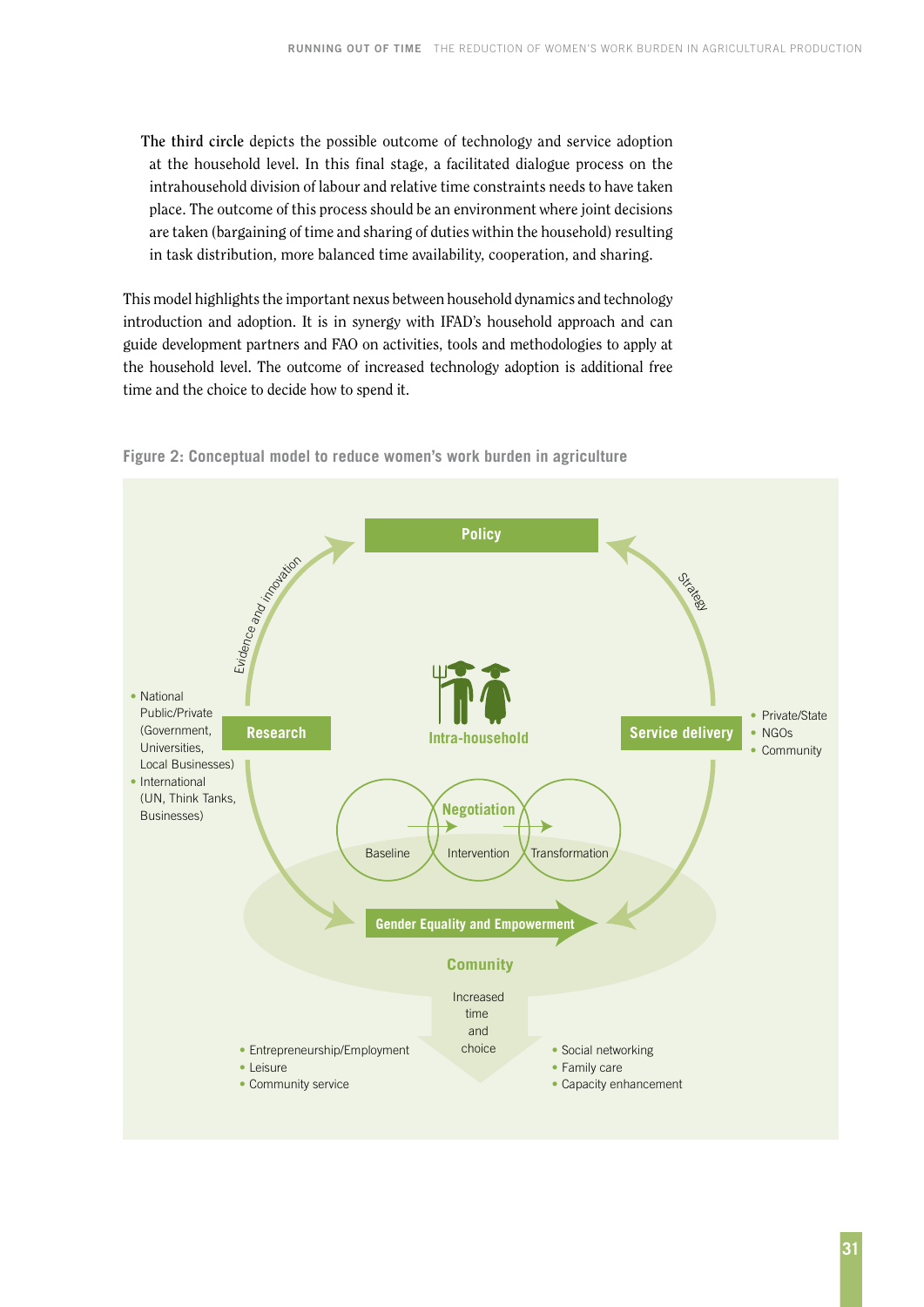**The third circle** depicts the possible outcome of technology and service adoption at the household level. In this final stage, a facilitated dialogue process on the intrahousehold division of labour and relative time constraints needs to have taken place. The outcome of this process should be an environment where joint decisions are taken (bargaining of time and sharing of duties within the household) resulting in task distribution, more balanced time availability, cooperation, and sharing.

This model highlights the important nexus between household dynamics and technology introduction and adoption. It is in synergy with IFAD's household approach and can guide development partners and FAO on activities, tools and methodologies to apply at the household level. The outcome of increased technology adoption is additional free time and the choice to decide how to spend it.

**Figure 2: Conceptual model to reduce women's work burden in agriculture**

Policy

Evidence and innovation

Strategy

- National Public/Private (Government, Universities, Local Businesses)
- International (UN, Think Tanks, Businesses)

Research

Intra-household

Service delivery

- Private/State
- NGOs
- Community

Negotiation

Baseline → Intervention → Transformation

Gender Equality and Empowerment

Comunity

Increased time and choice

- Entrepreneurship/Employment
- Leisure
- Community service

- Social networking
- Family care
- Capacity enhancement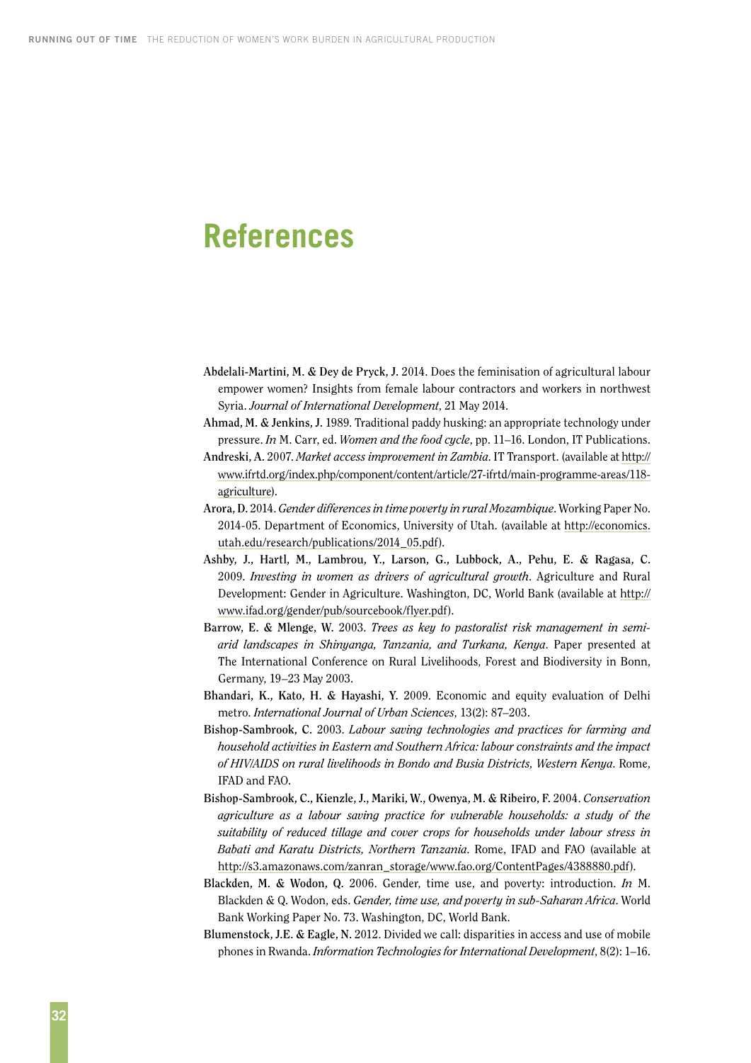# References

**Abdelali-Martini, M. & Dey de Pryck, J.** 2014. Does the feminisation of agricultural labour empower women? Insights from female labour contractors and workers in northwest Syria. *Journal of International Development*, 21 May 2014.

**Ahmad, M. & Jenkins, J.** 1989. Traditional paddy husking: an appropriate technology under pressure. *In* M. Carr, ed. *Women and the food cycle*, pp. 11–16. London, IT Publications.

**Andreski, A.** 2007. *Market access improvement in Zambia*. IT Transport. (available at http://www.ifrtd.org/index.php/component/content/article/27-ifrtd/main-programme-areas/118-agriculture).

**Arora, D.** 2014. *Gender differences in time poverty in rural Mozambique*. Working Paper No. 2014-05. Department of Economics, University of Utah. (available at http://economics.utah.edu/research/publications/2014_05.pdf).

**Ashby, J., Hartl, M., Lambrou, Y., Larson, G., Lubbock, A., Pehu, E. & Ragasa, C.** 2009. *Investing in women as drivers of agricultural growth*. Agriculture and Rural Development: Gender in Agriculture. Washington, DC, World Bank (available at http://www.ifad.org/gender/pub/sourcebook/flyer.pdf).

**Barrow, E. & Mlenge, W.** 2003. *Trees as key to pastoralist risk management in semi-arid landscapes in Shinyanga, Tanzania, and Turkana, Kenya*. Paper presented at The International Conference on Rural Livelihoods, Forest and Biodiversity in Bonn, Germany, 19–23 May 2003.

**Bhandari, K., Kato, H. & Hayashi, Y.** 2009. Economic and equity evaluation of Delhi metro. *International Journal of Urban Sciences*, 13(2): 87–203.

**Bishop-Sambrook, C.** 2003. *Labour saving technologies and practices for farming and household activities in Eastern and Southern Africa: labour constraints and the impact of HIV/AIDS on rural livelihoods in Bondo and Busia Districts, Western Kenya*. Rome, IFAD and FAO.

**Bishop-Sambrook, C., Kienzle, J., Mariki, W., Owenya, M. & Ribeiro, F.** 2004. *Conservation agriculture as a labour saving practice for vulnerable households: a study of the suitability of reduced tillage and cover crops for households under labour stress in Babati and Karatu Districts, Northern Tanzania*. Rome, IFAD and FAO (available at http://s3.amazonaws.com/zanran_storage/www.fao.org/ContentPages/4388880.pdf).

**Blackden, M. & Wodon, Q.** 2006. Gender, time use, and poverty: introduction. *In* M. Blackden & Q. Wodon, eds. *Gender, time use, and poverty in sub-Saharan Africa*. World Bank Working Paper No. 73. Washington, DC, World Bank.

**Blumenstock, J.E. & Eagle, N.** 2012. Divided we call: disparities in access and use of mobile phones in Rwanda. *Information Technologies for International Development*, 8(2): 1–16.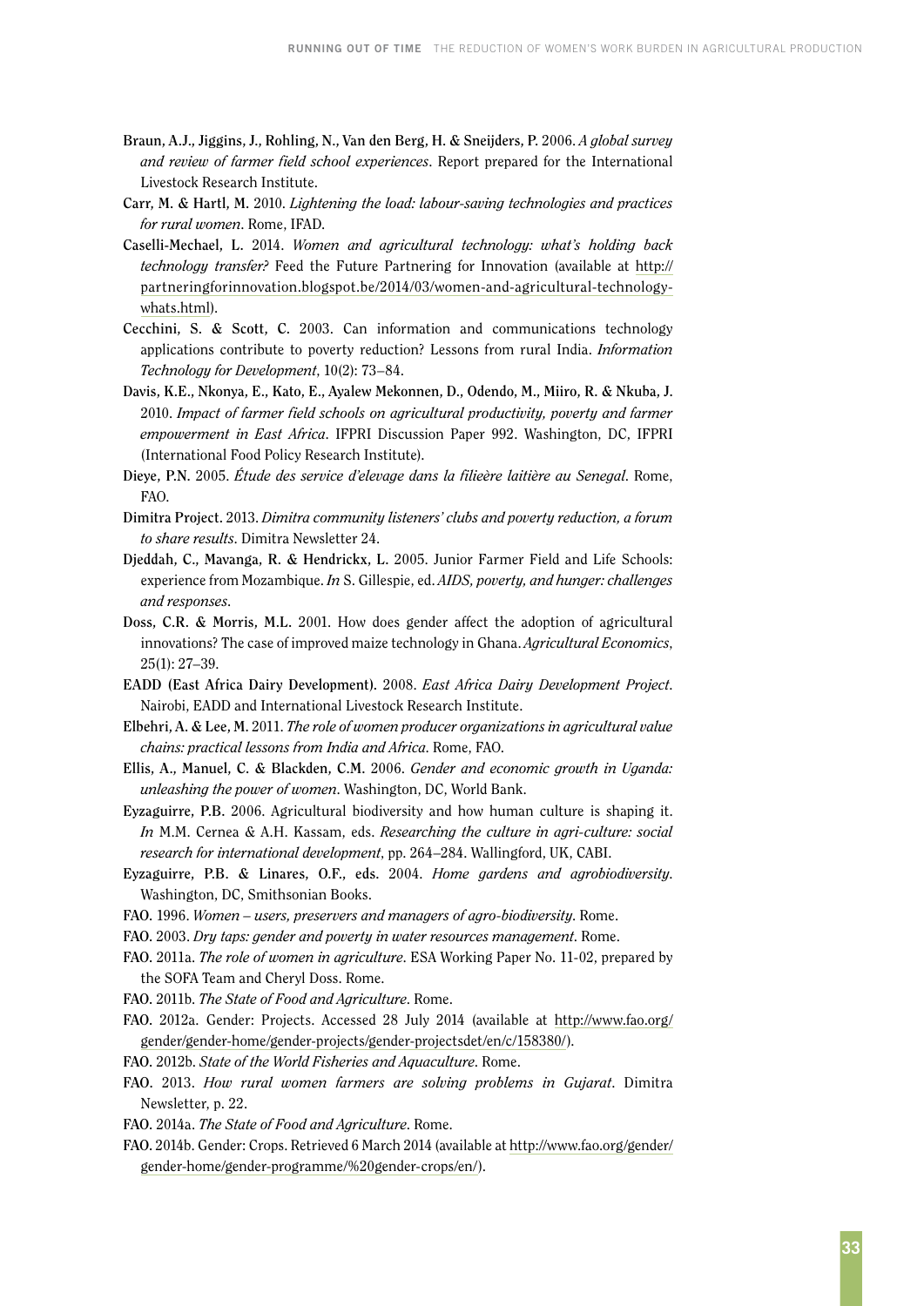**Braun, A.J., Jiggins, J., Rohling, N., Van den Berg, H. & Sneijders, P.** 2006. *A global survey and review of farmer field school experiences*. Report prepared for the International Livestock Research Institute.

**Carr, M. & Hartl, M.** 2010. *Lightening the load: labour-saving technologies and practices for rural women*. Rome, IFAD.

**Caselli-Mechael, L.** 2014. *Women and agricultural technology: what's holding back technology transfer?* Feed the Future Partnering for Innovation (available at http://partneringforinnovation.blogspot.be/2014/03/women-and-agricultural-technology-whats.html).

**Cecchini, S. & Scott, C.** 2003. Can information and communications technology applications contribute to poverty reduction? Lessons from rural India. *Information Technology for Development*, 10(2): 73–84.

**Davis, K.E., Nkonya, E., Kato, E., Ayalew Mekonnen, D., Odendo, M., Miiro, R. & Nkuba, J.** 2010. *Impact of farmer field schools on agricultural productivity, poverty and farmer empowerment in East Africa*. IFPRI Discussion Paper 992. Washington, DC, IFPRI (International Food Policy Research Institute).

**Dieye, P.N.** 2005. *Étude des service d'elevage dans la filieère laitière au Senegal*. Rome, FAO.

**Dimitra Project.** 2013. *Dimitra community listeners' clubs and poverty reduction, a forum to share results*. Dimitra Newsletter 24.

**Djeddah, C., Mavanga, R. & Hendrickx, L.** 2005. Junior Farmer Field and Life Schools: experience from Mozambique. *In* S. Gillespie, ed. *AIDS, poverty, and hunger: challenges and responses*.

**Doss, C.R. & Morris, M.L.** 2001. How does gender affect the adoption of agricultural innovations? The case of improved maize technology in Ghana. *Agricultural Economics*, 25(1): 27–39.

**EADD (East Africa Dairy Development).** 2008. *East Africa Dairy Development Project*. Nairobi, EADD and International Livestock Research Institute.

**Elbehri, A. & Lee, M.** 2011. *The role of women producer organizations in agricultural value chains: practical lessons from India and Africa*. Rome, FAO.

**Ellis, A., Manuel, C. & Blackden, C.M.** 2006. *Gender and economic growth in Uganda: unleashing the power of women*. Washington, DC, World Bank.

**Eyzaguirre, P.B.** 2006. Agricultural biodiversity and how human culture is shaping it. *In* M.M. Cernea & A.H. Kassam, eds. *Researching the culture in agri-culture: social research for international development*, pp. 264–284. Wallingford, UK, CABI.

**Eyzaguirre, P.B. & Linares, O.F., eds.** 2004. *Home gardens and agrobiodiversity*. Washington, DC, Smithsonian Books.

**FAO.** 1996. *Women – users, preservers and managers of agro-biodiversity*. Rome.

**FAO.** 2003. *Dry taps: gender and poverty in water resources management*. Rome.

**FAO.** 2011a. *The role of women in agriculture*. ESA Working Paper No. 11-02, prepared by the SOFA Team and Cheryl Doss. Rome.

**FAO.** 2011b. *The State of Food and Agriculture*. Rome.

**FAO.** 2012a. Gender: Projects. Accessed 28 July 2014 (available at http://www.fao.org/gender/gender-home/gender-projects/gender-projectsdet/en/c/158380/).

**FAO.** 2012b. *State of the World Fisheries and Aquaculture*. Rome.

**FAO.** 2013. *How rural women farmers are solving problems in Gujarat*. Dimitra Newsletter, p. 22.

**FAO.** 2014a. *The State of Food and Agriculture*. Rome.

**FAO.** 2014b. Gender: Crops. Retrieved 6 March 2014 (available at http://www.fao.org/gender/gender-home/gender-programme/%20gender-crops/en/).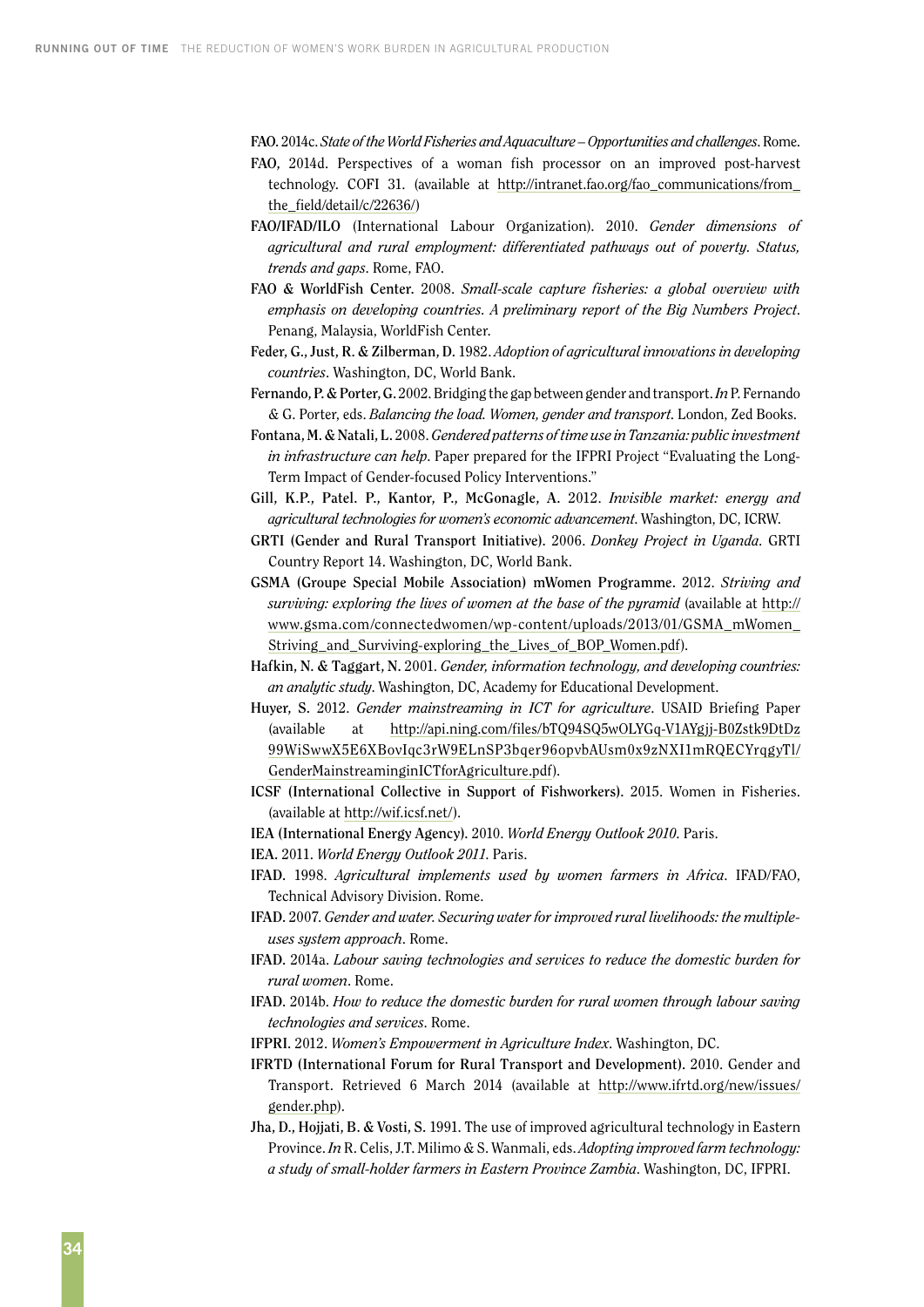**FAO.** 2014c. *State of the World Fisheries and Aquaculture – Opportunities and challenges*. Rome.

**FAO,** 2014d. Perspectives of a woman fish processor on an improved post-harvest technology. COFI 31. (available at http://intranet.fao.org/fao_communications/from_the_field/detail/c/22636/)

**FAO/IFAD/ILO** (International Labour Organization). 2010. *Gender dimensions of agricultural and rural employment: differentiated pathways out of poverty. Status, trends and gaps*. Rome, FAO.

**FAO & WorldFish Center.** 2008. *Small-scale capture fisheries: a global overview with emphasis on developing countries. A preliminary report of the Big Numbers Project*. Penang, Malaysia, WorldFish Center.

**Feder, G., Just, R. & Zilberman, D.** 1982. *Adoption of agricultural innovations in developing countries*. Washington, DC, World Bank.

**Fernando, P. & Porter, G.** 2002. Bridging the gap between gender and transport. *In* P. Fernando & G. Porter, eds. *Balancing the load. Women, gender and transport*. London, Zed Books.

**Fontana, M. & Natali, L.** 2008. *Gendered patterns of time use in Tanzania: public investment in infrastructure can help*. Paper prepared for the IFPRI Project "Evaluating the Long-Term Impact of Gender-focused Policy Interventions."

**Gill, K.P., Patel. P., Kantor, P., McGonagle, A.** 2012. *Invisible market: energy and agricultural technologies for women's economic advancement*. Washington, DC, ICRW.

**GRTI (Gender and Rural Transport Initiative).** 2006. *Donkey Project in Uganda*. GRTI Country Report 14. Washington, DC, World Bank.

**GSMA (Groupe Special Mobile Association) mWomen Programme.** 2012. *Striving and surviving: exploring the lives of women at the base of the pyramid* (available at http://www.gsma.com/connectedwomen/wp-content/uploads/2013/01/GSMA_mWomen_Striving_and_Surviving-exploring_the_Lives_of_BOP_Women.pdf).

**Hafkin, N. & Taggart, N.** 2001. *Gender, information technology, and developing countries: an analytic study*. Washington, DC, Academy for Educational Development.

**Huyer, S.** 2012. *Gender mainstreaming in ICT for agriculture*. USAID Briefing Paper (available at http://api.ning.com/files/bTQ94SQ5wOLYGq-V1AYgjj-B0Zstk9DtDz99WiSwwX5E6XBovIqc3rW9ELnSP3bqer96opvbAUsm0x9zNXI1mRQECYrqgyTl/GenderMainstreaminginICTforAgriculture.pdf).

**ICSF (International Collective in Support of Fishworkers).** 2015. Women in Fisheries. (available at http://wif.icsf.net/).

**IEA (International Energy Agency).** 2010. *World Energy Outlook 2010*. Paris.

**IEA.** 2011. *World Energy Outlook 2011*. Paris.

**IFAD.** 1998. *Agricultural implements used by women farmers in Africa*. IFAD/FAO, Technical Advisory Division. Rome.

**IFAD.** 2007. *Gender and water. Securing water for improved rural livelihoods: the multiple-uses system approach*. Rome.

**IFAD.** 2014a. *Labour saving technologies and services to reduce the domestic burden for rural women*. Rome.

**IFAD.** 2014b. *How to reduce the domestic burden for rural women through labour saving technologies and services*. Rome.

**IFPRI.** 2012. *Women's Empowerment in Agriculture Index*. Washington, DC.

**IFRTD (International Forum for Rural Transport and Development).** 2010. Gender and Transport. Retrieved 6 March 2014 (available at http://www.ifrtd.org/new/issues/gender.php).

**Jha, D., Hojjati, B. & Vosti, S.** 1991. The use of improved agricultural technology in Eastern Province. *In* R. Celis, J.T. Milimo & S. Wanmali, eds. *Adopting improved farm technology: a study of small-holder farmers in Eastern Province Zambia*. Washington, DC, IFPRI.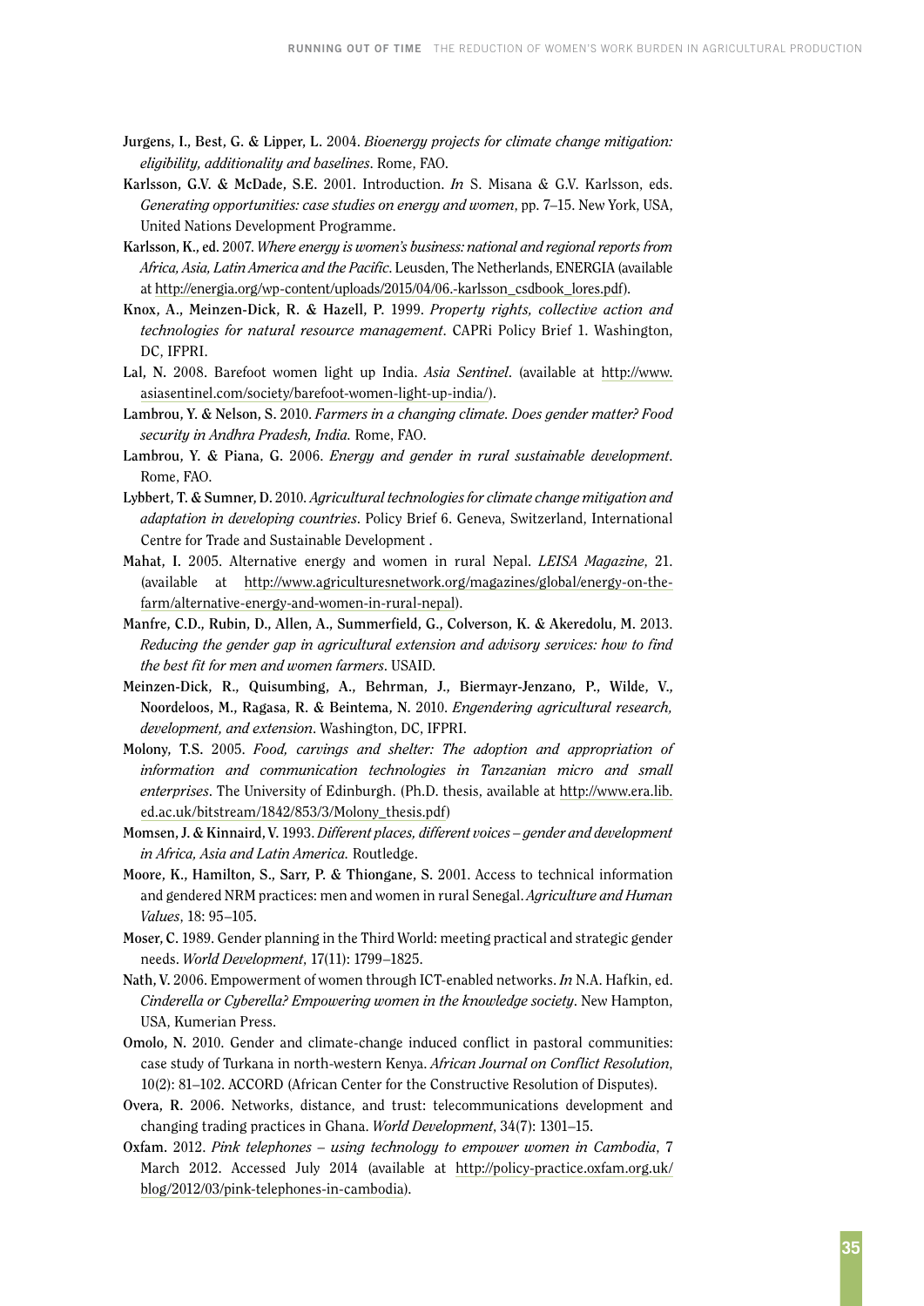**Jurgens, I., Best, G. & Lipper, L.** 2004. *Bioenergy projects for climate change mitigation: eligibility, additionality and baselines*. Rome, FAO.

**Karlsson, G.V. & McDade, S.E.** 2001. Introduction. *In* S. Misana & G.V. Karlsson, eds. *Generating opportunities: case studies on energy and women*, pp. 7–15. New York, USA, United Nations Development Programme.

**Karlsson, K., ed.** 2007. *Where energy is women's business: national and regional reports from Africa, Asia, Latin America and the Pacific*. Leusden, The Netherlands, ENERGIA (available at http://energia.org/wp-content/uploads/2015/04/06.-karlsson_csdbook_lores.pdf).

**Knox, A., Meinzen-Dick, R. & Hazell, P.** 1999. *Property rights, collective action and technologies for natural resource management*. CAPRi Policy Brief 1. Washington, DC, IFPRI.

**Lal, N.** 2008. Barefoot women light up India. *Asia Sentinel*. (available at http://www.asiasentinel.com/society/barefoot-women-light-up-india/).

**Lambrou, Y. & Nelson, S.** 2010. *Farmers in a changing climate. Does gender matter? Food security in Andhra Pradesh, India.* Rome, FAO.

**Lambrou, Y. & Piana, G.** 2006. *Energy and gender in rural sustainable development*. Rome, FAO.

**Lybbert, T. & Sumner, D.** 2010. *Agricultural technologies for climate change mitigation and adaptation in developing countries*. Policy Brief 6. Geneva, Switzerland, International Centre for Trade and Sustainable Development .

**Mahat, I.** 2005. Alternative energy and women in rural Nepal. *LEISA Magazine*, 21. (available at http://www.agriculturesnetwork.org/magazines/global/energy-on-the-farm/alternative-energy-and-women-in-rural-nepal).

**Manfre, C.D., Rubin, D., Allen, A., Summerfield, G., Colverson, K. & Akeredolu, M.** 2013. *Reducing the gender gap in agricultural extension and advisory services: how to find the best fit for men and women farmers*. USAID.

**Meinzen-Dick, R., Quisumbing, A., Behrman, J., Biermayr-Jenzano, P., Wilde, V., Noordeloos, M., Ragasa, R. & Beintema, N.** 2010. *Engendering agricultural research, development, and extension*. Washington, DC, IFPRI.

**Molony, T.S.** 2005. *Food, carvings and shelter: The adoption and appropriation of information and communication technologies in Tanzanian micro and small enterprises*. The University of Edinburgh. (Ph.D. thesis, available at http://www.era.lib.ed.ac.uk/bitstream/1842/853/3/Molony_thesis.pdf)

**Momsen, J. & Kinnaird, V.** 1993. *Different places, different voices – gender and development in Africa, Asia and Latin America.* Routledge.

**Moore, K., Hamilton, S., Sarr, P. & Thiongane, S.** 2001. Access to technical information and gendered NRM practices: men and women in rural Senegal. *Agriculture and Human Values*, 18: 95–105.

**Moser, C.** 1989. Gender planning in the Third World: meeting practical and strategic gender needs. *World Development*, 17(11): 1799–1825.

**Nath, V.** 2006. Empowerment of women through ICT-enabled networks. *In* N.A. Hafkin, ed. *Cinderella or Cyberella? Empowering women in the knowledge society*. New Hampton, USA, Kumerian Press.

**Omolo, N.** 2010. Gender and climate-change induced conflict in pastoral communities: case study of Turkana in north-western Kenya. *African Journal on Conflict Resolution*, 10(2): 81–102. ACCORD (African Center for the Constructive Resolution of Disputes).

**Overa, R.** 2006. Networks, distance, and trust: telecommunications development and changing trading practices in Ghana. *World Development*, 34(7): 1301–15.

**Oxfam.** 2012. *Pink telephones – using technology to empower women in Cambodia*, 7 March 2012. Accessed July 2014 (available at http://policy-practice.oxfam.org.uk/blog/2012/03/pink-telephones-in-cambodia).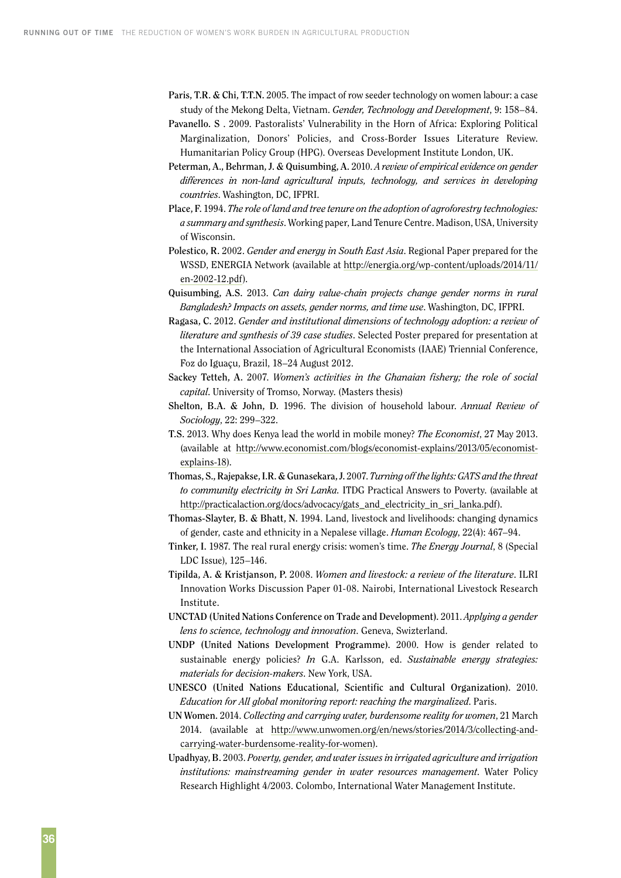**Paris, T.R. & Chi, T.T.N.** 2005. The impact of row seeder technology on women labour: a case study of the Mekong Delta, Vietnam. *Gender, Technology and Development*, 9: 158–84.

**Pavanello. S** . 2009. Pastoralists' Vulnerability in the Horn of Africa: Exploring Political Marginalization, Donors' Policies, and Cross-Border Issues Literature Review. Humanitarian Policy Group (HPG). Overseas Development Institute London, UK.

**Peterman, A., Behrman, J. & Quisumbing, A.** 2010. *A review of empirical evidence on gender differences in non-land agricultural inputs, technology, and services in developing countries*. Washington, DC, IFPRI.

**Place, F.** 1994. *The role of land and tree tenure on the adoption of agroforestry technologies: a summary and synthesis*. Working paper, Land Tenure Centre. Madison, USA, University of Wisconsin.

**Polestico, R.** 2002. *Gender and energy in South East Asia*. Regional Paper prepared for the WSSD, ENERGIA Network (available at http://energia.org/wp-content/uploads/2014/11/en-2002-12.pdf).

**Quisumbing, A.S.** 2013. *Can dairy value-chain projects change gender norms in rural Bangladesh? Impacts on assets, gender norms, and time use*. Washington, DC, IFPRI.

**Ragasa, C.** 2012. *Gender and institutional dimensions of technology adoption: a review of literature and synthesis of 39 case studies*. Selected Poster prepared for presentation at the International Association of Agricultural Economists (IAAE) Triennial Conference, Foz do Iguaçu, Brazil, 18–24 August 2012.

**Sackey Tetteh, A.** 2007. *Women's activities in the Ghanaian fishery; the role of social capital*. University of Tromso, Norway. (Masters thesis)

**Shelton, B.A. & John, D.** 1996. The division of household labour. *Annual Review of Sociology*, 22: 299–322.

**T.S.** 2013. Why does Kenya lead the world in mobile money? *The Economist*, 27 May 2013. (available at http://www.economist.com/blogs/economist-explains/2013/05/economist-explains-18).

**Thomas, S., Rajepakse, I.R. & Gunasekara, J.** 2007. *Turning off the lights: GATS and the threat to community electricity in Sri Lanka.* ITDG Practical Answers to Poverty. (available at http://practicalaction.org/docs/advocacy/gats_and_electricity_in_sri_lanka.pdf).

**Thomas-Slayter, B. & Bhatt, N.** 1994. Land, livestock and livelihoods: changing dynamics of gender, caste and ethnicity in a Nepalese village. *Human Ecology*, 22(4): 467–94.

**Tinker, I.** 1987. The real rural energy crisis: women's time. *The Energy Journal*, 8 (Special LDC Issue), 125–146.

**Tipilda, A. & Kristjanson, P.** 2008. *Women and livestock: a review of the literature*. ILRI Innovation Works Discussion Paper 01-08. Nairobi, International Livestock Research Institute.

**UNCTAD (United Nations Conference on Trade and Development).** 2011. *Applying a gender lens to science, technology and innovation*. Geneva, Swizterland.

**UNDP (United Nations Development Programme).** 2000. How is gender related to sustainable energy policies? *In* G.A. Karlsson, ed. *Sustainable energy strategies: materials for decision-makers*. New York, USA.

**UNESCO (United Nations Educational, Scientific and Cultural Organization).** 2010. *Education for All global monitoring report: reaching the marginalized*. Paris.

**UN Women.** 2014. *Collecting and carrying water, burdensome reality for women*, 21 March 2014. (available at http://www.unwomen.org/en/news/stories/2014/3/collecting-and-carrying-water-burdensome-reality-for-women).

**Upadhyay, B.** 2003. *Poverty, gender, and water issues in irrigated agriculture and irrigation institutions: mainstreaming gender in water resources management*. Water Policy Research Highlight 4/2003. Colombo, International Water Management Institute.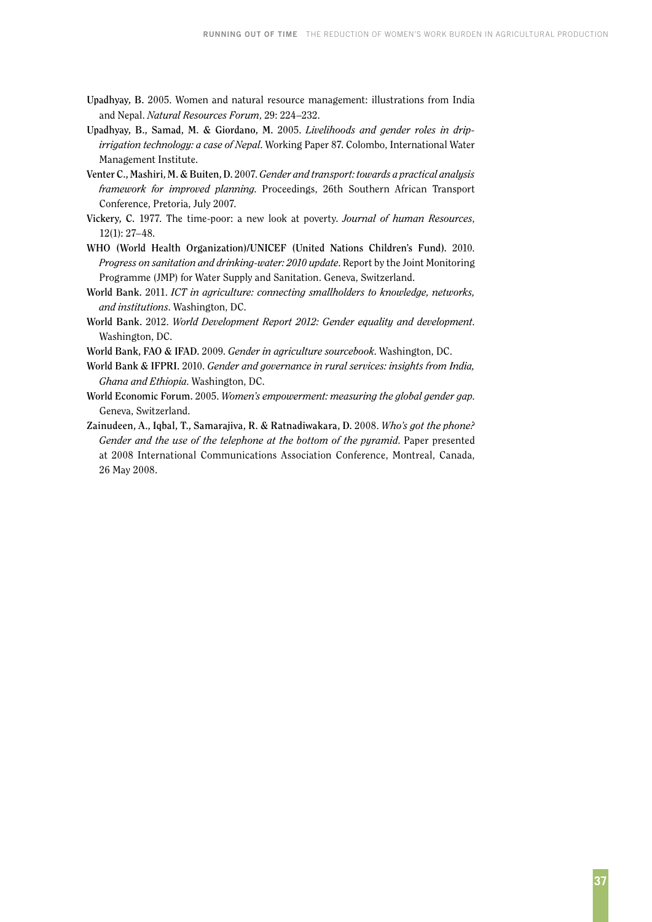**Upadhyay, B.** 2005. Women and natural resource management: illustrations from India and Nepal. *Natural Resources Forum*, 29: 224–232.

**Upadhyay, B., Samad, M. & Giordano, M.** 2005. *Livelihoods and gender roles in drip-irrigation technology: a case of Nepal*. Working Paper 87. Colombo, International Water Management Institute.

**Venter C., Mashiri, M. & Buiten, D.** 2007. *Gender and transport: towards a practical analysis framework for improved planning*. Proceedings, 26th Southern African Transport Conference, Pretoria, July 2007.

**Vickery, C.** 1977. The time-poor: a new look at poverty. *Journal of human Resources*, 12(1): 27–48.

**WHO (World Health Organization)/UNICEF (United Nations Children's Fund).** 2010. *Progress on sanitation and drinking-water: 2010 update*. Report by the Joint Monitoring Programme (JMP) for Water Supply and Sanitation. Geneva, Switzerland.

**World Bank.** 2011. *ICT in agriculture: connecting smallholders to knowledge, networks, and institutions*. Washington, DC.

**World Bank.** 2012. *World Development Report 2012: Gender equality and development*. Washington, DC.

**World Bank, FAO & IFAD.** 2009. *Gender in agriculture sourcebook*. Washington, DC.

**World Bank & IFPRI.** 2010. *Gender and governance in rural services: insights from India, Ghana and Ethiopia*. Washington, DC.

**World Economic Forum.** 2005. *Women's empowerment: measuring the global gender gap*. Geneva, Switzerland.

**Zainudeen, A., Iqbal, T., Samarajiva, R. & Ratnadiwakara, D.** 2008. *Who's got the phone? Gender and the use of the telephone at the bottom of the pyramid*. Paper presented at 2008 International Communications Association Conference, Montreal, Canada, 26 May 2008.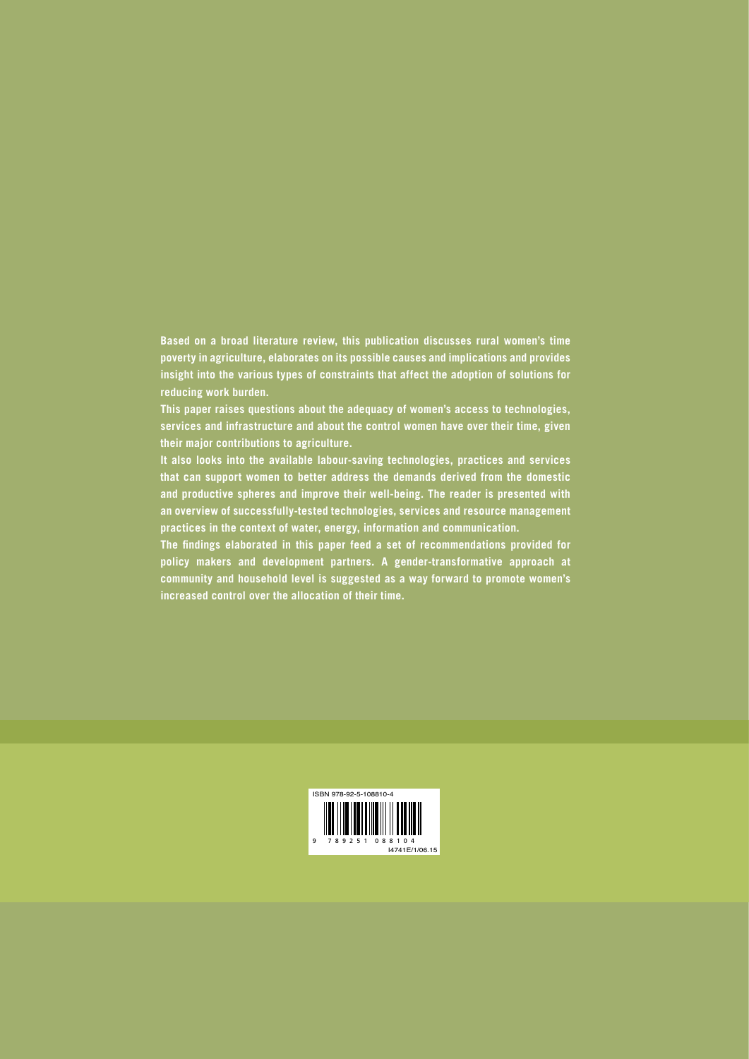Based on a broad literature review, this publication discusses rural women's time poverty in agriculture, elaborates on its possible causes and implications and provides insight into the various types of constraints that affect the adoption of solutions for reducing work burden.

This paper raises questions about the adequacy of women's access to technologies, services and infrastructure and about the control women have over their time, given their major contributions to agriculture.

It also looks into the available labour-saving technologies, practices and services that can support women to better address the demands derived from the domestic and productive spheres and improve their well-being. The reader is presented with an overview of successfully-tested technologies, services and resource management practices in the context of water, energy, information and communication.

The findings elaborated in this paper feed a set of recommendations provided for policy makers and development partners. A gender-transformative approach at community and household level is suggested as a way forward to promote women's increased control over the allocation of their time.

ISBN 978-92-5-108810-4

9 789251 088104

I4741E/1/06.15